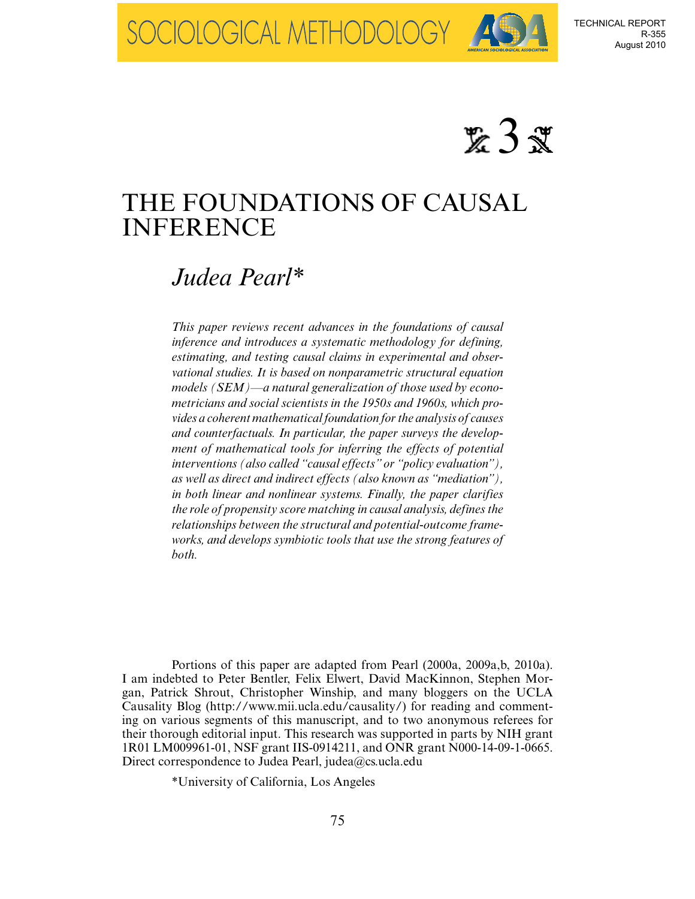SOCIOLOGICAL METHODOLOGY

TECHNICAL REPORT
R-355
August 2010

3

# THE FOUNDATIONS OF CAUSAL INFERENCE

## *Judea Pearl**

*This paper reviews recent advances in the foundations of causal inference and introduces a systematic methodology for defining, estimating, and testing causal claims in experimental and observational studies. It is based on nonparametric structural equation models (SEM)—a natural generalization of those used by econometricians and social scientists in the 1950s and 1960s, which provides a coherent mathematical foundation for the analysis of causes and counterfactuals. In particular, the paper surveys the development of mathematical tools for inferring the effects of potential interventions (also called "causal effects" or "policy evaluation"), as well as direct and indirect effects (also known as "mediation"), in both linear and nonlinear systems. Finally, the paper clarifies the role of propensity score matching in causal analysis, defines the relationships between the structural and potential-outcome frameworks, and develops symbiotic tools that use the strong features of both.*

Portions of this paper are adapted from Pearl (2000a, 2009a,b, 2010a). I am indebted to Peter Bentler, Felix Elwert, David MacKinnon, Stephen Morgan, Patrick Shrout, Christopher Winship, and many bloggers on the UCLA Causality Blog (http://www.mii.ucla.edu/causality/) for reading and commenting on various segments of this manuscript, and to two anonymous referees for their thorough editorial input. This research was supported in parts by NIH grant 1R01 LM009961-01, NSF grant IIS-0914211, and ONR grant N000-14-09-1-0665. Direct correspondence to Judea Pearl, judea@cs.ucla.edu

*University of California, Los Angeles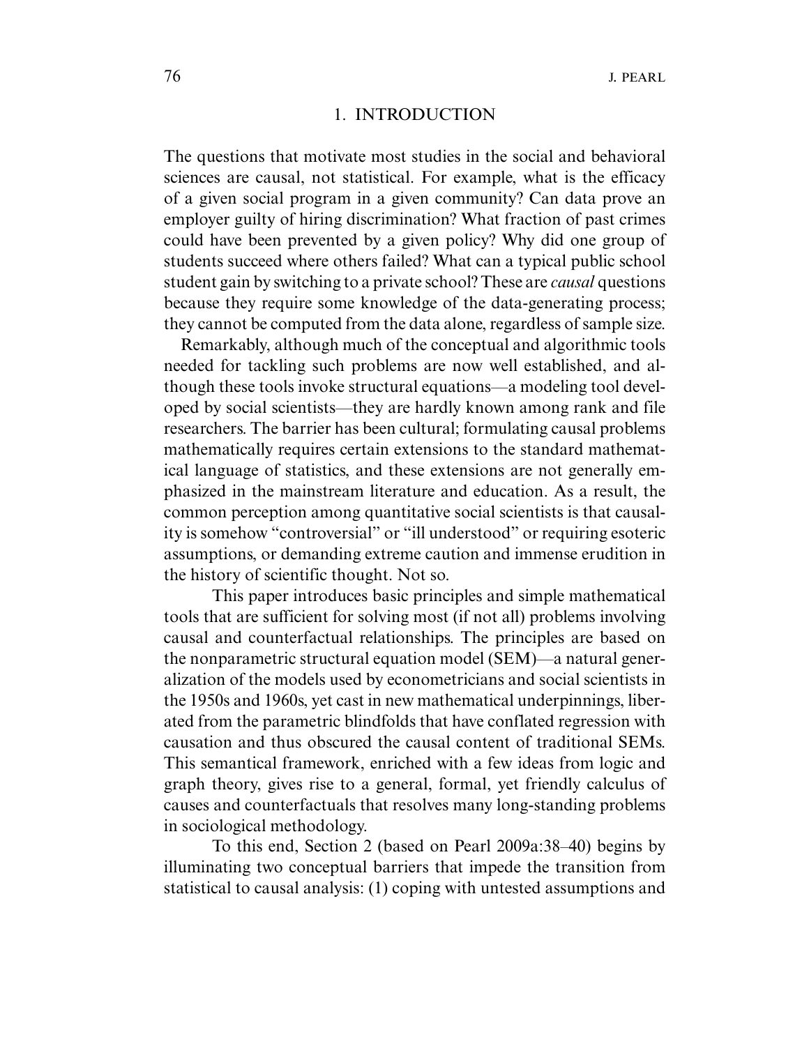## 1. INTRODUCTION

The questions that motivate most studies in the social and behavioral sciences are causal, not statistical. For example, what is the efficacy of a given social program in a given community? Can data prove an employer guilty of hiring discrimination? What fraction of past crimes could have been prevented by a given policy? Why did one group of students succeed where others failed? What can a typical public school student gain by switching to a private school? These are *causal* questions because they require some knowledge of the data-generating process; they cannot be computed from the data alone, regardless of sample size.

Remarkably, although much of the conceptual and algorithmic tools needed for tackling such problems are now well established, and although these tools invoke structural equations—a modeling tool developed by social scientists—they are hardly known among rank and file researchers. The barrier has been cultural; formulating causal problems mathematically requires certain extensions to the standard mathematical language of statistics, and these extensions are not generally emphasized in the mainstream literature and education. As a result, the common perception among quantitative social scientists is that causality is somehow "controversial" or "ill understood" or requiring esoteric assumptions, or demanding extreme caution and immense erudition in the history of scientific thought. Not so.

This paper introduces basic principles and simple mathematical tools that are sufficient for solving most (if not all) problems involving causal and counterfactual relationships. The principles are based on the nonparametric structural equation model (SEM)—a natural generalization of the models used by econometricians and social scientists in the 1950s and 1960s, yet cast in new mathematical underpinnings, liberated from the parametric blindfolds that have conflated regression with causation and thus obscured the causal content of traditional SEMs. This semantical framework, enriched with a few ideas from logic and graph theory, gives rise to a general, formal, yet friendly calculus of causes and counterfactuals that resolves many long-standing problems in sociological methodology.

To this end, Section 2 (based on Pearl 2009a:38–40) begins by illuminating two conceptual barriers that impede the transition from statistical to causal analysis: (1) coping with untested assumptions and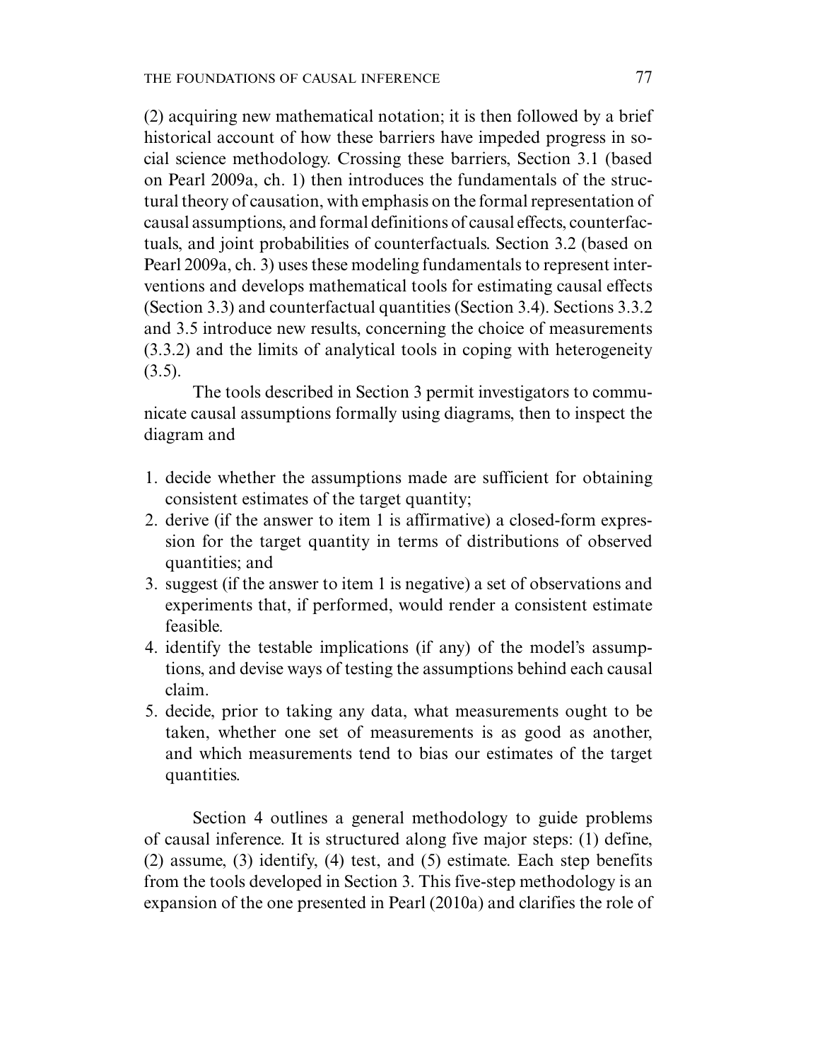(2) acquiring new mathematical notation; it is then followed by a brief historical account of how these barriers have impeded progress in social science methodology. Crossing these barriers, Section 3.1 (based on Pearl 2009a, ch. 1) then introduces the fundamentals of the structural theory of causation, with emphasis on the formal representation of causal assumptions, and formal definitions of causal effects, counterfactuals, and joint probabilities of counterfactuals. Section 3.2 (based on Pearl 2009a, ch. 3) uses these modeling fundamentals to represent interventions and develops mathematical tools for estimating causal effects (Section 3.3) and counterfactual quantities (Section 3.4). Sections 3.3.2 and 3.5 introduce new results, concerning the choice of measurements (3.3.2) and the limits of analytical tools in coping with heterogeneity (3.5).

The tools described in Section 3 permit investigators to communicate causal assumptions formally using diagrams, then to inspect the diagram and

1. decide whether the assumptions made are sufficient for obtaining consistent estimates of the target quantity;
2. derive (if the answer to item 1 is affirmative) a closed-form expression for the target quantity in terms of distributions of observed quantities; and
3. suggest (if the answer to item 1 is negative) a set of observations and experiments that, if performed, would render a consistent estimate feasible.
4. identify the testable implications (if any) of the model's assumptions, and devise ways of testing the assumptions behind each causal claim.
5. decide, prior to taking any data, what measurements ought to be taken, whether one set of measurements is as good as another, and which measurements tend to bias our estimates of the target quantities.

Section 4 outlines a general methodology to guide problems of causal inference. It is structured along five major steps: (1) define, (2) assume, (3) identify, (4) test, and (5) estimate. Each step benefits from the tools developed in Section 3. This five-step methodology is an expansion of the one presented in Pearl (2010a) and clarifies the role of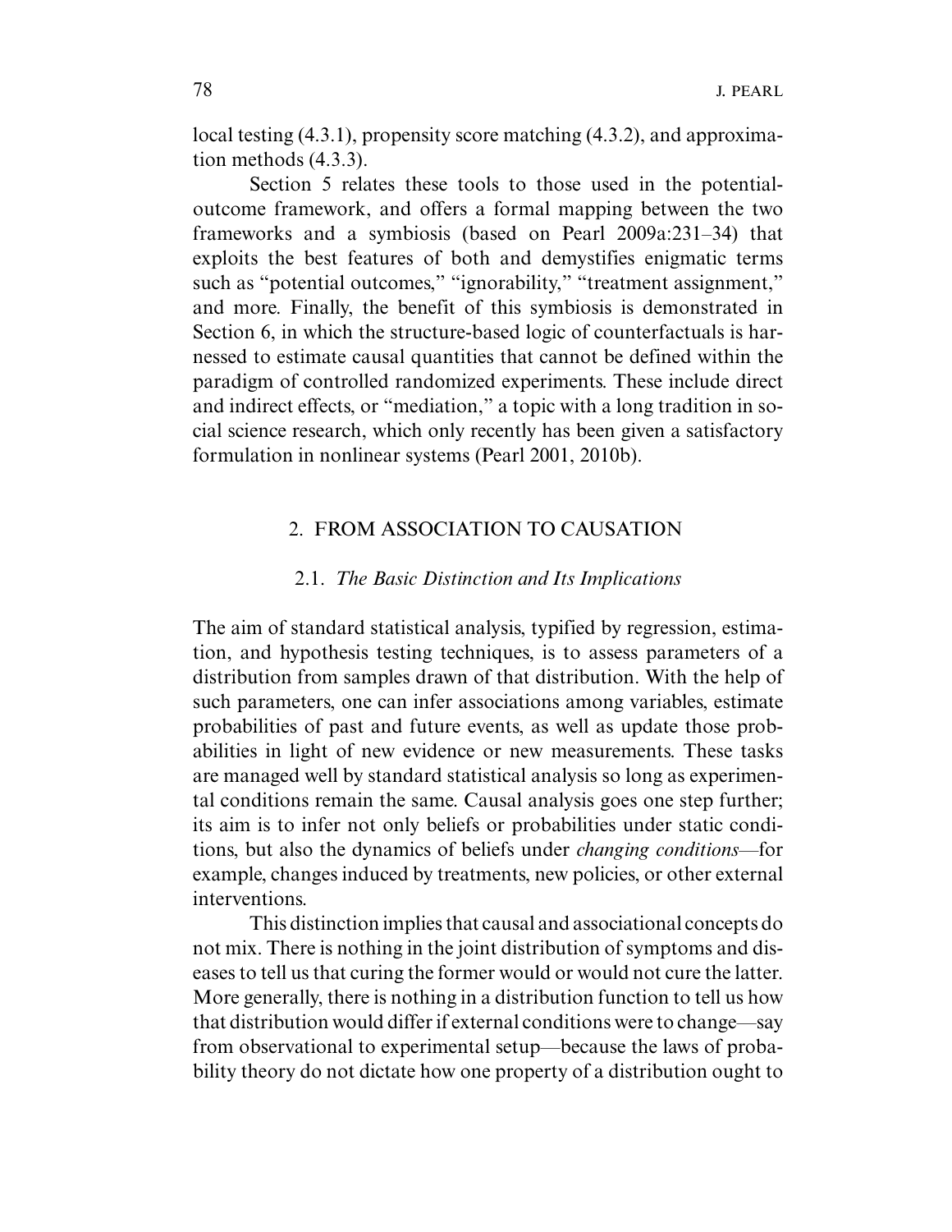local testing (4.3.1), propensity score matching (4.3.2), and approximation methods (4.3.3).

Section 5 relates these tools to those used in the potential-outcome framework, and offers a formal mapping between the two frameworks and a symbiosis (based on Pearl 2009a:231–34) that exploits the best features of both and demystifies enigmatic terms such as "potential outcomes," "ignorability," "treatment assignment," and more. Finally, the benefit of this symbiosis is demonstrated in Section 6, in which the structure-based logic of counterfactuals is harnessed to estimate causal quantities that cannot be defined within the paradigm of controlled randomized experiments. These include direct and indirect effects, or "mediation," a topic with a long tradition in social science research, which only recently has been given a satisfactory formulation in nonlinear systems (Pearl 2001, 2010b).

## 2. FROM ASSOCIATION TO CAUSATION

### 2.1. *The Basic Distinction and Its Implications*

The aim of standard statistical analysis, typified by regression, estimation, and hypothesis testing techniques, is to assess parameters of a distribution from samples drawn of that distribution. With the help of such parameters, one can infer associations among variables, estimate probabilities of past and future events, as well as update those probabilities in light of new evidence or new measurements. These tasks are managed well by standard statistical analysis so long as experimental conditions remain the same. Causal analysis goes one step further; its aim is to infer not only beliefs or probabilities under static conditions, but also the dynamics of beliefs under *changing conditions*—for example, changes induced by treatments, new policies, or other external interventions.

This distinction implies that causal and associational concepts do not mix. There is nothing in the joint distribution of symptoms and diseases to tell us that curing the former would or would not cure the latter. More generally, there is nothing in a distribution function to tell us how that distribution would differ if external conditions were to change—say from observational to experimental setup—because the laws of probability theory do not dictate how one property of a distribution ought to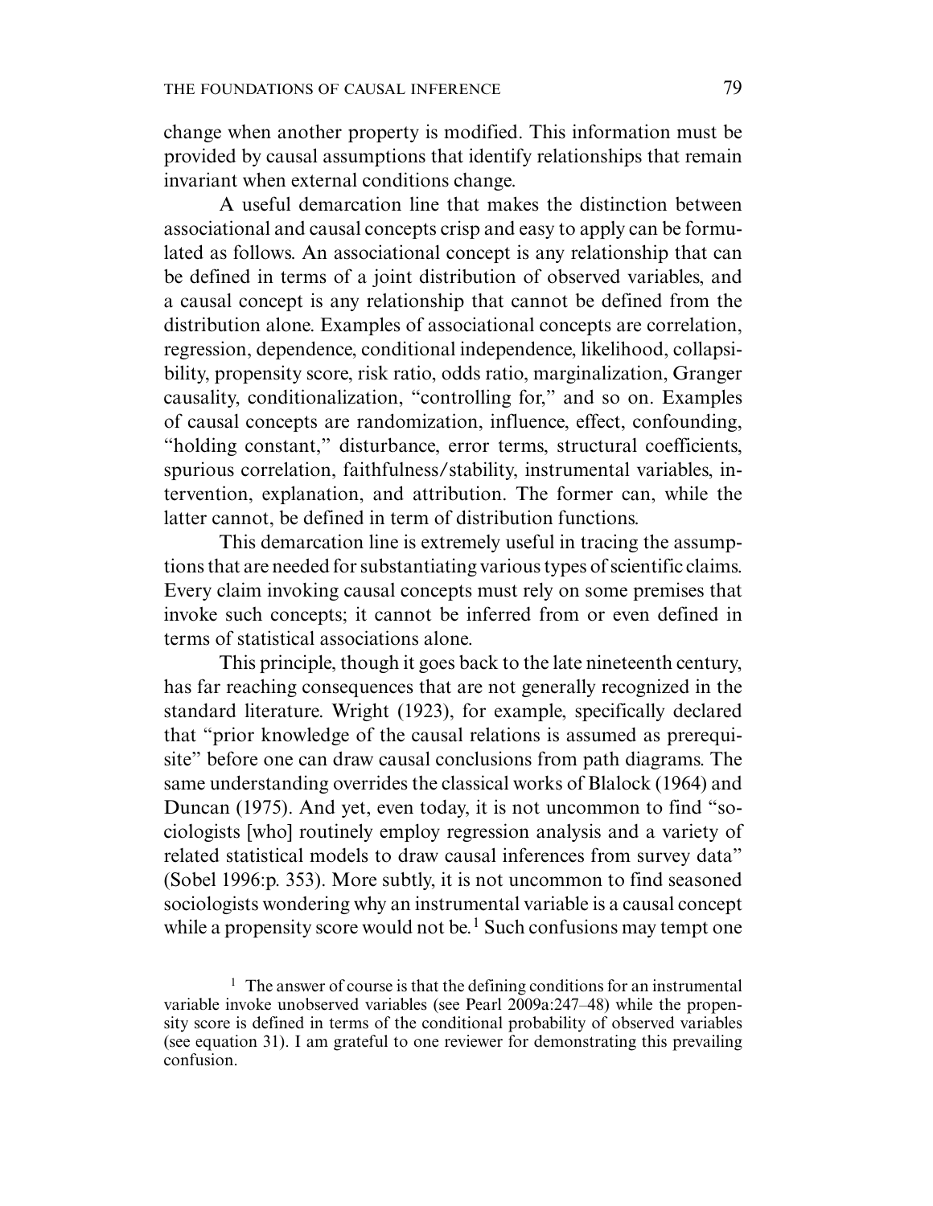change when another property is modified. This information must be provided by causal assumptions that identify relationships that remain invariant when external conditions change.

A useful demarcation line that makes the distinction between associational and causal concepts crisp and easy to apply can be formulated as follows. An associational concept is any relationship that can be defined in terms of a joint distribution of observed variables, and a causal concept is any relationship that cannot be defined from the distribution alone. Examples of associational concepts are correlation, regression, dependence, conditional independence, likelihood, collapsibility, propensity score, risk ratio, odds ratio, marginalization, Granger causality, conditionalization, "controlling for," and so on. Examples of causal concepts are randomization, influence, effect, confounding, "holding constant," disturbance, error terms, structural coefficients, spurious correlation, faithfulness/stability, instrumental variables, intervention, explanation, and attribution. The former can, while the latter cannot, be defined in term of distribution functions.

This demarcation line is extremely useful in tracing the assumptions that are needed for substantiating various types of scientific claims. Every claim invoking causal concepts must rely on some premises that invoke such concepts; it cannot be inferred from or even defined in terms of statistical associations alone.

This principle, though it goes back to the late nineteenth century, has far reaching consequences that are not generally recognized in the standard literature. Wright (1923), for example, specifically declared that "prior knowledge of the causal relations is assumed as prerequisite" before one can draw causal conclusions from path diagrams. The same understanding overrides the classical works of Blalock (1964) and Duncan (1975). And yet, even today, it is not uncommon to find "sociologists [who] routinely employ regression analysis and a variety of related statistical models to draw causal inferences from survey data" (Sobel 1996:p. 353). More subtly, it is not uncommon to find seasoned sociologists wondering why an instrumental variable is a causal concept while a propensity score would not be.[1] Such confusions may tempt one

[1] The answer of course is that the defining conditions for an instrumental variable invoke unobserved variables (see Pearl 2009a:247–48) while the propensity score is defined in terms of the conditional probability of observed variables (see equation 31). I am grateful to one reviewer for demonstrating this prevailing confusion.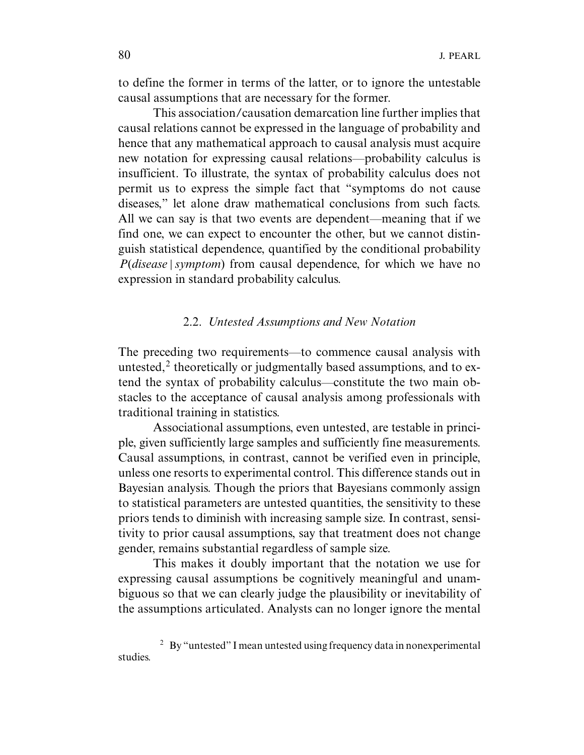to define the former in terms of the latter, or to ignore the untestable causal assumptions that are necessary for the former.

This association/causation demarcation line further implies that causal relations cannot be expressed in the language of probability and hence that any mathematical approach to causal analysis must acquire new notation for expressing causal relations—probability calculus is insufficient. To illustrate, the syntax of probability calculus does not permit us to express the simple fact that "symptoms do not cause diseases," let alone draw mathematical conclusions from such facts. All we can say is that two events are dependent—meaning that if we find one, we can expect to encounter the other, but we cannot distinguish statistical dependence, quantified by the conditional probability $P(disease \mid symptom)$ from causal dependence, for which we have no expression in standard probability calculus.

### 2.2. *Untested Assumptions and New Notation*

The preceding two requirements—to commence causal analysis with untested,[2] theoretically or judgmentally based assumptions, and to extend the syntax of probability calculus—constitute the two main obstacles to the acceptance of causal analysis among professionals with traditional training in statistics.

Associational assumptions, even untested, are testable in principle, given sufficiently large samples and sufficiently fine measurements. Causal assumptions, in contrast, cannot be verified even in principle, unless one resorts to experimental control. This difference stands out in Bayesian analysis. Though the priors that Bayesians commonly assign to statistical parameters are untested quantities, the sensitivity to these priors tends to diminish with increasing sample size. In contrast, sensitivity to prior causal assumptions, say that treatment does not change gender, remains substantial regardless of sample size.

This makes it doubly important that the notation we use for expressing causal assumptions be cognitively meaningful and unambiguous so that we can clearly judge the plausibility or inevitability of the assumptions articulated. Analysts can no longer ignore the mental

[2] By "untested" I mean untested using frequency data in nonexperimental studies.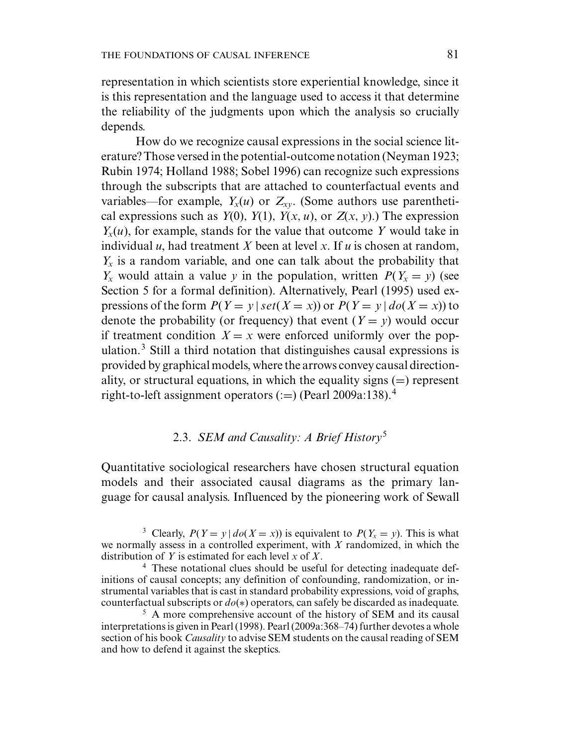representation in which scientists store experiential knowledge, since it is this representation and the language used to access it that determine the reliability of the judgments upon which the analysis so crucially depends.

How do we recognize causal expressions in the social science literature? Those versed in the potential-outcome notation (Neyman 1923; Rubin 1974; Holland 1988; Sobel 1996) can recognize such expressions through the subscripts that are attached to counterfactual events and variables—for example, $Y_x(u)$ or $Z_{xy}$. (Some authors use parenthetical expressions such as $Y(0)$, $Y(1)$, $Y(x, u)$, or $Z(x, y)$.) The expression $Y_x(u)$, for example, stands for the value that outcome $Y$ would take in individual $u$, had treatment $X$ been at level $x$. If $u$ is chosen at random, $Y_x$ is a random variable, and one can talk about the probability that $Y_x$ would attain a value $y$ in the population, written $P(Y_x = y)$ (see Section 5 for a formal definition). Alternatively, Pearl (1995) used expressions of the form $P(Y = y \mid set(X = x))$ or $P(Y = y \mid do(X = x))$ to denote the probability (or frequency) that event $(Y = y)$ would occur if treatment condition $X = x$ were enforced uniformly over the population.[3] Still a third notation that distinguishes causal expressions is provided by graphical models, where the arrows convey causal directionality, or structural equations, in which the equality signs ($=$) represent right-to-left assignment operators ($:=$) (Pearl 2009a:138).[4]

### 2.3. *SEM and Causality: A Brief History*[5]

Quantitative sociological researchers have chosen structural equation models and their associated causal diagrams as the primary language for causal analysis. Influenced by the pioneering work of Sewall

---

[3] Clearly, $P(Y = y \mid do(X = x))$ is equivalent to $P(Y_x = y)$. This is what we normally assess in a controlled experiment, with $X$ randomized, in which the distribution of $Y$ is estimated for each level $x$ of $X$.

[4] These notational clues should be useful for detecting inadequate definitions of causal concepts; any definition of confounding, randomization, or instrumental variables that is cast in standard probability expressions, void of graphs, counterfactual subscripts or $do(*)$ operators, can safely be discarded as inadequate.

[5] A more comprehensive account of the history of SEM and its causal interpretations is given in Pearl (1998). Pearl (2009a:368–74) further devotes a whole section of his book *Causality* to advise SEM students on the causal reading of SEM and how to defend it against the skeptics.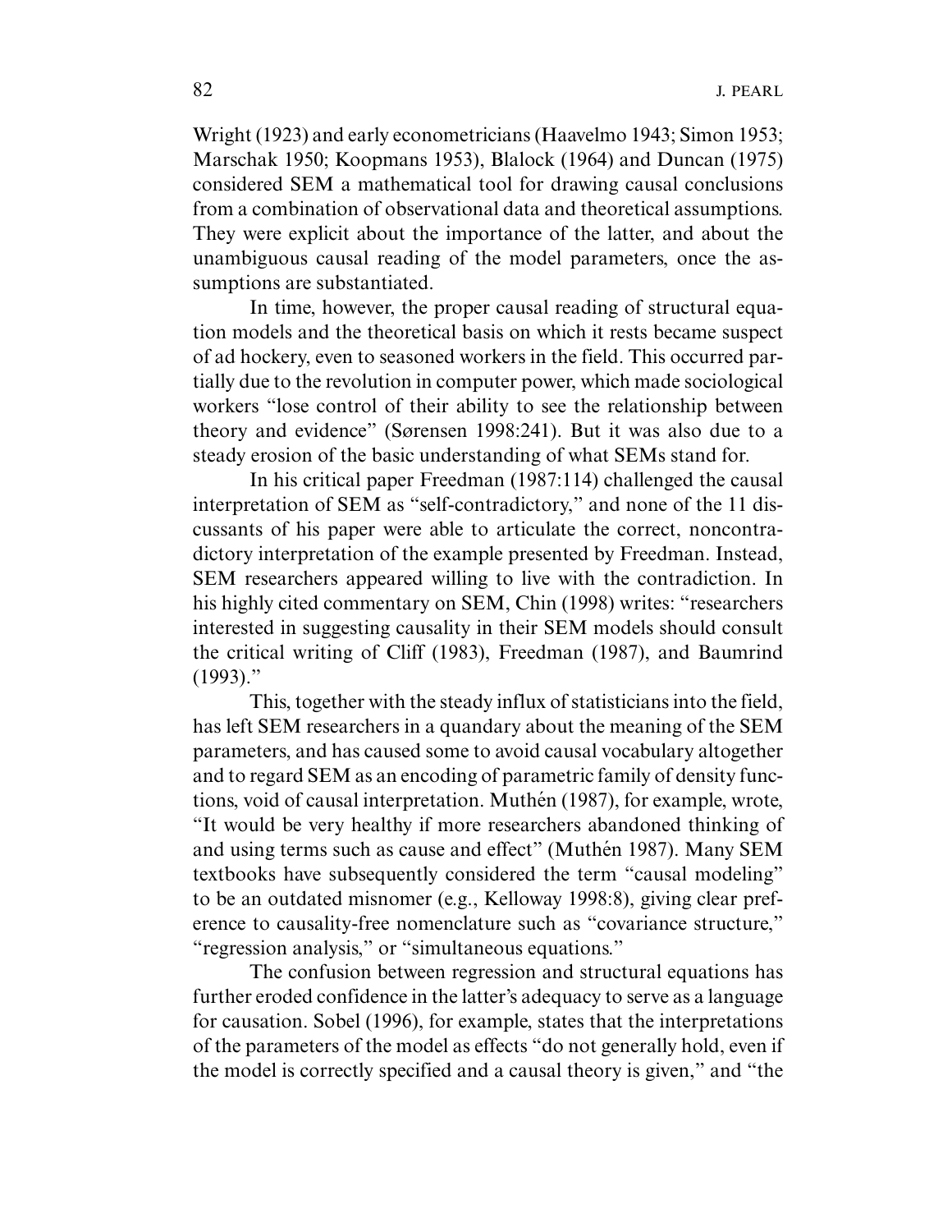Wright (1923) and early econometricians (Haavelmo 1943; Simon 1953; Marschak 1950; Koopmans 1953), Blalock (1964) and Duncan (1975) considered SEM a mathematical tool for drawing causal conclusions from a combination of observational data and theoretical assumptions. They were explicit about the importance of the latter, and about the unambiguous causal reading of the model parameters, once the assumptions are substantiated.

In time, however, the proper causal reading of structural equation models and the theoretical basis on which it rests became suspect of ad hockery, even to seasoned workers in the field. This occurred partially due to the revolution in computer power, which made sociological workers "lose control of their ability to see the relationship between theory and evidence" (Sørensen 1998:241). But it was also due to a steady erosion of the basic understanding of what SEMs stand for.

In his critical paper Freedman (1987:114) challenged the causal interpretation of SEM as "self-contradictory," and none of the 11 discussants of his paper were able to articulate the correct, noncontradictory interpretation of the example presented by Freedman. Instead, SEM researchers appeared willing to live with the contradiction. In his highly cited commentary on SEM, Chin (1998) writes: "researchers interested in suggesting causality in their SEM models should consult the critical writing of Cliff (1983), Freedman (1987), and Baumrind (1993)."

This, together with the steady influx of statisticians into the field, has left SEM researchers in a quandary about the meaning of the SEM parameters, and has caused some to avoid causal vocabulary altogether and to regard SEM as an encoding of parametric family of density functions, void of causal interpretation. Muthén (1987), for example, wrote, "It would be very healthy if more researchers abandoned thinking of and using terms such as cause and effect" (Muthén 1987). Many SEM textbooks have subsequently considered the term "causal modeling" to be an outdated misnomer (e.g., Kelloway 1998:8), giving clear preference to causality-free nomenclature such as "covariance structure," "regression analysis," or "simultaneous equations."

The confusion between regression and structural equations has further eroded confidence in the latter's adequacy to serve as a language for causation. Sobel (1996), for example, states that the interpretations of the parameters of the model as effects "do not generally hold, even if the model is correctly specified and a causal theory is given," and "the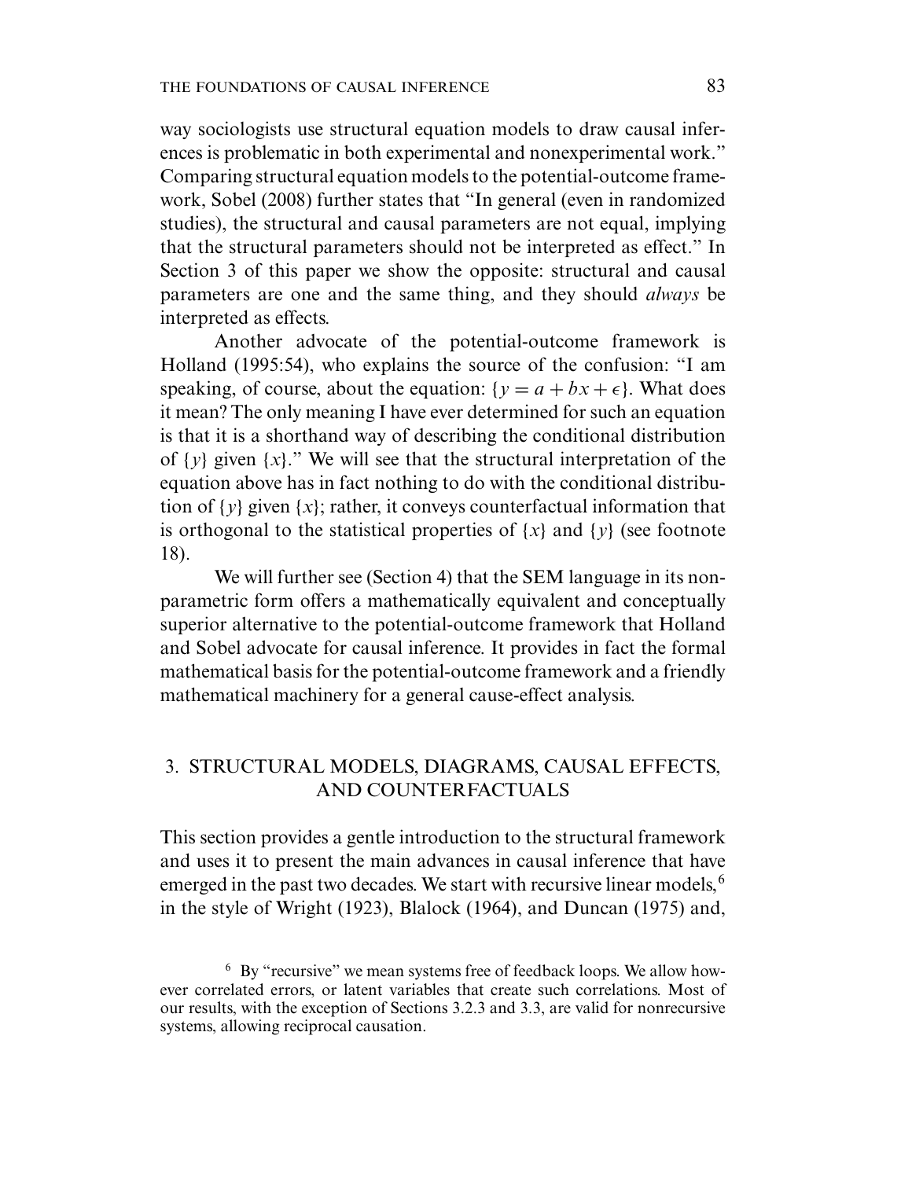way sociologists use structural equation models to draw causal inferences is problematic in both experimental and nonexperimental work." Comparing structural equation models to the potential-outcome framework, Sobel (2008) further states that "In general (even in randomized studies), the structural and causal parameters are not equal, implying that the structural parameters should not be interpreted as effect." In Section 3 of this paper we show the opposite: structural and causal parameters are one and the same thing, and they should *always* be interpreted as effects.

Another advocate of the potential-outcome framework is Holland (1995:54), who explains the source of the confusion: "I am speaking, of course, about the equation: $\{y = a + bx + \epsilon\}$. What does it mean? The only meaning I have ever determined for such an equation is that it is a shorthand way of describing the conditional distribution of $\{y\}$ given $\{x\}$." We will see that the structural interpretation of the equation above has in fact nothing to do with the conditional distribution of $\{y\}$ given $\{x\}$; rather, it conveys counterfactual information that is orthogonal to the statistical properties of $\{x\}$ and $\{y\}$ (see footnote 18).

We will further see (Section 4) that the SEM language in its nonparametric form offers a mathematically equivalent and conceptually superior alternative to the potential-outcome framework that Holland and Sobel advocate for causal inference. It provides in fact the formal mathematical basis for the potential-outcome framework and a friendly mathematical machinery for a general cause-effect analysis.

## 3. STRUCTURAL MODELS, DIAGRAMS, CAUSAL EFFECTS, AND COUNTERFACTUALS

This section provides a gentle introduction to the structural framework and uses it to present the main advances in causal inference that have emerged in the past two decades. We start with recursive linear models,[6] in the style of Wright (1923), Blalock (1964), and Duncan (1975) and,

[6] By "recursive" we mean systems free of feedback loops. We allow however correlated errors, or latent variables that create such correlations. Most of our results, with the exception of Sections 3.2.3 and 3.3, are valid for nonrecursive systems, allowing reciprocal causation.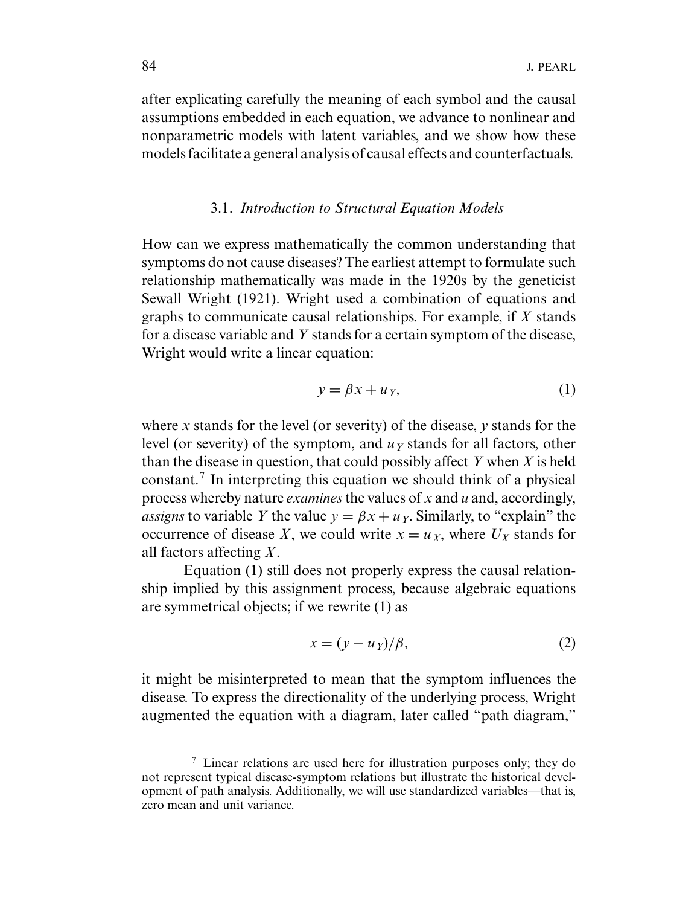after explicating carefully the meaning of each symbol and the causal assumptions embedded in each equation, we advance to nonlinear and nonparametric models with latent variables, and we show how these models facilitate a general analysis of causal effects and counterfactuals.

### 3.1. *Introduction to Structural Equation Models*

How can we express mathematically the common understanding that symptoms do not cause diseases? The earliest attempt to formulate such relationship mathematically was made in the 1920s by the geneticist Sewall Wright (1921). Wright used a combination of equations and graphs to communicate causal relationships. For example, if $X$ stands for a disease variable and $Y$ stands for a certain symptom of the disease, Wright would write a linear equation:

$$y = \beta x + u_Y, \tag{1}$$

where $x$ stands for the level (or severity) of the disease, $y$ stands for the level (or severity) of the symptom, and $u_Y$ stands for all factors, other than the disease in question, that could possibly affect $Y$ when $X$ is held constant.[7] In interpreting this equation we should think of a physical process whereby nature *examines* the values of $x$ and $u$ and, accordingly, *assigns* to variable $Y$ the value $y = \beta x + u_Y$. Similarly, to "explain" the occurrence of disease $X$, we could write $x = u_X$, where $U_X$ stands for all factors affecting $X$.

Equation (1) still does not properly express the causal relationship implied by this assignment process, because algebraic equations are symmetrical objects; if we rewrite (1) as

$$x = (y - u_Y)/\beta, \tag{2}$$

it might be misinterpreted to mean that the symptom influences the disease. To express the directionality of the underlying process, Wright augmented the equation with a diagram, later called "path diagram,"

[7] Linear relations are used here for illustration purposes only; they do not represent typical disease-symptom relations but illustrate the historical development of path analysis. Additionally, we will use standardized variables—that is, zero mean and unit variance.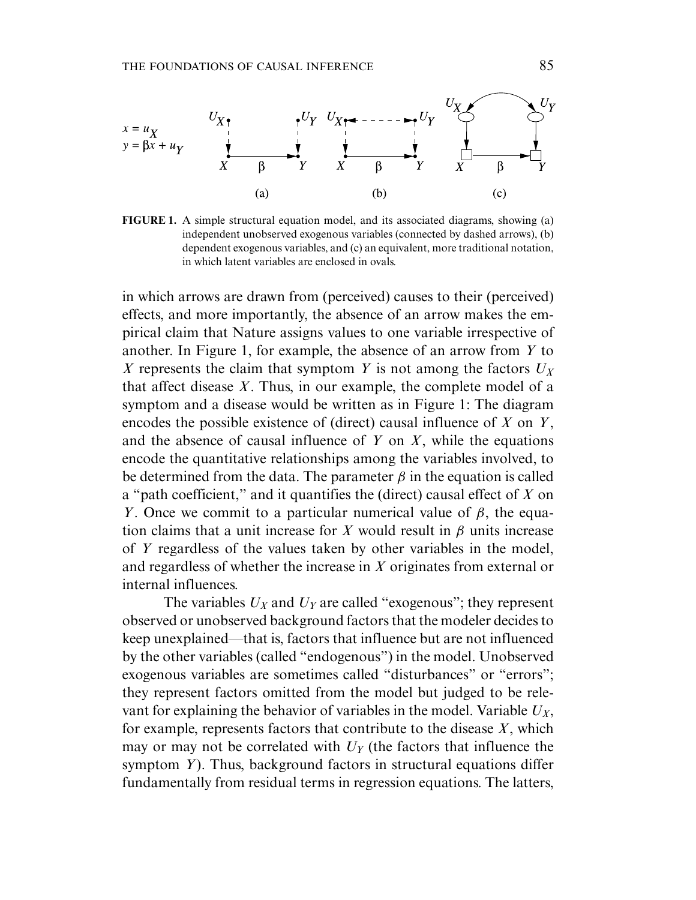$$x = u_X$$
$$y = \beta x + u_Y$$

**FIGURE 1.** A simple structural equation model, and its associated diagrams, showing (a) independent unobserved exogenous variables (connected by dashed arrows), (b) dependent exogenous variables, and (c) an equivalent, more traditional notation, in which latent variables are enclosed in ovals.

in which arrows are drawn from (perceived) causes to their (perceived) effects, and more importantly, the absence of an arrow makes the empirical claim that Nature assigns values to one variable irrespective of another. In Figure 1, for example, the absence of an arrow from $Y$ to $X$ represents the claim that symptom $Y$ is not among the factors $U_X$ that affect disease $X$. Thus, in our example, the complete model of a symptom and a disease would be written as in Figure 1: The diagram encodes the possible existence of (direct) causal influence of $X$ on $Y$, and the absence of causal influence of $Y$ on $X$, while the equations encode the quantitative relationships among the variables involved, to be determined from the data. The parameter $\beta$ in the equation is called a "path coefficient," and it quantifies the (direct) causal effect of $X$ on $Y$. Once we commit to a particular numerical value of $\beta$, the equation claims that a unit increase for $X$ would result in $\beta$ units increase of $Y$ regardless of the values taken by other variables in the model, and regardless of whether the increase in $X$ originates from external or internal influences.

The variables $U_X$ and $U_Y$ are called "exogenous"; they represent observed or unobserved background factors that the modeler decides to keep unexplained—that is, factors that influence but are not influenced by the other variables (called "endogenous") in the model. Unobserved exogenous variables are sometimes called "disturbances" or "errors"; they represent factors omitted from the model but judged to be relevant for explaining the behavior of variables in the model. Variable $U_X$, for example, represents factors that contribute to the disease $X$, which may or may not be correlated with $U_Y$ (the factors that influence the symptom $Y$). Thus, background factors in structural equations differ fundamentally from residual terms in regression equations. The latters,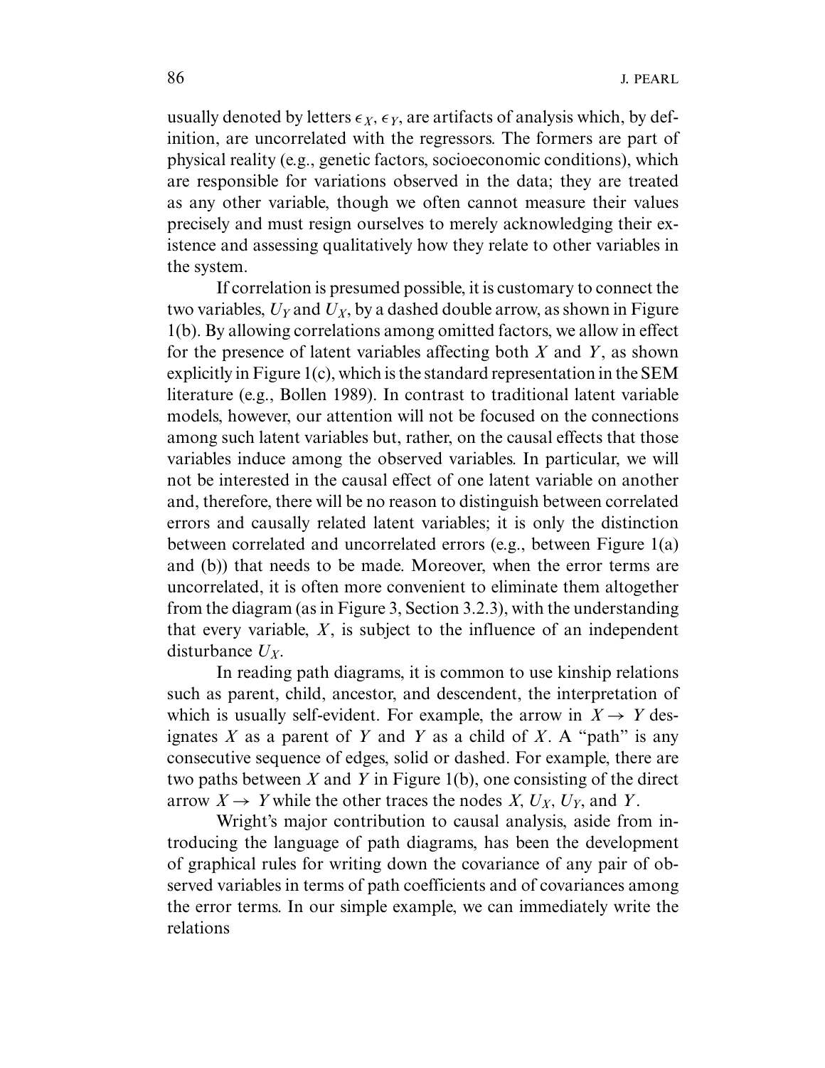usually denoted by letters $\epsilon_X$, $\epsilon_Y$, are artifacts of analysis which, by definition, are uncorrelated with the regressors. The formers are part of physical reality (e.g., genetic factors, socioeconomic conditions), which are responsible for variations observed in the data; they are treated as any other variable, though we often cannot measure their values precisely and must resign ourselves to merely acknowledging their existence and assessing qualitatively how they relate to other variables in the system.

If correlation is presumed possible, it is customary to connect the two variables, $U_Y$ and $U_X$, by a dashed double arrow, as shown in Figure 1(b). By allowing correlations among omitted factors, we allow in effect for the presence of latent variables affecting both $X$ and $Y$, as shown explicitly in Figure 1(c), which is the standard representation in the SEM literature (e.g., Bollen 1989). In contrast to traditional latent variable models, however, our attention will not be focused on the connections among such latent variables but, rather, on the causal effects that those variables induce among the observed variables. In particular, we will not be interested in the causal effect of one latent variable on another and, therefore, there will be no reason to distinguish between correlated errors and causally related latent variables; it is only the distinction between correlated and uncorrelated errors (e.g., between Figure 1(a) and (b)) that needs to be made. Moreover, when the error terms are uncorrelated, it is often more convenient to eliminate them altogether from the diagram (as in Figure 3, Section 3.2.3), with the understanding that every variable, $X$, is subject to the influence of an independent disturbance $U_X$.

In reading path diagrams, it is common to use kinship relations such as parent, child, ancestor, and descendent, the interpretation of which is usually self-evident. For example, the arrow in $X \rightarrow Y$ designates $X$ as a parent of $Y$ and $Y$ as a child of $X$. A "path" is any consecutive sequence of edges, solid or dashed. For example, there are two paths between $X$ and $Y$ in Figure 1(b), one consisting of the direct arrow $X \rightarrow Y$ while the other traces the nodes $X$, $U_X$, $U_Y$, and $Y$.

Wright's major contribution to causal analysis, aside from introducing the language of path diagrams, has been the development of graphical rules for writing down the covariance of any pair of observed variables in terms of path coefficients and of covariances among the error terms. In our simple example, we can immediately write the relations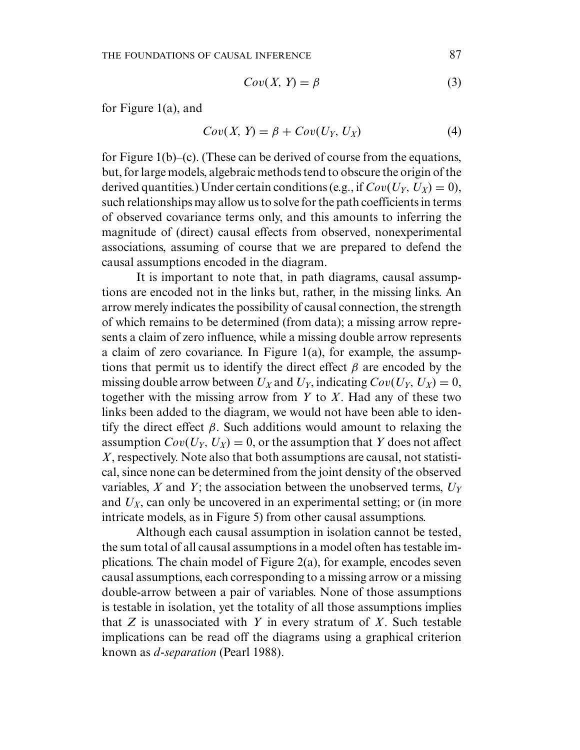$$Cov(X, Y) = \beta \tag{3}$$

for Figure 1(a), and

$$Cov(X, Y) = \beta + Cov(U_Y, U_X) \tag{4}$$

for Figure 1(b)–(c). (These can be derived of course from the equations, but, for large models, algebraic methods tend to obscure the origin of the derived quantities.) Under certain conditions (e.g., if $Cov(U_Y, U_X) = 0$), such relationships may allow us to solve for the path coefficients in terms of observed covariance terms only, and this amounts to inferring the magnitude of (direct) causal effects from observed, nonexperimental associations, assuming of course that we are prepared to defend the causal assumptions encoded in the diagram.

It is important to note that, in path diagrams, causal assumptions are encoded not in the links but, rather, in the missing links. An arrow merely indicates the possibility of causal connection, the strength of which remains to be determined (from data); a missing arrow represents a claim of zero influence, while a missing double arrow represents a claim of zero covariance. In Figure 1(a), for example, the assumptions that permit us to identify the direct effect $\beta$ are encoded by the missing double arrow between $U_X$ and $U_Y$, indicating $Cov(U_Y, U_X) = 0$, together with the missing arrow from $Y$ to $X$. Had any of these two links been added to the diagram, we would not have been able to identify the direct effect $\beta$. Such additions would amount to relaxing the assumption $Cov(U_Y, U_X) = 0$, or the assumption that $Y$ does not affect $X$, respectively. Note also that both assumptions are causal, not statistical, since none can be determined from the joint density of the observed variables, $X$ and $Y$; the association between the unobserved terms, $U_Y$ and $U_X$, can only be uncovered in an experimental setting; or (in more intricate models, as in Figure 5) from other causal assumptions.

Although each causal assumption in isolation cannot be tested, the sum total of all causal assumptions in a model often has testable implications. The chain model of Figure 2(a), for example, encodes seven causal assumptions, each corresponding to a missing arrow or a missing double-arrow between a pair of variables. None of those assumptions is testable in isolation, yet the totality of all those assumptions implies that $Z$ is unassociated with $Y$ in every stratum of $X$. Such testable implications can be read off the diagrams using a graphical criterion known as *d-separation* (Pearl 1988).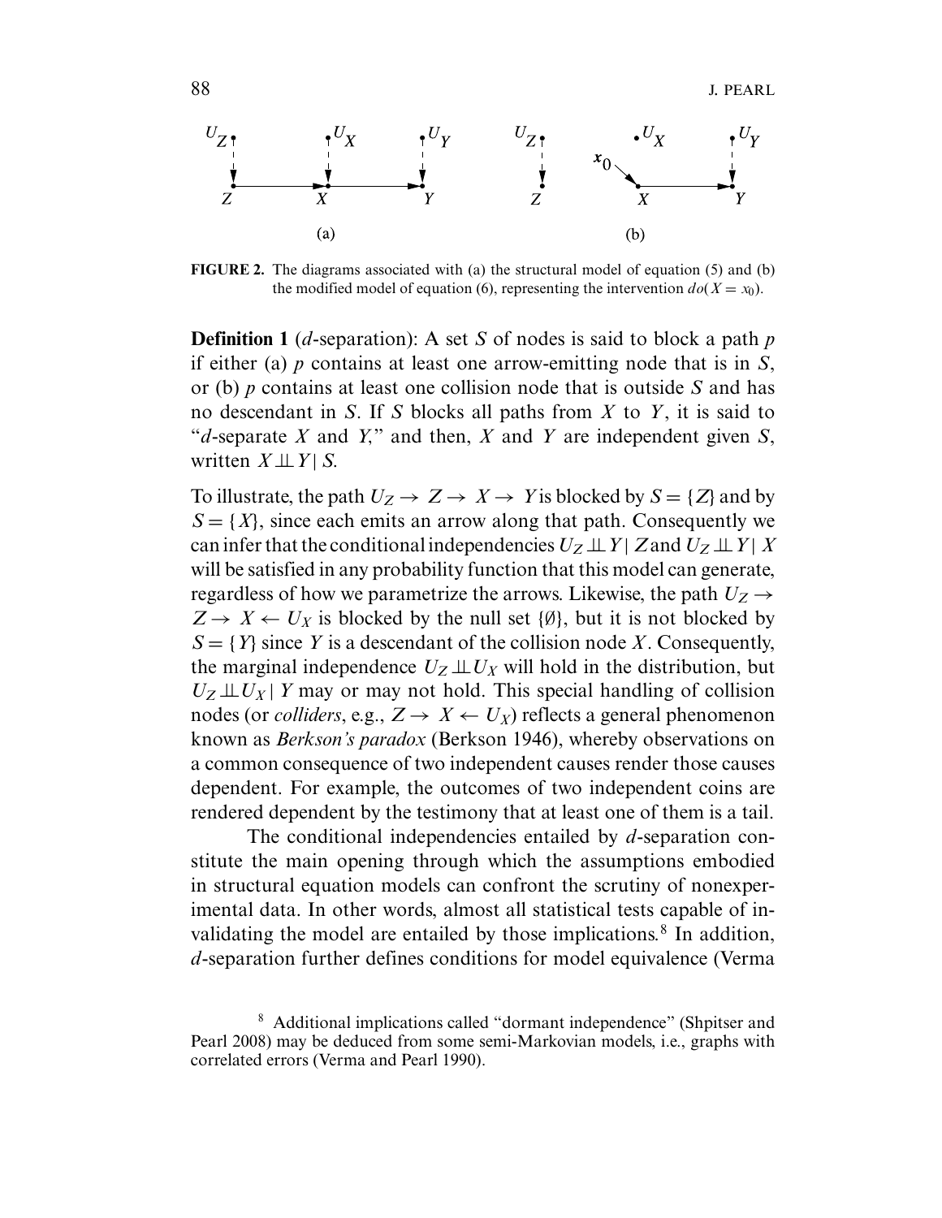**FIGURE 2.** The diagrams associated with (a) the structural model of equation (5) and (b) the modified model of equation (6), representing the intervention $do(X = x_0)$.

**Definition 1** (*d*-separation): A set $S$ of nodes is said to block a path $p$ if either (a) $p$ contains at least one arrow-emitting node that is in $S$, or (b) $p$ contains at least one collision node that is outside $S$ and has no descendant in $S$. If $S$ blocks all paths from $X$ to $Y$, it is said to "*d*-separate $X$ and $Y$," and then, $X$ and $Y$ are independent given $S$, written $X \perp\!\!\!\perp Y \mid S$.

To illustrate, the path $U_Z \rightarrow Z \rightarrow X \rightarrow Y$ is blocked by $S = \{Z\}$ and by $S = \{X\}$, since each emits an arrow along that path. Consequently we can infer that the conditional independencies $U_Z \perp\!\!\!\perp Y \mid Z$ and $U_Z \perp\!\!\!\perp Y \mid X$ will be satisfied in any probability function that this model can generate, regardless of how we parametrize the arrows. Likewise, the path $U_Z \rightarrow Z \rightarrow X \leftarrow U_X$ is blocked by the null set $\{\emptyset\}$, but it is not blocked by $S = \{Y\}$ since $Y$ is a descendant of the collision node $X$. Consequently, the marginal independence $U_Z \perp\!\!\!\perp U_X$ will hold in the distribution, but $U_Z \perp\!\!\!\perp U_X \mid Y$ may or may not hold. This special handling of collision nodes (or *colliders*, e.g., $Z \rightarrow X \leftarrow U_X$) reflects a general phenomenon known as *Berkson's paradox* (Berkson 1946), whereby observations on a common consequence of two independent causes render those causes dependent. For example, the outcomes of two independent coins are rendered dependent by the testimony that at least one of them is a tail.

The conditional independencies entailed by *d*-separation constitute the main opening through which the assumptions embodied in structural equation models can confront the scrutiny of nonexperimental data. In other words, almost all statistical tests capable of invalidating the model are entailed by those implications.[8] In addition, *d*-separation further defines conditions for model equivalence (Verma

[8] Additional implications called "dormant independence" (Shpitser and Pearl 2008) may be deduced from some semi-Markovian models, i.e., graphs with correlated errors (Verma and Pearl 1990).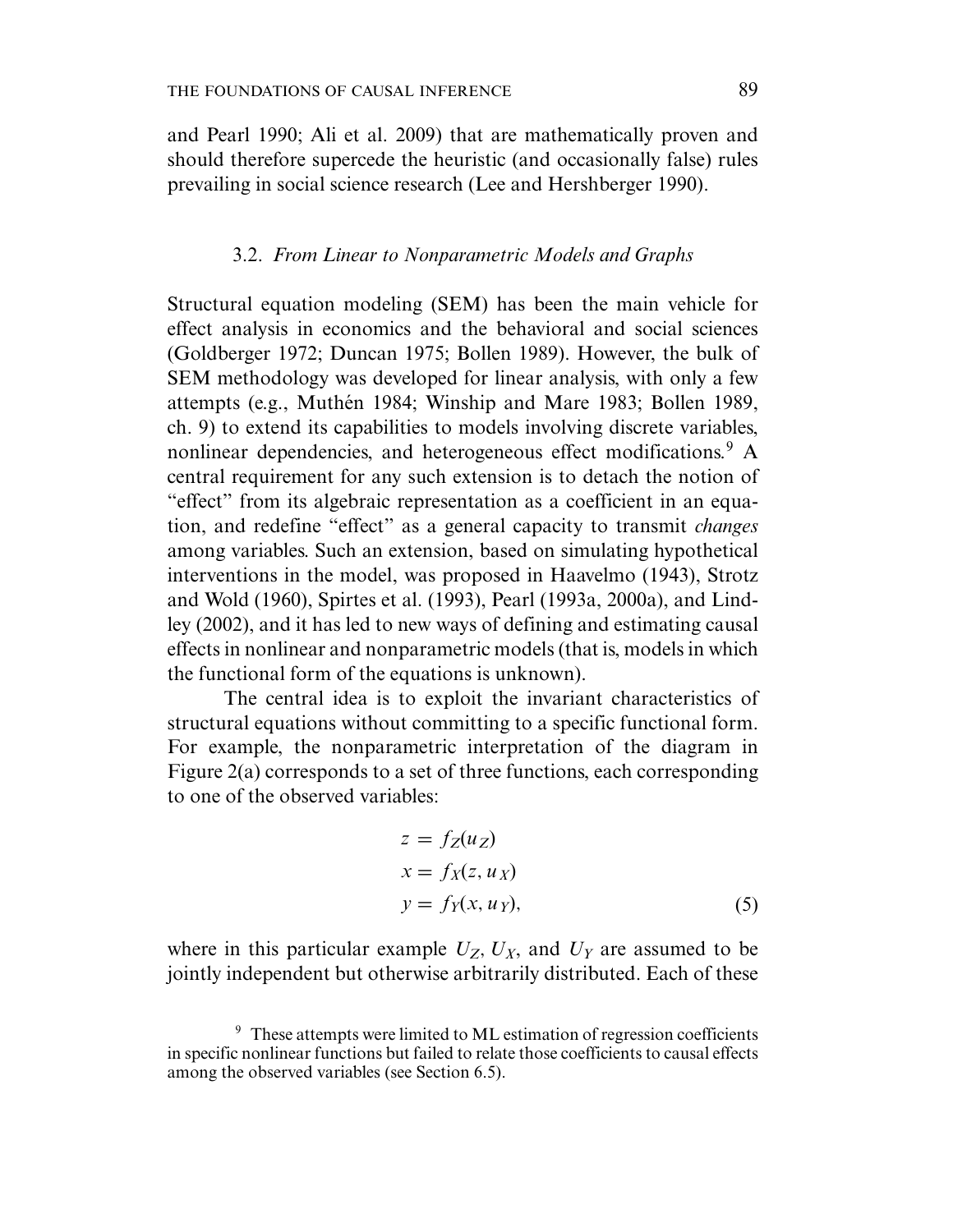and Pearl 1990; Ali et al. 2009) that are mathematically proven and should therefore supercede the heuristic (and occasionally false) rules prevailing in social science research (Lee and Hershberger 1990).

### 3.2. *From Linear to Nonparametric Models and Graphs*

Structural equation modeling (SEM) has been the main vehicle for effect analysis in economics and the behavioral and social sciences (Goldberger 1972; Duncan 1975; Bollen 1989). However, the bulk of SEM methodology was developed for linear analysis, with only a few attempts (e.g., Muthén 1984; Winship and Mare 1983; Bollen 1989, ch. 9) to extend its capabilities to models involving discrete variables, nonlinear dependencies, and heterogeneous effect modifications.[9] A central requirement for any such extension is to detach the notion of "effect" from its algebraic representation as a coefficient in an equation, and redefine "effect" as a general capacity to transmit *changes* among variables. Such an extension, based on simulating hypothetical interventions in the model, was proposed in Haavelmo (1943), Strotz and Wold (1960), Spirtes et al. (1993), Pearl (1993a, 2000a), and Lindley (2002), and it has led to new ways of defining and estimating causal effects in nonlinear and nonparametric models (that is, models in which the functional form of the equations is unknown).

The central idea is to exploit the invariant characteristics of structural equations without committing to a specific functional form. For example, the nonparametric interpretation of the diagram in Figure 2(a) corresponds to a set of three functions, each corresponding to one of the observed variables:

$$
\begin{aligned}
z &= f_Z(u_Z) \\
x &= f_X(z, u_X) \\
y &= f_Y(x, u_Y),
\end{aligned}
\tag{5}
$$

where in this particular example $U_Z$, $U_X$, and $U_Y$ are assumed to be jointly independent but otherwise arbitrarily distributed. Each of these

[9] These attempts were limited to ML estimation of regression coefficients in specific nonlinear functions but failed to relate those coefficients to causal effects among the observed variables (see Section 6.5).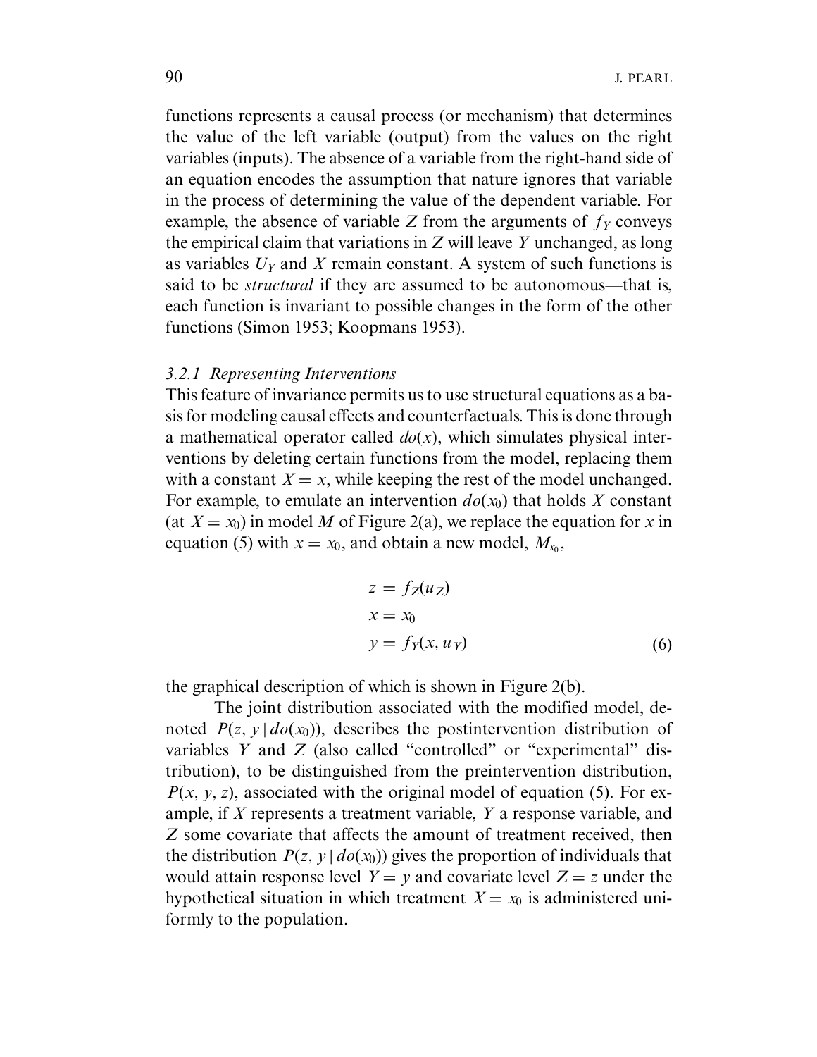functions represents a causal process (or mechanism) that determines the value of the left variable (output) from the values on the right variables (inputs). The absence of a variable from the right-hand side of an equation encodes the assumption that nature ignores that variable in the process of determining the value of the dependent variable. For example, the absence of variable $Z$ from the arguments of $f_Y$ conveys the empirical claim that variations in $Z$ will leave $Y$ unchanged, as long as variables $U_Y$ and $X$ remain constant. A system of such functions is said to be *structural* if they are assumed to be autonomous—that is, each function is invariant to possible changes in the form of the other functions (Simon 1953; Koopmans 1953).

### *3.2.1 Representing Interventions*

This feature of invariance permits us to use structural equations as a basis for modeling causal effects and counterfactuals. This is done through a mathematical operator called $do(x)$, which simulates physical interventions by deleting certain functions from the model, replacing them with a constant $X = x$, while keeping the rest of the model unchanged. For example, to emulate an intervention $do(x_0)$ that holds $X$ constant (at $X = x_0$) in model $M$ of Figure 2(a), we replace the equation for $x$ in equation (5) with $x = x_0$, and obtain a new model, $M_{x_0}$,

$$
\begin{aligned}
z &= f_Z(u_Z) \\
x &= x_0 \\
y &= f_Y(x, u_Y)
\end{aligned}
\tag{6}
$$

the graphical description of which is shown in Figure 2(b).

The joint distribution associated with the modified model, denoted $P(z, y \mid do(x_0))$, describes the postintervention distribution of variables $Y$ and $Z$ (also called "controlled" or "experimental" distribution), to be distinguished from the preintervention distribution, $P(x, y, z)$, associated with the original model of equation (5). For example, if $X$ represents a treatment variable, $Y$ a response variable, and $Z$ some covariate that affects the amount of treatment received, then the distribution $P(z, y \mid do(x_0))$ gives the proportion of individuals that would attain response level $Y = y$ and covariate level $Z = z$ under the hypothetical situation in which treatment $X = x_0$ is administered uniformly to the population.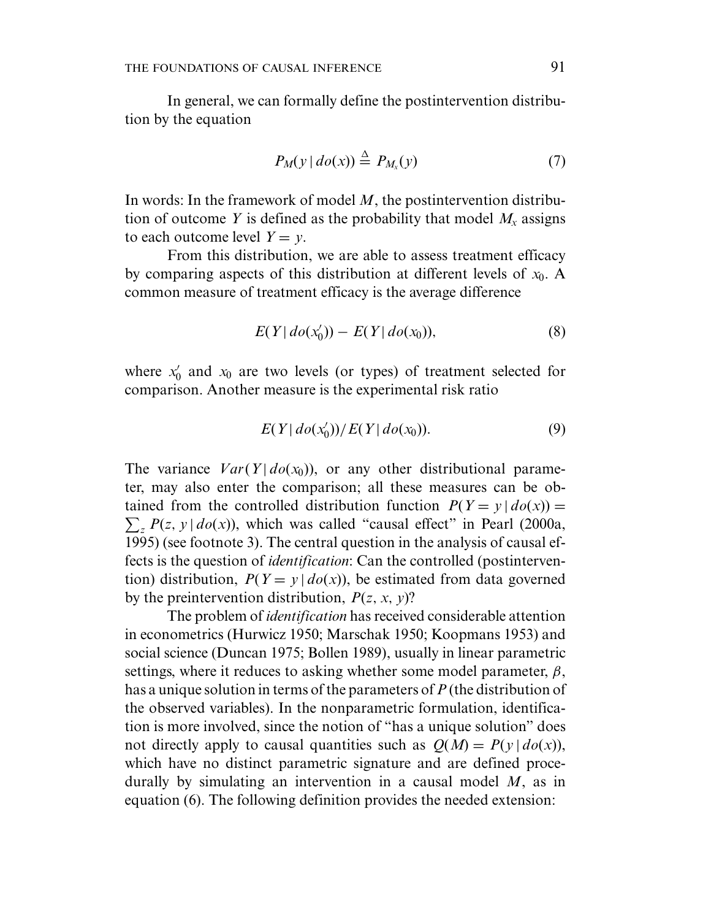In general, we can formally define the postintervention distribution by the equation

$$P_M(y \mid do(x)) \triangleq P_{M_x}(y) \tag{7}$$

In words: In the framework of model $M$, the postintervention distribution of outcome $Y$ is defined as the probability that model $M_x$ assigns to each outcome level $Y = y$.

From this distribution, we are able to assess treatment efficacy by comparing aspects of this distribution at different levels of $x_0$. A common measure of treatment efficacy is the average difference

$$E(Y \mid do(x_0')) - E(Y \mid do(x_0)), \tag{8}$$

where $x_0'$ and $x_0$ are two levels (or types) of treatment selected for comparison. Another measure is the experimental risk ratio

$$E(Y \mid do(x_0'))/E(Y \mid do(x_0)). \tag{9}$$

The variance $Var(Y \mid do(x_0))$, or any other distributional parameter, may also enter the comparison; all these measures can be obtained from the controlled distribution function $P(Y = y \mid do(x)) = \sum_z P(z, y \mid do(x))$, which was called "causal effect" in Pearl (2000a, 1995) (see footnote 3). The central question in the analysis of causal effects is the question of *identification*: Can the controlled (postintervention) distribution, $P(Y = y \mid do(x))$, be estimated from data governed by the preintervention distribution, $P(z, x, y)$?

The problem of *identification* has received considerable attention in econometrics (Hurwicz 1950; Marschak 1950; Koopmans 1953) and social science (Duncan 1975; Bollen 1989), usually in linear parametric settings, where it reduces to asking whether some model parameter, $\beta$, has a unique solution in terms of the parameters of $P$ (the distribution of the observed variables). In the nonparametric formulation, identification is more involved, since the notion of "has a unique solution" does not directly apply to causal quantities such as $Q(M) = P(y \mid do(x))$, which have no distinct parametric signature and are defined procedurally by simulating an intervention in a causal model $M$, as in equation (6). The following definition provides the needed extension: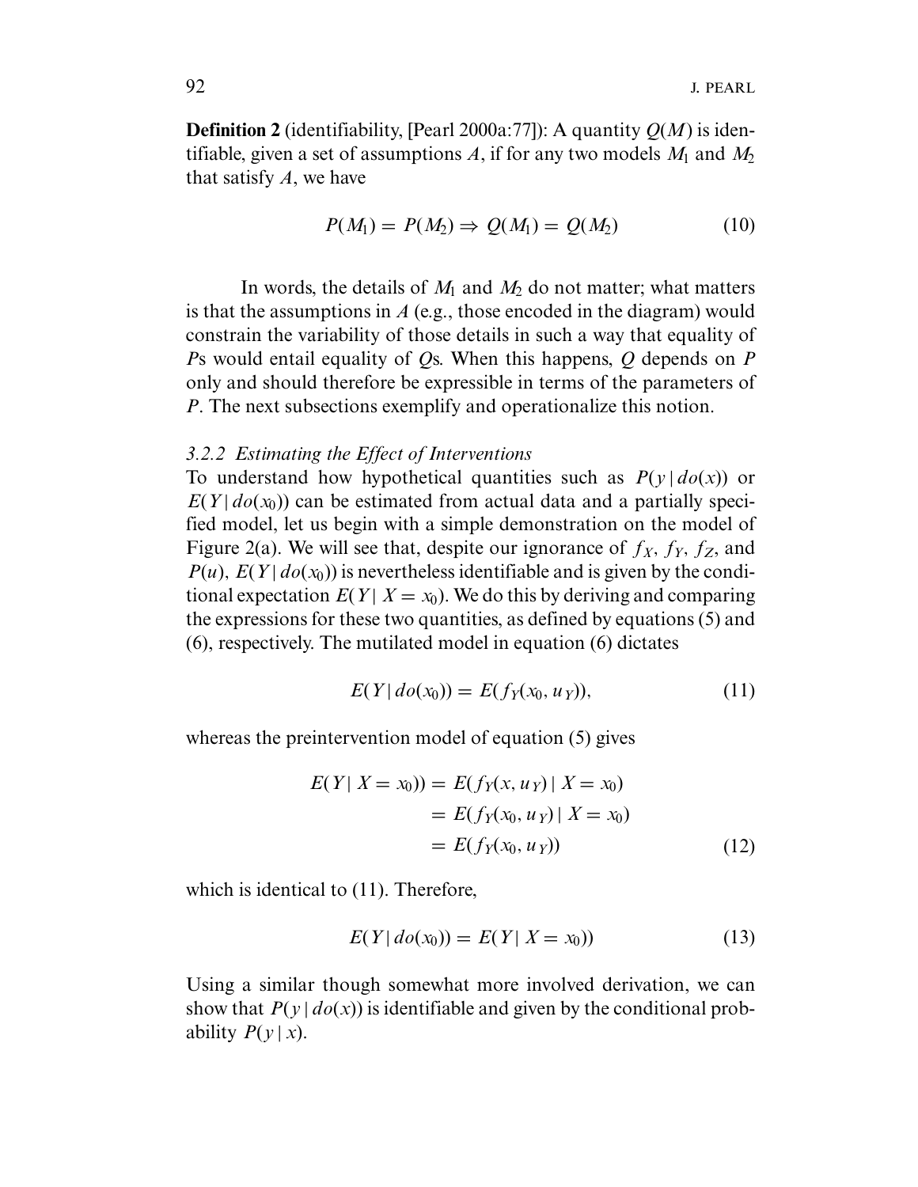**Definition 2** (identifiability, [Pearl 2000a:77]): A quantity $Q(M)$ is identifiable, given a set of assumptions $A$, if for any two models $M_1$ and $M_2$ that satisfy $A$, we have

$$P(M_1) = P(M_2) \Rightarrow Q(M_1) = Q(M_2) \tag{10}$$

In words, the details of $M_1$ and $M_2$ do not matter; what matters is that the assumptions in $A$ (e.g., those encoded in the diagram) would constrain the variability of those details in such a way that equality of $P$s would entail equality of $Q$s. When this happens, $Q$ depends on $P$ only and should therefore be expressible in terms of the parameters of $P$. The next subsections exemplify and operationalize this notion.

### 3.2.2 Estimating the Effect of Interventions

To understand how hypothetical quantities such as $P(y \mid do(x))$ or $E(Y \mid do(x_0))$ can be estimated from actual data and a partially specified model, let us begin with a simple demonstration on the model of Figure 2(a). We will see that, despite our ignorance of $f_X$, $f_Y$, $f_Z$, and $P(u)$, $E(Y \mid do(x_0))$ is nevertheless identifiable and is given by the conditional expectation $E(Y \mid X = x_0)$. We do this by deriving and comparing the expressions for these two quantities, as defined by equations (5) and (6), respectively. The mutilated model in equation (6) dictates

$$E(Y \mid do(x_0)) = E(f_Y(x_0, u_Y)), \tag{11}$$

whereas the preintervention model of equation (5) gives

$$\begin{aligned} E(Y \mid X = x_0)) &= E(f_Y(x, u_Y) \mid X = x_0) \\ &= E(f_Y(x_0, u_Y) \mid X = x_0) \\ &= E(f_Y(x_0, u_Y)) \end{aligned} \tag{12}$$

which is identical to (11). Therefore,

$$E(Y \mid do(x_0)) = E(Y \mid X = x_0)) \tag{13}$$

Using a similar though somewhat more involved derivation, we can show that $P(y \mid do(x))$ is identifiable and given by the conditional probability $P(y \mid x)$.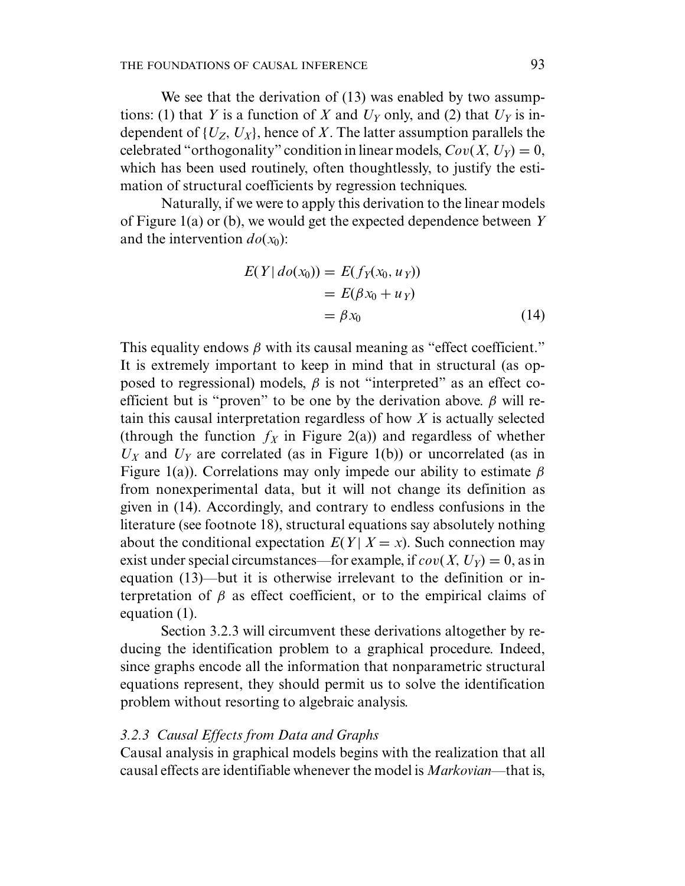We see that the derivation of (13) was enabled by two assumptions: (1) that $Y$ is a function of $X$ and $U_Y$ only, and (2) that $U_Y$ is independent of $\{U_Z, U_X\}$, hence of $X$. The latter assumption parallels the celebrated "orthogonality" condition in linear models, $Cov(X, U_Y) = 0$, which has been used routinely, often thoughtlessly, to justify the estimation of structural coefficients by regression techniques.

Naturally, if we were to apply this derivation to the linear models of Figure 1(a) or (b), we would get the expected dependence between $Y$ and the intervention $do(x_0)$:

$$
\begin{aligned}
E(Y \mid do(x_0)) &= E(f_Y(x_0, u_Y)) \\
&= E(\beta x_0 + u_Y) \\
&= \beta x_0
\end{aligned}
\tag{14}
$$

This equality endows $\beta$ with its causal meaning as "effect coefficient." It is extremely important to keep in mind that in structural (as opposed to regressional) models, $\beta$ is not "interpreted" as an effect coefficient but is "proven" to be one by the derivation above. $\beta$ will retain this causal interpretation regardless of how $X$ is actually selected (through the function $f_X$ in Figure 2(a)) and regardless of whether $U_X$ and $U_Y$ are correlated (as in Figure 1(b)) or uncorrelated (as in Figure 1(a)). Correlations may only impede our ability to estimate $\beta$ from nonexperimental data, but it will not change its definition as given in (14). Accordingly, and contrary to endless confusions in the literature (see footnote 18), structural equations say absolutely nothing about the conditional expectation $E(Y \mid X = x)$. Such connection may exist under special circumstances—for example, if $cov(X, U_Y) = 0$, as in equation (13)—but it is otherwise irrelevant to the definition or interpretation of $\beta$ as effect coefficient, or to the empirical claims of equation (1).

Section 3.2.3 will circumvent these derivations altogether by reducing the identification problem to a graphical procedure. Indeed, since graphs encode all the information that nonparametric structural equations represent, they should permit us to solve the identification problem without resorting to algebraic analysis.

### *3.2.3 Causal Effects from Data and Graphs*

Causal analysis in graphical models begins with the realization that all causal effects are identifiable whenever the model is *Markovian*—that is,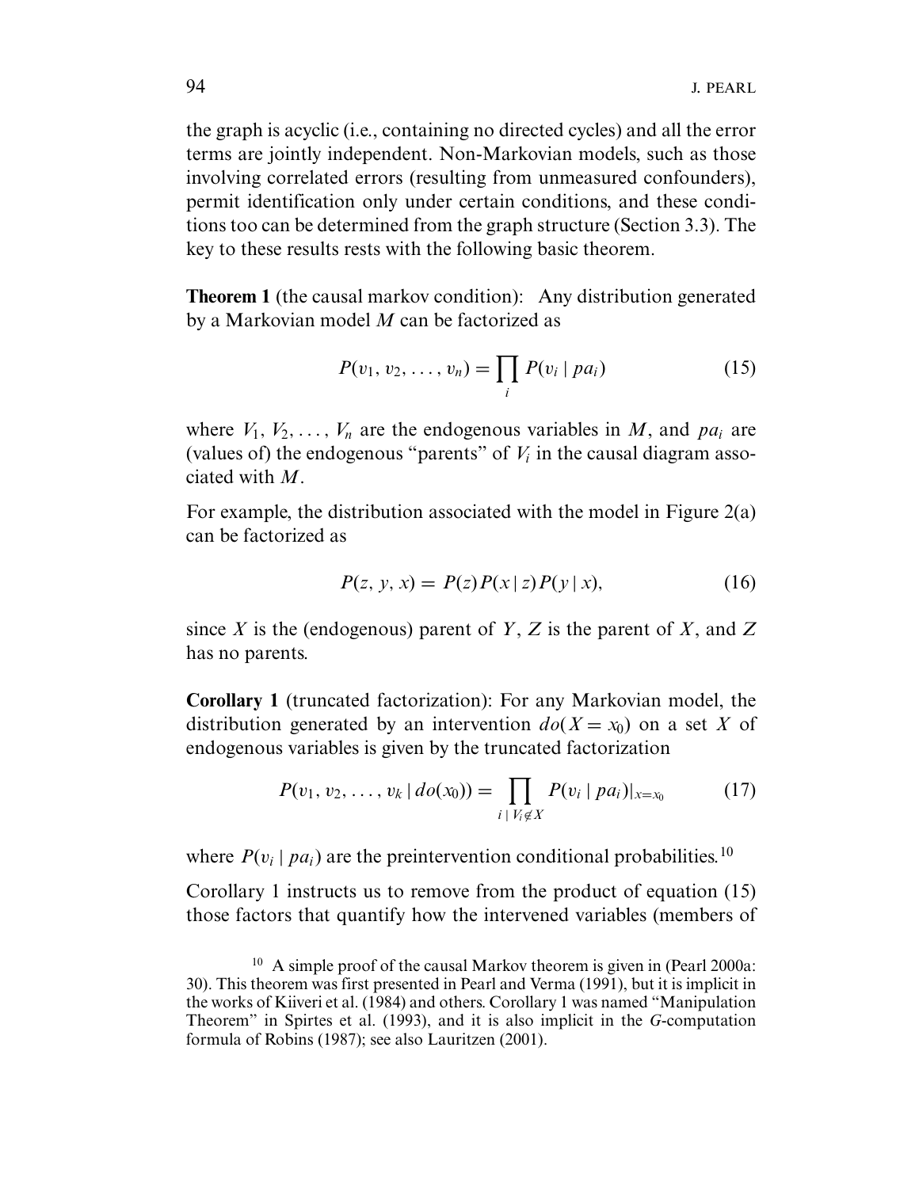the graph is acyclic (i.e., containing no directed cycles) and all the error terms are jointly independent. Non-Markovian models, such as those involving correlated errors (resulting from unmeasured confounders), permit identification only under certain conditions, and these conditions too can be determined from the graph structure (Section 3.3). The key to these results rests with the following basic theorem.

**Theorem 1** (the causal markov condition): Any distribution generated by a Markovian model $M$ can be factorized as

$$P(v_1, v_2, \ldots, v_n) = \prod_i P(v_i \mid pa_i) \tag{15}$$

where $V_1, V_2, \ldots, V_n$ are the endogenous variables in $M$, and $pa_i$ are (values of) the endogenous "parents" of $V_i$ in the causal diagram associated with $M$.

For example, the distribution associated with the model in Figure 2(a) can be factorized as

$$P(z, y, x) = P(z)P(x \mid z)P(y \mid x), \tag{16}$$

since $X$ is the (endogenous) parent of $Y$, $Z$ is the parent of $X$, and $Z$ has no parents.

**Corollary 1** (truncated factorization): For any Markovian model, the distribution generated by an intervention $do(X = x_0)$ on a set $X$ of endogenous variables is given by the truncated factorization

$$P(v_1, v_2, \ldots, v_k \mid do(x_0)) = \prod_{i \mid V_i \notin X} P(v_i \mid pa_i)|_{x=x_0} \tag{17}$$

where $P(v_i \mid pa_i)$ are the preintervention conditional probabilities.[10]

Corollary 1 instructs us to remove from the product of equation (15) those factors that quantify how the intervened variables (members of

[10] A simple proof of the causal Markov theorem is given in (Pearl 2000a: 30). This theorem was first presented in Pearl and Verma (1991), but it is implicit in the works of Kiiveri et al. (1984) and others. Corollary 1 was named "Manipulation Theorem" in Spirtes et al. (1993), and it is also implicit in the *G*-computation formula of Robins (1987); see also Lauritzen (2001).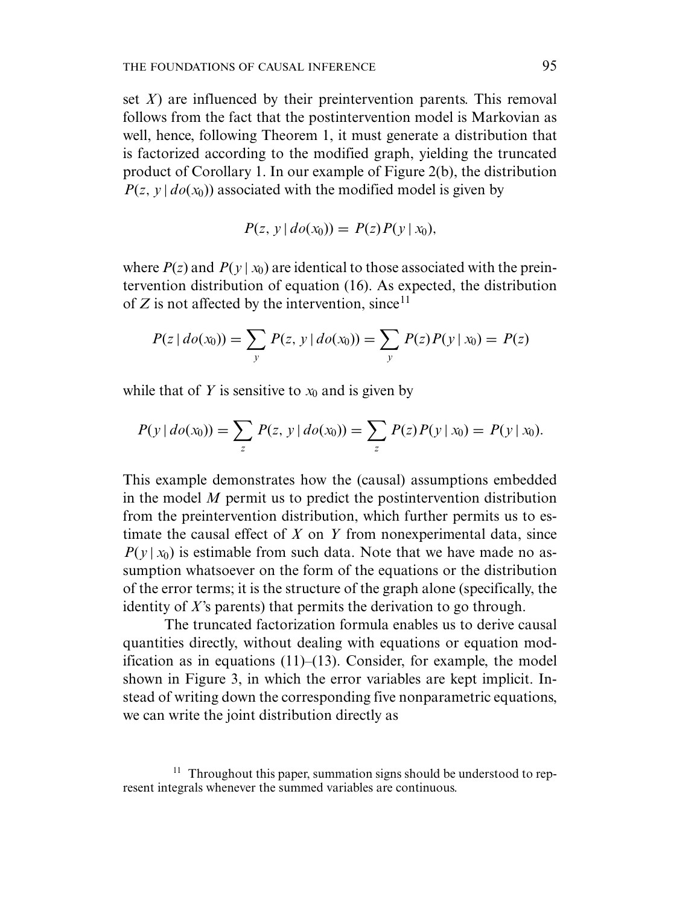set $X$) are influenced by their preintervention parents. This removal follows from the fact that the postintervention model is Markovian as well, hence, following Theorem 1, it must generate a distribution that is factorized according to the modified graph, yielding the truncated product of Corollary 1. In our example of Figure 2(b), the distribution $P(z, y \mid do(x_0))$ associated with the modified model is given by

$$P(z, y \mid do(x_0)) = P(z)P(y \mid x_0),$$

where $P(z)$ and $P(y \mid x_0)$ are identical to those associated with the preintervention distribution of equation (16). As expected, the distribution of $Z$ is not affected by the intervention, since[11]

$$P(z \mid do(x_0)) = \sum_y P(z, y \mid do(x_0)) = \sum_y P(z)P(y \mid x_0) = P(z)$$

while that of $Y$ is sensitive to $x_0$ and is given by

$$P(y \mid do(x_0)) = \sum_z P(z, y \mid do(x_0)) = \sum_z P(z)P(y \mid x_0) = P(y \mid x_0).$$

This example demonstrates how the (causal) assumptions embedded in the model $M$ permit us to predict the postintervention distribution from the preintervention distribution, which further permits us to estimate the causal effect of $X$ on $Y$ from nonexperimental data, since $P(y \mid x_0)$ is estimable from such data. Note that we have made no assumption whatsoever on the form of the equations or the distribution of the error terms; it is the structure of the graph alone (specifically, the identity of $X$'s parents) that permits the derivation to go through.

The truncated factorization formula enables us to derive causal quantities directly, without dealing with equations or equation modification as in equations (11)–(13). Consider, for example, the model shown in Figure 3, in which the error variables are kept implicit. Instead of writing down the corresponding five nonparametric equations, we can write the joint distribution directly as

[11] Throughout this paper, summation signs should be understood to represent integrals whenever the summed variables are continuous.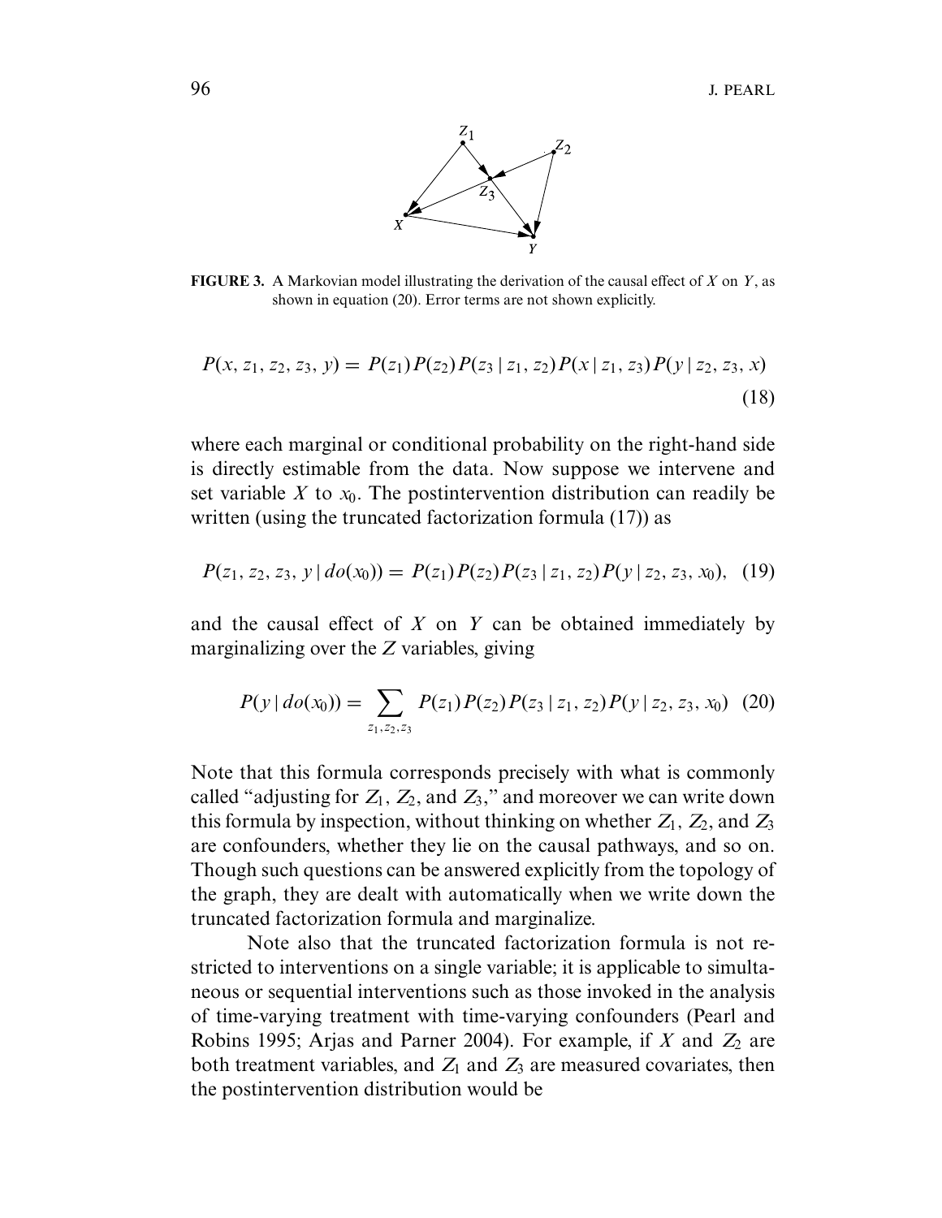**FIGURE 3.** A Markovian model illustrating the derivation of the causal effect of $X$ on $Y$, as shown in equation (20). Error terms are not shown explicitly.

$$P(x, z_1, z_2, z_3, y) = P(z_1)P(z_2)P(z_3 \mid z_1, z_2)P(x \mid z_1, z_3)P(y \mid z_2, z_3, x) \tag{18}$$

where each marginal or conditional probability on the right-hand side is directly estimable from the data. Now suppose we intervene and set variable $X$ to $x_0$. The postintervention distribution can readily be written (using the truncated factorization formula (17)) as

$$P(z_1, z_2, z_3, y \mid do(x_0)) = P(z_1)P(z_2)P(z_3 \mid z_1, z_2)P(y \mid z_2, z_3, x_0), \tag{19}$$

and the causal effect of $X$ on $Y$ can be obtained immediately by marginalizing over the $Z$ variables, giving

$$P(y \mid do(x_0)) = \sum_{z_1, z_2, z_3} P(z_1)P(z_2)P(z_3 \mid z_1, z_2)P(y \mid z_2, z_3, x_0) \tag{20}$$

Note that this formula corresponds precisely with what is commonly called "adjusting for $Z_1$, $Z_2$, and $Z_3$," and moreover we can write down this formula by inspection, without thinking on whether $Z_1$, $Z_2$, and $Z_3$ are confounders, whether they lie on the causal pathways, and so on. Though such questions can be answered explicitly from the topology of the graph, they are dealt with automatically when we write down the truncated factorization formula and marginalize.

Note also that the truncated factorization formula is not restricted to interventions on a single variable; it is applicable to simultaneous or sequential interventions such as those invoked in the analysis of time-varying treatment with time-varying confounders (Pearl and Robins 1995; Arjas and Parner 2004). For example, if $X$ and $Z_2$ are both treatment variables, and $Z_1$ and $Z_3$ are measured covariates, then the postintervention distribution would be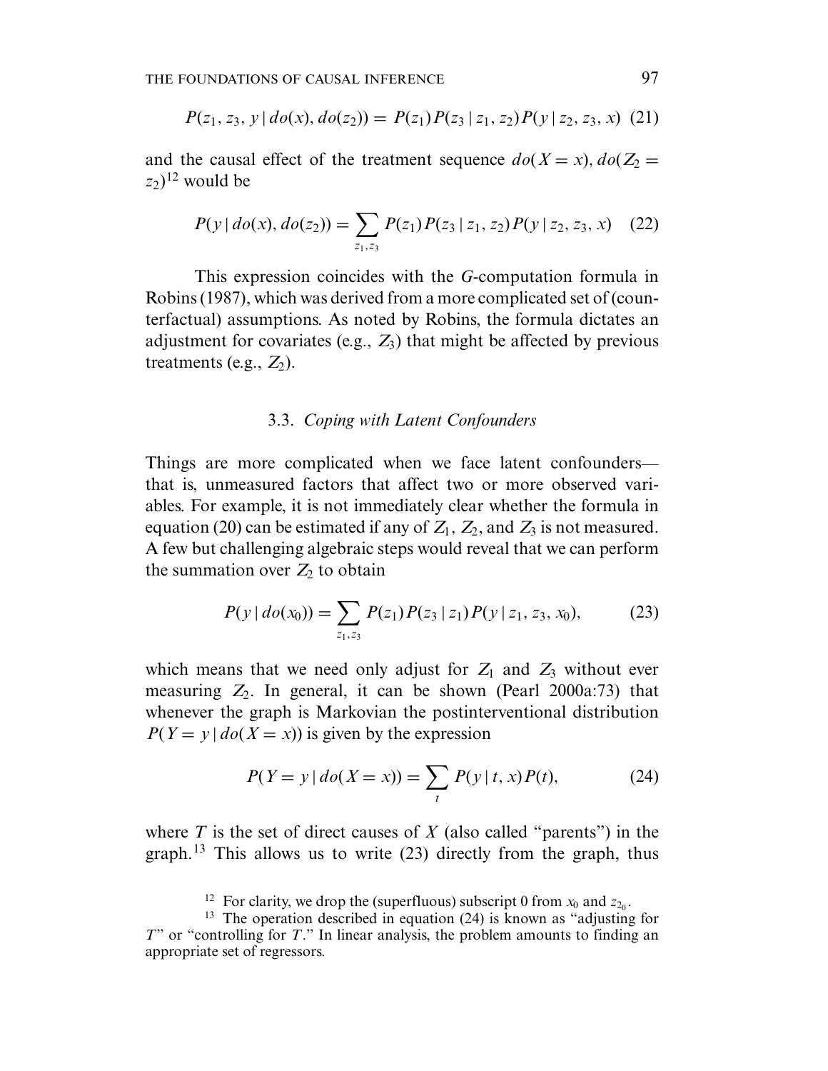$$P(z_1, z_3, y \mid do(x), do(z_2)) = P(z_1)P(z_3 \mid z_1, z_2)P(y \mid z_2, z_3, x) \quad (21)$$

and the causal effect of the treatment sequence $do(X = x), do(Z_2 = z_2)$[12] would be

$$P(y \mid do(x), do(z_2)) = \sum_{z_1, z_3} P(z_1)P(z_3 \mid z_1, z_2)P(y \mid z_2, z_3, x) \quad (22)$$

This expression coincides with the *G*-computation formula in Robins (1987), which was derived from a more complicated set of (counterfactual) assumptions. As noted by Robins, the formula dictates an adjustment for covariates (e.g., $Z_3$) that might be affected by previous treatments (e.g., $Z_2$).

### 3.3. *Coping with Latent Confounders*

Things are more complicated when we face latent confounders—that is, unmeasured factors that affect two or more observed variables. For example, it is not immediately clear whether the formula in equation (20) can be estimated if any of $Z_1$, $Z_2$, and $Z_3$ is not measured. A few but challenging algebraic steps would reveal that we can perform the summation over $Z_2$ to obtain

$$P(y \mid do(x_0)) = \sum_{z_1, z_3} P(z_1)P(z_3 \mid z_1)P(y \mid z_1, z_3, x_0), \quad (23)$$

which means that we need only adjust for $Z_1$ and $Z_3$ without ever measuring $Z_2$. In general, it can be shown (Pearl 2000a:73) that whenever the graph is Markovian the postinterventional distribution $P(Y = y \mid do(X = x))$ is given by the expression

$$P(Y = y \mid do(X = x)) = \sum_{t} P(y \mid t, x)P(t), \quad (24)$$

where $T$ is the set of direct causes of $X$ (also called "parents") in the graph.[13] This allows us to write (23) directly from the graph, thus

[12] For clarity, we drop the (superfluous) subscript 0 from $x_0$ and $z_{2_0}$.

[13] The operation described in equation (24) is known as "adjusting for $T$" or "controlling for $T$." In linear analysis, the problem amounts to finding an appropriate set of regressors.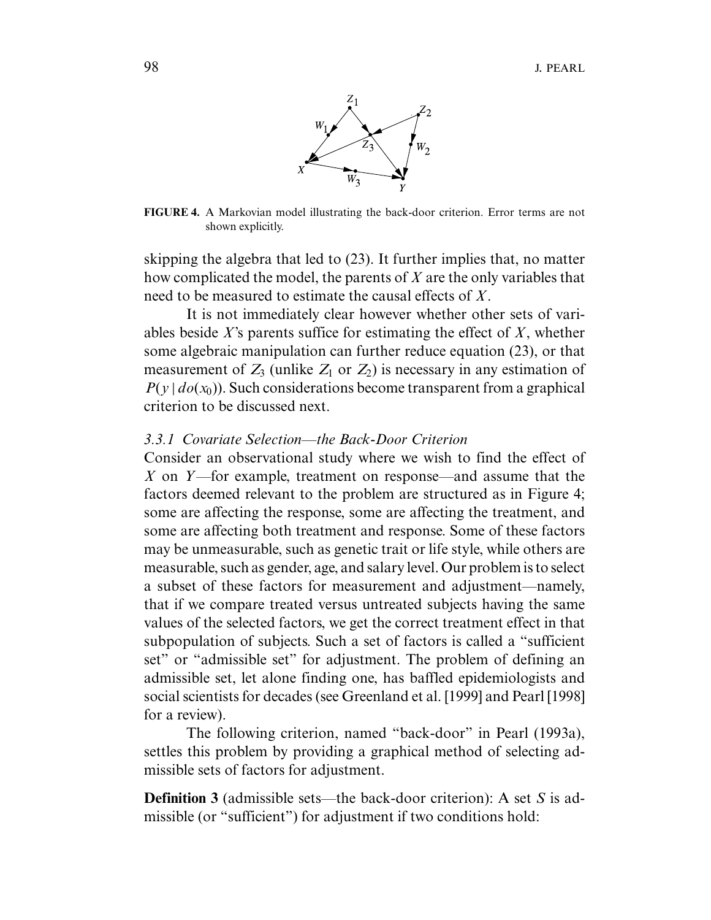**FIGURE 4.** A Markovian model illustrating the back-door criterion. Error terms are not shown explicitly.

skipping the algebra that led to (23). It further implies that, no matter how complicated the model, the parents of $X$ are the only variables that need to be measured to estimate the causal effects of $X$.

It is not immediately clear however whether other sets of variables beside $X$'s parents suffice for estimating the effect of $X$, whether some algebraic manipulation can further reduce equation (23), or that measurement of $Z_3$ (unlike $Z_1$ or $Z_2$) is necessary in any estimation of $P(y \mid do(x_0))$. Such considerations become transparent from a graphical criterion to be discussed next.

### *3.3.1 Covariate Selection—the Back-Door Criterion*

Consider an observational study where we wish to find the effect of $X$ on $Y$—for example, treatment on response—and assume that the factors deemed relevant to the problem are structured as in Figure 4; some are affecting the response, some are affecting the treatment, and some are affecting both treatment and response. Some of these factors may be unmeasurable, such as genetic trait or life style, while others are measurable, such as gender, age, and salary level. Our problem is to select a subset of these factors for measurement and adjustment—namely, that if we compare treated versus untreated subjects having the same values of the selected factors, we get the correct treatment effect in that subpopulation of subjects. Such a set of factors is called a "sufficient set" or "admissible set" for adjustment. The problem of defining an admissible set, let alone finding one, has baffled epidemiologists and social scientists for decades (see Greenland et al. [1999] and Pearl [1998] for a review).

The following criterion, named "back-door" in Pearl (1993a), settles this problem by providing a graphical method of selecting admissible sets of factors for adjustment.

**Definition 3** (admissible sets—the back-door criterion): A set $S$ is admissible (or "sufficient") for adjustment if two conditions hold: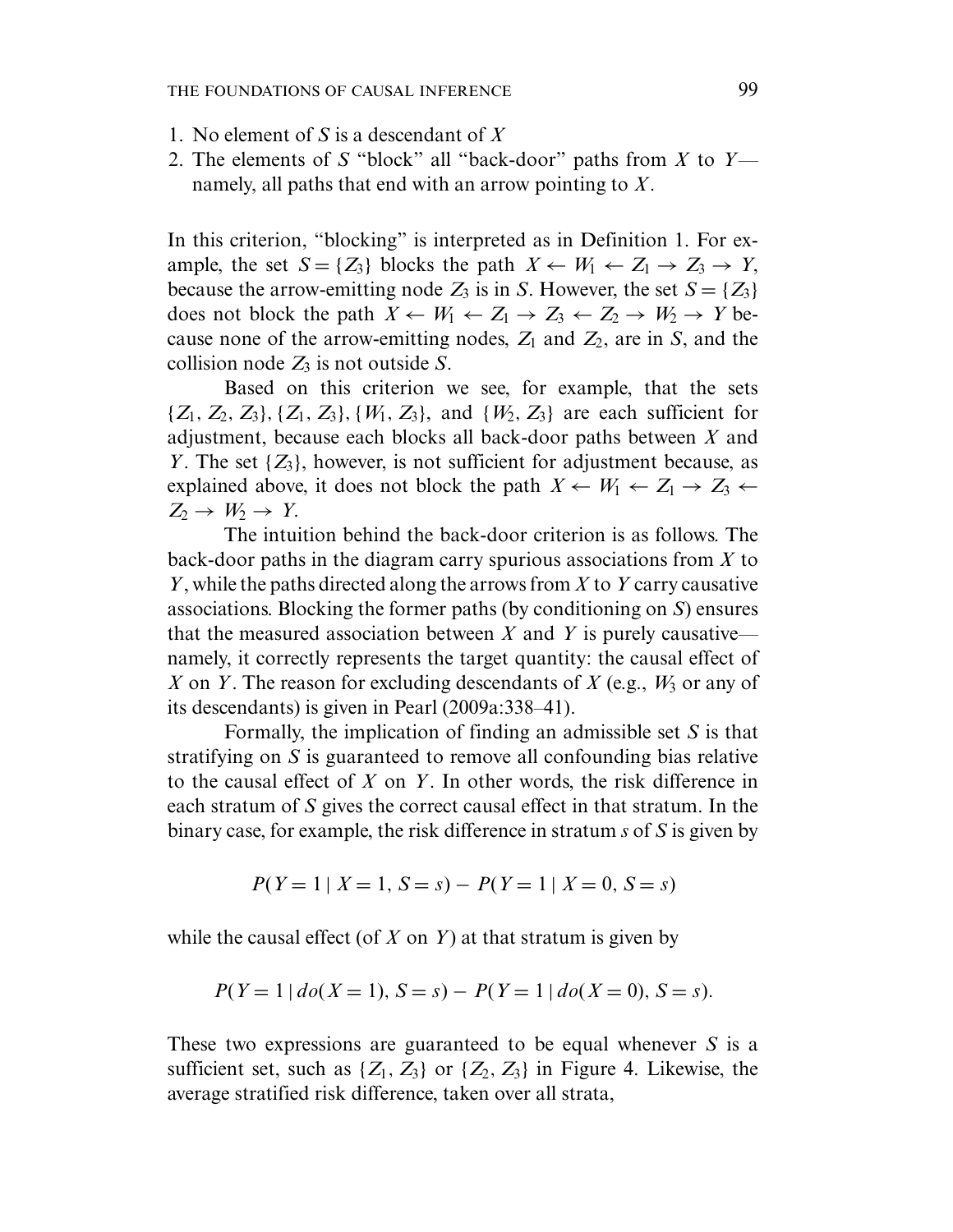1. No element of $S$ is a descendant of $X$
2. The elements of $S$ "block" all "back-door" paths from $X$ to $Y$—namely, all paths that end with an arrow pointing to $X$.

In this criterion, "blocking" is interpreted as in Definition 1. For example, the set $S = \{Z_3\}$ blocks the path $X \leftarrow W_1 \leftarrow Z_1 \rightarrow Z_3 \rightarrow Y$, because the arrow-emitting node $Z_3$ is in $S$. However, the set $S = \{Z_3\}$ does not block the path $X \leftarrow W_1 \leftarrow Z_1 \rightarrow Z_3 \leftarrow Z_2 \rightarrow W_2 \rightarrow Y$ because none of the arrow-emitting nodes, $Z_1$ and $Z_2$, are in $S$, and the collision node $Z_3$ is not outside $S$.

Based on this criterion we see, for example, that the sets $\{Z_1, Z_2, Z_3\}, \{Z_1, Z_3\}, \{W_1, Z_3\}$, and $\{W_2, Z_3\}$ are each sufficient for adjustment, because each blocks all back-door paths between $X$ and $Y$. The set $\{Z_3\}$, however, is not sufficient for adjustment because, as explained above, it does not block the path $X \leftarrow W_1 \leftarrow Z_1 \rightarrow Z_3 \leftarrow Z_2 \rightarrow W_2 \rightarrow Y$.

The intuition behind the back-door criterion is as follows. The back-door paths in the diagram carry spurious associations from $X$ to $Y$, while the paths directed along the arrows from $X$ to $Y$ carry causative associations. Blocking the former paths (by conditioning on $S$) ensures that the measured association between $X$ and $Y$ is purely causative—namely, it correctly represents the target quantity: the causal effect of $X$ on $Y$. The reason for excluding descendants of $X$ (e.g., $W_3$ or any of its descendants) is given in Pearl (2009a:338–41).

Formally, the implication of finding an admissible set $S$ is that stratifying on $S$ is guaranteed to remove all confounding bias relative to the causal effect of $X$ on $Y$. In other words, the risk difference in each stratum of $S$ gives the correct causal effect in that stratum. In the binary case, for example, the risk difference in stratum $s$ of $S$ is given by

$$P(Y = 1 \mid X = 1, S = s) - P(Y = 1 \mid X = 0, S = s)$$

while the causal effect (of $X$ on $Y$) at that stratum is given by

$$P(Y = 1 \mid do(X = 1), S = s) - P(Y = 1 \mid do(X = 0), S = s).$$

These two expressions are guaranteed to be equal whenever $S$ is a sufficient set, such as $\{Z_1, Z_3\}$ or $\{Z_2, Z_3\}$ in Figure 4. Likewise, the average stratified risk difference, taken over all strata,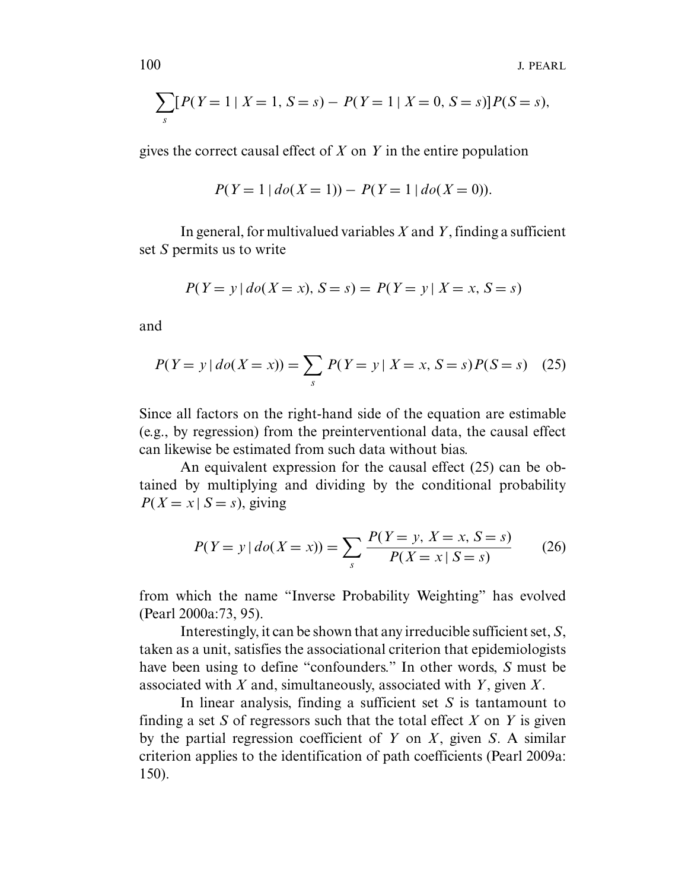$$\sum_s [P(Y=1 \mid X=1, S=s) - P(Y=1 \mid X=0, S=s)]P(S=s),$$

gives the correct causal effect of $X$ on $Y$ in the entire population

$$P(Y=1 \mid do(X=1)) - P(Y=1 \mid do(X=0)).$$

In general, for multivalued variables $X$ and $Y$, finding a sufficient set $S$ permits us to write

$$P(Y=y \mid do(X=x), S=s) = P(Y=y \mid X=x, S=s)$$

and

$$P(Y=y \mid do(X=x)) = \sum_s P(Y=y \mid X=x, S=s)P(S=s) \quad (25)$$

Since all factors on the right-hand side of the equation are estimable (e.g., by regression) from the preinterventional data, the causal effect can likewise be estimated from such data without bias.

An equivalent expression for the causal effect (25) can be obtained by multiplying and dividing by the conditional probability $P(X=x \mid S=s)$, giving

$$P(Y=y \mid do(X=x)) = \sum_s \frac{P(Y=y, X=x, S=s)}{P(X=x \mid S=s)} \quad (26)$$

from which the name "Inverse Probability Weighting" has evolved (Pearl 2000a:73, 95).

Interestingly, it can be shown that any irreducible sufficient set, $S$, taken as a unit, satisfies the associational criterion that epidemiologists have been using to define "confounders." In other words, $S$ must be associated with $X$ and, simultaneously, associated with $Y$, given $X$.

In linear analysis, finding a sufficient set $S$ is tantamount to finding a set $S$ of regressors such that the total effect $X$ on $Y$ is given by the partial regression coefficient of $Y$ on $X$, given $S$. A similar criterion applies to the identification of path coefficients (Pearl 2009a: 150).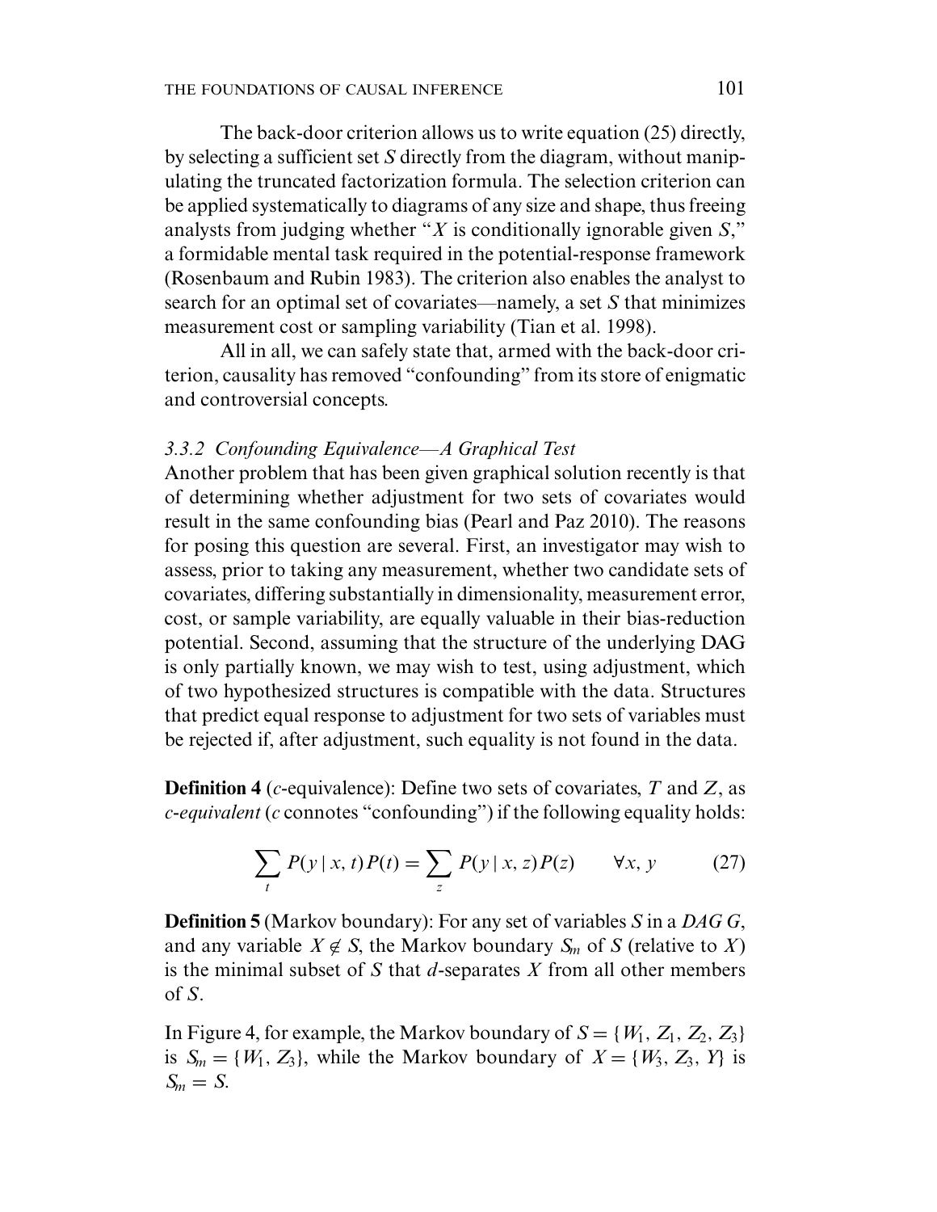The back-door criterion allows us to write equation (25) directly, by selecting a sufficient set $S$ directly from the diagram, without manipulating the truncated factorization formula. The selection criterion can be applied systematically to diagrams of any size and shape, thus freeing analysts from judging whether "$X$ is conditionally ignorable given $S$," a formidable mental task required in the potential-response framework (Rosenbaum and Rubin 1983). The criterion also enables the analyst to search for an optimal set of covariates—namely, a set $S$ that minimizes measurement cost or sampling variability (Tian et al. 1998).

All in all, we can safely state that, armed with the back-door criterion, causality has removed "confounding" from its store of enigmatic and controversial concepts.

### *3.3.2 Confounding Equivalence—A Graphical Test*

Another problem that has been given graphical solution recently is that of determining whether adjustment for two sets of covariates would result in the same confounding bias (Pearl and Paz 2010). The reasons for posing this question are several. First, an investigator may wish to assess, prior to taking any measurement, whether two candidate sets of covariates, differing substantially in dimensionality, measurement error, cost, or sample variability, are equally valuable in their bias-reduction potential. Second, assuming that the structure of the underlying DAG is only partially known, we may wish to test, using adjustment, which of two hypothesized structures is compatible with the data. Structures that predict equal response to adjustment for two sets of variables must be rejected if, after adjustment, such equality is not found in the data.

**Definition 4** (*c*-equivalence): Define two sets of covariates, $T$ and $Z$, as *c-equivalent* (*c* connotes "confounding") if the following equality holds:

$$\sum_{t} P(y \mid x, t) P(t) = \sum_{z} P(y \mid x, z) P(z) \qquad \forall x, y \tag{27}$$

**Definition 5** (Markov boundary): For any set of variables $S$ in a *DAG G*, and any variable $X \notin S$, the Markov boundary $S_m$ of $S$ (relative to $X$) is the minimal subset of $S$ that *d*-separates $X$ from all other members of $S$.

In Figure 4, for example, the Markov boundary of $S = \{W_1, Z_1, Z_2, Z_3\}$ is $S_m = \{W_1, Z_3\}$, while the Markov boundary of $X = \{W_3, Z_3, Y\}$ is $S_m = S$.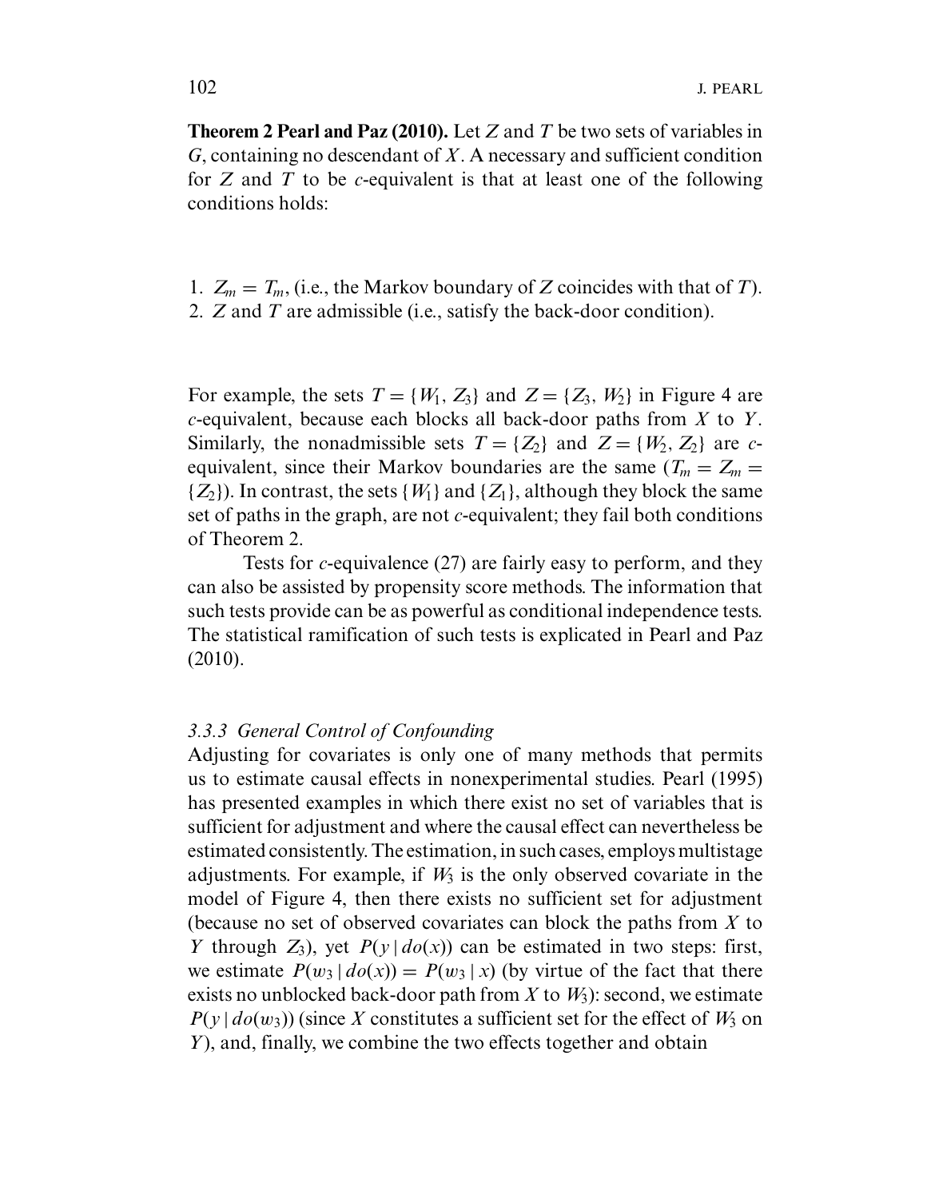**Theorem 2 Pearl and Paz (2010).** Let $Z$ and $T$ be two sets of variables in $G$, containing no descendant of $X$. A necessary and sufficient condition for $Z$ and $T$ to be *c*-equivalent is that at least one of the following conditions holds:

1. $Z_m = T_m$, (i.e., the Markov boundary of $Z$ coincides with that of $T$).
2. $Z$ and $T$ are admissible (i.e., satisfy the back-door condition).

For example, the sets $T = \{W_1, Z_3\}$ and $Z = \{Z_3, W_2\}$ in Figure 4 are *c*-equivalent, because each blocks all back-door paths from $X$ to $Y$. Similarly, the nonadmissible sets $T = \{Z_2\}$ and $Z = \{W_2, Z_2\}$ are *c*-equivalent, since their Markov boundaries are the same ($T_m = Z_m = \{Z_2\}$). In contrast, the sets $\{W_1\}$ and $\{Z_1\}$, although they block the same set of paths in the graph, are not *c*-equivalent; they fail both conditions of Theorem 2.

Tests for *c*-equivalence (27) are fairly easy to perform, and they can also be assisted by propensity score methods. The information that such tests provide can be as powerful as conditional independence tests. The statistical ramification of such tests is explicated in Pearl and Paz (2010).

### *3.3.3 General Control of Confounding*

Adjusting for covariates is only one of many methods that permits us to estimate causal effects in nonexperimental studies. Pearl (1995) has presented examples in which there exist no set of variables that is sufficient for adjustment and where the causal effect can nevertheless be estimated consistently. The estimation, in such cases, employs multistage adjustments. For example, if $W_3$ is the only observed covariate in the model of Figure 4, then there exists no sufficient set for adjustment (because no set of observed covariates can block the paths from $X$ to $Y$ through $Z_3$), yet $P(y \mid do(x))$ can be estimated in two steps: first, we estimate $P(w_3 \mid do(x)) = P(w_3 \mid x)$ (by virtue of the fact that there exists no unblocked back-door path from $X$ to $W_3$): second, we estimate $P(y \mid do(w_3))$ (since $X$ constitutes a sufficient set for the effect of $W_3$ on $Y$), and, finally, we combine the two effects together and obtain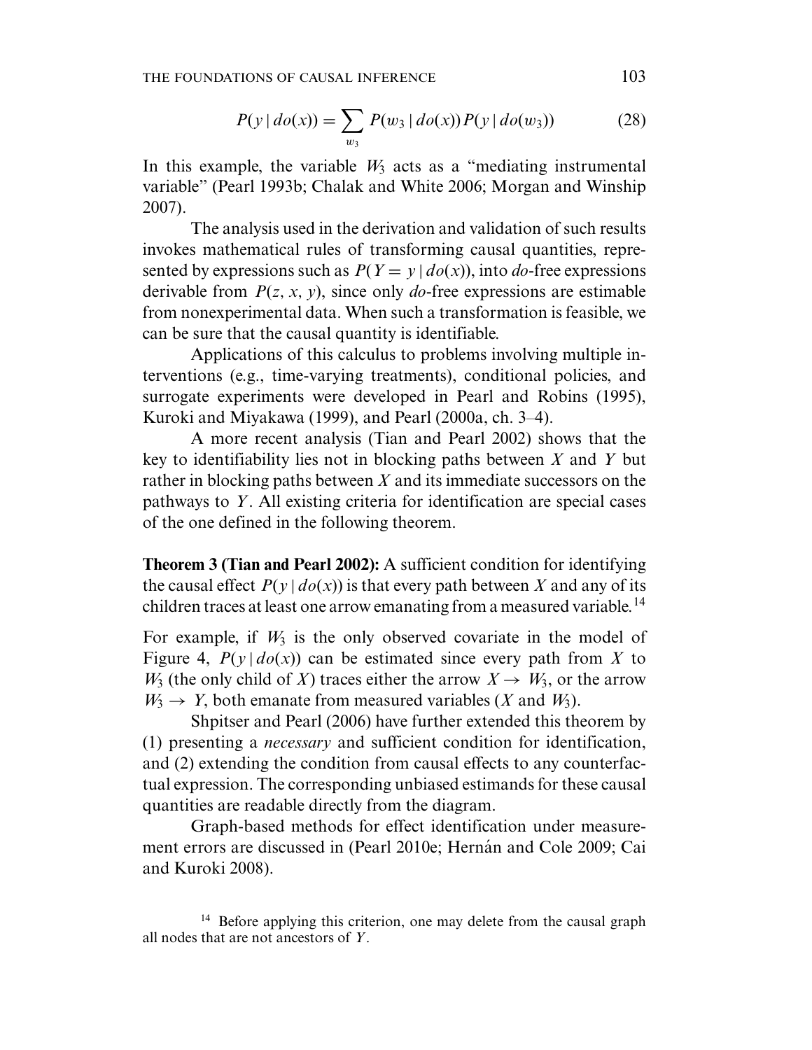$$P(y \mid do(x)) = \sum_{w_3} P(w_3 \mid do(x)) P(y \mid do(w_3)) \tag{28}$$

In this example, the variable $W_3$ acts as a "mediating instrumental variable" (Pearl 1993b; Chalak and White 2006; Morgan and Winship 2007).

The analysis used in the derivation and validation of such results invokes mathematical rules of transforming causal quantities, represented by expressions such as $P(Y = y \mid do(x))$, into *do*-free expressions derivable from $P(z, x, y)$, since only *do*-free expressions are estimable from nonexperimental data. When such a transformation is feasible, we can be sure that the causal quantity is identifiable.

Applications of this calculus to problems involving multiple interventions (e.g., time-varying treatments), conditional policies, and surrogate experiments were developed in Pearl and Robins (1995), Kuroki and Miyakawa (1999), and Pearl (2000a, ch. 3–4).

A more recent analysis (Tian and Pearl 2002) shows that the key to identifiability lies not in blocking paths between $X$ and $Y$ but rather in blocking paths between $X$ and its immediate successors on the pathways to $Y$. All existing criteria for identification are special cases of the one defined in the following theorem.

**Theorem 3 (Tian and Pearl 2002):** A sufficient condition for identifying the causal effect $P(y \mid do(x))$ is that every path between $X$ and any of its children traces at least one arrow emanating from a measured variable.[14]

For example, if $W_3$ is the only observed covariate in the model of Figure 4, $P(y \mid do(x))$ can be estimated since every path from $X$ to $W_3$ (the only child of $X$) traces either the arrow $X \rightarrow W_3$, or the arrow $W_3 \rightarrow Y$, both emanate from measured variables ($X$ and $W_3$).

Shpitser and Pearl (2006) have further extended this theorem by (1) presenting a *necessary* and sufficient condition for identification, and (2) extending the condition from causal effects to any counterfactual expression. The corresponding unbiased estimands for these causal quantities are readable directly from the diagram.

Graph-based methods for effect identification under measurement errors are discussed in (Pearl 2010e; Hernán and Cole 2009; Cai and Kuroki 2008).

[14] Before applying this criterion, one may delete from the causal graph all nodes that are not ancestors of $Y$.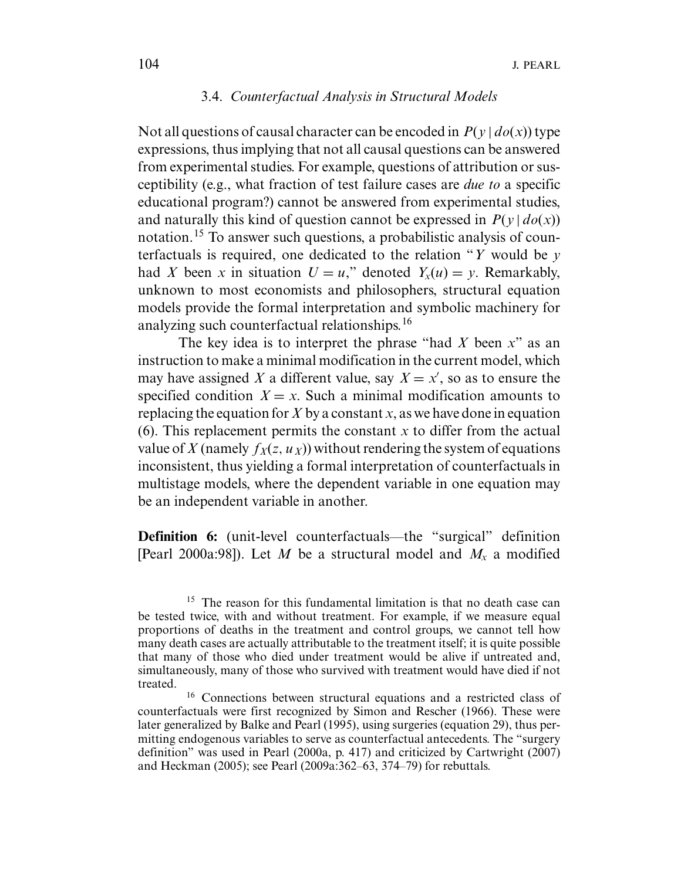### 3.4. *Counterfactual Analysis in Structural Models*

Not all questions of causal character can be encoded in $P(y \mid do(x))$ type expressions, thus implying that not all causal questions can be answered from experimental studies. For example, questions of attribution or susceptibility (e.g., what fraction of test failure cases are *due to* a specific educational program?) cannot be answered from experimental studies, and naturally this kind of question cannot be expressed in $P(y \mid do(x))$ notation.[15] To answer such questions, a probabilistic analysis of counterfactuals is required, one dedicated to the relation "$Y$ would be $y$ had $X$ been $x$ in situation $U = u$," denoted $Y_x(u) = y$. Remarkably, unknown to most economists and philosophers, structural equation models provide the formal interpretation and symbolic machinery for analyzing such counterfactual relationships.[16]

The key idea is to interpret the phrase "had $X$ been $x$" as an instruction to make a minimal modification in the current model, which may have assigned $X$ a different value, say $X = x'$, so as to ensure the specified condition $X = x$. Such a minimal modification amounts to replacing the equation for $X$ by a constant $x$, as we have done in equation (6). This replacement permits the constant $x$ to differ from the actual value of $X$ (namely $f_X(z, u_X)$) without rendering the system of equations inconsistent, thus yielding a formal interpretation of counterfactuals in multistage models, where the dependent variable in one equation may be an independent variable in another.

**Definition 6:** (unit-level counterfactuals—the "surgical" definition [Pearl 2000a:98]). Let $M$ be a structural model and $M_x$ a modified

[15] The reason for this fundamental limitation is that no death case can be tested twice, with and without treatment. For example, if we measure equal proportions of deaths in the treatment and control groups, we cannot tell how many death cases are actually attributable to the treatment itself; it is quite possible that many of those who died under treatment would be alive if untreated and, simultaneously, many of those who survived with treatment would have died if not treated.

[16] Connections between structural equations and a restricted class of counterfactuals were first recognized by Simon and Rescher (1966). These were later generalized by Balke and Pearl (1995), using surgeries (equation 29), thus permitting endogenous variables to serve as counterfactual antecedents. The "surgery definition" was used in Pearl (2000a, p. 417) and criticized by Cartwright (2007) and Heckman (2005); see Pearl (2009a:362–63, 374–79) for rebuttals.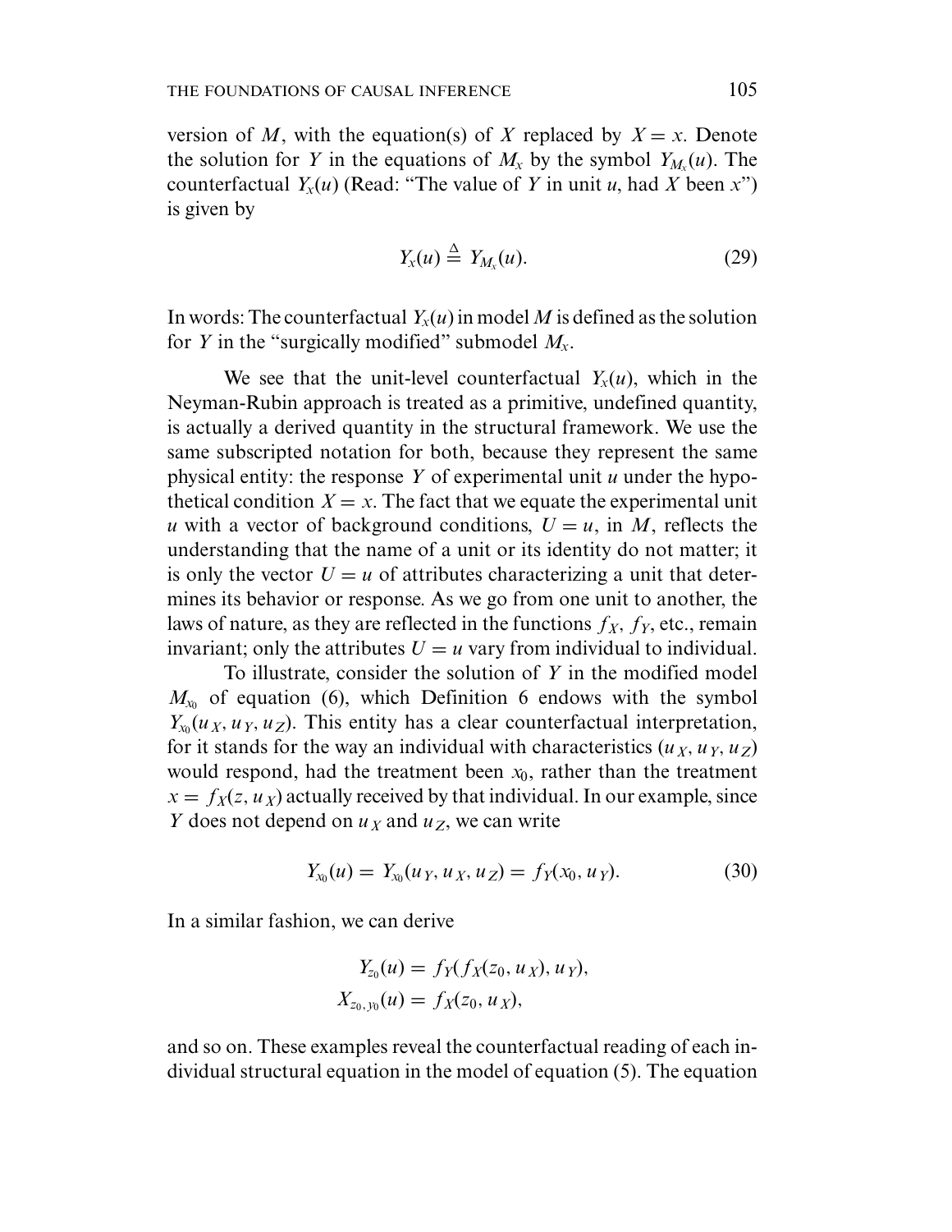version of $M$, with the equation(s) of $X$ replaced by $X = x$. Denote the solution for $Y$ in the equations of $M_x$ by the symbol $Y_{M_x}(u)$. The counterfactual $Y_x(u)$ (Read: "The value of $Y$ in unit $u$, had $X$ been $x$") is given by

$$Y_x(u) \triangleq Y_{M_x}(u). \tag{29}$$

In words: The counterfactual $Y_x(u)$ in model $M$ is defined as the solution for $Y$ in the "surgically modified" submodel $M_x$.

We see that the unit-level counterfactual $Y_x(u)$, which in the Neyman-Rubin approach is treated as a primitive, undefined quantity, is actually a derived quantity in the structural framework. We use the same subscripted notation for both, because they represent the same physical entity: the response $Y$ of experimental unit $u$ under the hypothetical condition $X = x$. The fact that we equate the experimental unit $u$ with a vector of background conditions, $U = u$, in $M$, reflects the understanding that the name of a unit or its identity do not matter; it is only the vector $U = u$ of attributes characterizing a unit that determines its behavior or response. As we go from one unit to another, the laws of nature, as they are reflected in the functions $f_X$, $f_Y$, etc., remain invariant; only the attributes $U = u$ vary from individual to individual.

To illustrate, consider the solution of $Y$ in the modified model $M_{x_0}$ of equation (6), which Definition 6 endows with the symbol $Y_{x_0}(u_X, u_Y, u_Z)$. This entity has a clear counterfactual interpretation, for it stands for the way an individual with characteristics $(u_X, u_Y, u_Z)$ would respond, had the treatment been $x_0$, rather than the treatment $x = f_X(z, u_X)$ actually received by that individual. In our example, since $Y$ does not depend on $u_X$ and $u_Z$, we can write

$$Y_{x_0}(u) = Y_{x_0}(u_Y, u_X, u_Z) = f_Y(x_0, u_Y). \tag{30}$$

In a similar fashion, we can derive

$$\begin{aligned} Y_{z_0}(u) &= f_Y(f_X(z_0, u_X), u_Y), \\ X_{z_0, y_0}(u) &= f_X(z_0, u_X), \end{aligned}$$

and so on. These examples reveal the counterfactual reading of each individual structural equation in the model of equation (5). The equation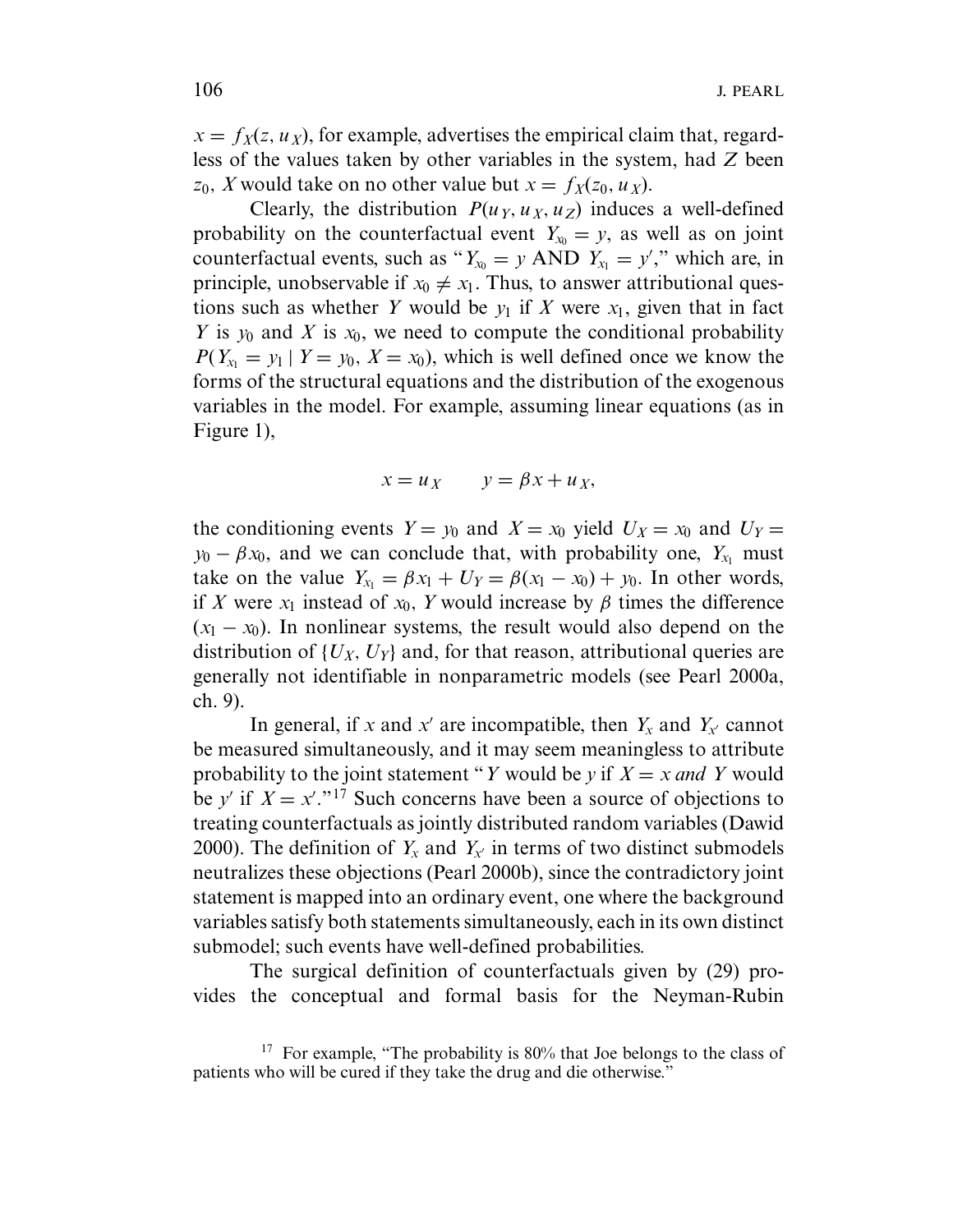$x = f_X(z, u_X)$, for example, advertises the empirical claim that, regardless of the values taken by other variables in the system, had $Z$ been $z_0$, $X$ would take on no other value but $x = f_X(z_0, u_X)$.

Clearly, the distribution $P(u_Y, u_X, u_Z)$ induces a well-defined probability on the counterfactual event $Y_{x_0} = y$, as well as on joint counterfactual events, such as "$Y_{x_0} = y$ AND $Y_{x_1} = y'$," which are, in principle, unobservable if $x_0 \neq x_1$. Thus, to answer attributional questions such as whether $Y$ would be $y_1$ if $X$ were $x_1$, given that in fact $Y$ is $y_0$ and $X$ is $x_0$, we need to compute the conditional probability $P(Y_{x_1} = y_1 \mid Y = y_0, X = x_0)$, which is well defined once we know the forms of the structural equations and the distribution of the exogenous variables in the model. For example, assuming linear equations (as in Figure 1),

$$x = u_X \qquad y = \beta x + u_X,$$

the conditioning events $Y = y_0$ and $X = x_0$ yield $U_X = x_0$ and $U_Y = y_0 - \beta x_0$, and we can conclude that, with probability one, $Y_{x_1}$ must take on the value $Y_{x_1} = \beta x_1 + U_Y = \beta(x_1 - x_0) + y_0$. In other words, if $X$ were $x_1$ instead of $x_0$, $Y$ would increase by $\beta$ times the difference $(x_1 - x_0)$. In nonlinear systems, the result would also depend on the distribution of $\{U_X, U_Y\}$ and, for that reason, attributional queries are generally not identifiable in nonparametric models (see Pearl 2000a, ch. 9).

In general, if $x$ and $x'$ are incompatible, then $Y_x$ and $Y_{x'}$ cannot be measured simultaneously, and it may seem meaningless to attribute probability to the joint statement "$Y$ would be $y$ if $X = x$ *and* $Y$ would be $y'$ if $X = x'$."[17] Such concerns have been a source of objections to treating counterfactuals as jointly distributed random variables (Dawid 2000). The definition of $Y_x$ and $Y_{x'}$ in terms of two distinct submodels neutralizes these objections (Pearl 2000b), since the contradictory joint statement is mapped into an ordinary event, one where the background variables satisfy both statements simultaneously, each in its own distinct submodel; such events have well-defined probabilities.

The surgical definition of counterfactuals given by (29) provides the conceptual and formal basis for the Neyman-Rubin

[17] For example, "The probability is 80% that Joe belongs to the class of patients who will be cured if they take the drug and die otherwise."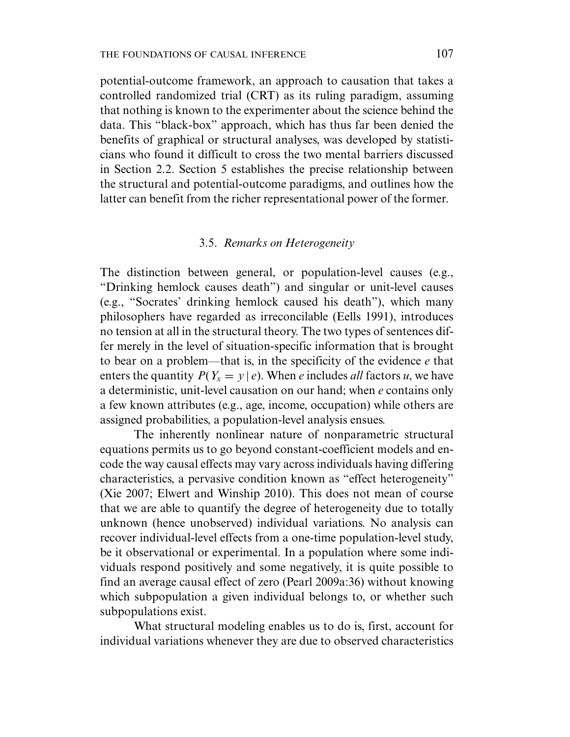potential-outcome framework, an approach to causation that takes a controlled randomized trial (CRT) as its ruling paradigm, assuming that nothing is known to the experimenter about the science behind the data. This "black-box" approach, which has thus far been denied the benefits of graphical or structural analyses, was developed by statisticians who found it difficult to cross the two mental barriers discussed in Section 2.2. Section 5 establishes the precise relationship between the structural and potential-outcome paradigms, and outlines how the latter can benefit from the richer representational power of the former.

### 3.5. *Remarks on Heterogeneity*

The distinction between general, or population-level causes (e.g., "Drinking hemlock causes death") and singular or unit-level causes (e.g., "Socrates' drinking hemlock caused his death"), which many philosophers have regarded as irreconcilable (Eells 1991), introduces no tension at all in the structural theory. The two types of sentences differ merely in the level of situation-specific information that is brought to bear on a problem—that is, in the specificity of the evidence $e$ that enters the quantity $P(Y_x = y \mid e)$. When $e$ includes *all* factors $u$, we have a deterministic, unit-level causation on our hand; when $e$ contains only a few known attributes (e.g., age, income, occupation) while others are assigned probabilities, a population-level analysis ensues.

The inherently nonlinear nature of nonparametric structural equations permits us to go beyond constant-coefficient models and encode the way causal effects may vary across individuals having differing characteristics, a pervasive condition known as "effect heterogeneity" (Xie 2007; Elwert and Winship 2010). This does not mean of course that we are able to quantify the degree of heterogeneity due to totally unknown (hence unobserved) individual variations. No analysis can recover individual-level effects from a one-time population-level study, be it observational or experimental. In a population where some individuals respond positively and some negatively, it is quite possible to find an average causal effect of zero (Pearl 2009a:36) without knowing which subpopulation a given individual belongs to, or whether such subpopulations exist.

What structural modeling enables us to do is, first, account for individual variations whenever they are due to observed characteristics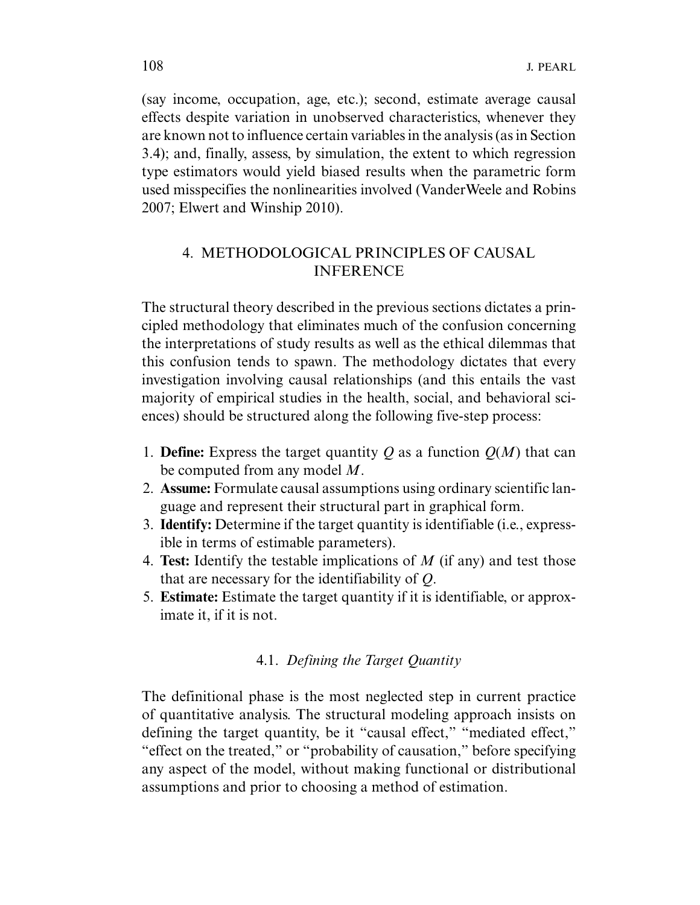(say income, occupation, age, etc.); second, estimate average causal effects despite variation in unobserved characteristics, whenever they are known not to influence certain variables in the analysis (as in Section 3.4); and, finally, assess, by simulation, the extent to which regression type estimators would yield biased results when the parametric form used misspecifies the nonlinearities involved (VanderWeele and Robins 2007; Elwert and Winship 2010).

## 4. METHODOLOGICAL PRINCIPLES OF CAUSAL INFERENCE

The structural theory described in the previous sections dictates a principled methodology that eliminates much of the confusion concerning the interpretations of study results as well as the ethical dilemmas that this confusion tends to spawn. The methodology dictates that every investigation involving causal relationships (and this entails the vast majority of empirical studies in the health, social, and behavioral sciences) should be structured along the following five-step process:

1. **Define:** Express the target quantity $Q$ as a function $Q(M)$ that can be computed from any model $M$.
2. **Assume:** Formulate causal assumptions using ordinary scientific language and represent their structural part in graphical form.
3. **Identify:** Determine if the target quantity is identifiable (i.e., expressible in terms of estimable parameters).
4. **Test:** Identify the testable implications of $M$ (if any) and test those that are necessary for the identifiability of $Q$.
5. **Estimate:** Estimate the target quantity if it is identifiable, or approximate it, if it is not.

### 4.1. *Defining the Target Quantity*

The definitional phase is the most neglected step in current practice of quantitative analysis. The structural modeling approach insists on defining the target quantity, be it "causal effect," "mediated effect," "effect on the treated," or "probability of causation," before specifying any aspect of the model, without making functional or distributional assumptions and prior to choosing a method of estimation.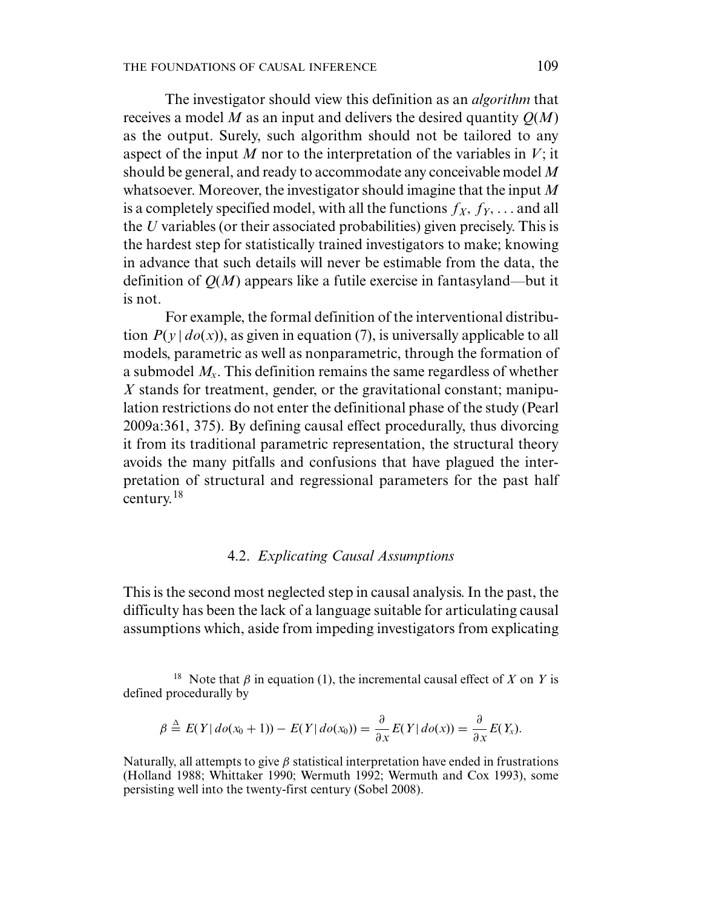The investigator should view this definition as an *algorithm* that receives a model $M$ as an input and delivers the desired quantity $Q(M)$ as the output. Surely, such algorithm should not be tailored to any aspect of the input $M$ nor to the interpretation of the variables in $V$; it should be general, and ready to accommodate any conceivable model $M$ whatsoever. Moreover, the investigator should imagine that the input $M$ is a completely specified model, with all the functions $f_X, f_Y, \ldots$ and all the $U$ variables (or their associated probabilities) given precisely. This is the hardest step for statistically trained investigators to make; knowing in advance that such details will never be estimable from the data, the definition of $Q(M)$ appears like a futile exercise in fantasyland—but it is not.

For example, the formal definition of the interventional distribution $P(y \mid do(x))$, as given in equation (7), is universally applicable to all models, parametric as well as nonparametric, through the formation of a submodel $M_x$. This definition remains the same regardless of whether $X$ stands for treatment, gender, or the gravitational constant; manipulation restrictions do not enter the definitional phase of the study (Pearl 2009a:361, 375). By defining causal effect procedurally, thus divorcing it from its traditional parametric representation, the structural theory avoids the many pitfalls and confusions that have plagued the interpretation of structural and regressional parameters for the past half century.[18]

### 4.2. *Explicating Causal Assumptions*

This is the second most neglected step in causal analysis. In the past, the difficulty has been the lack of a language suitable for articulating causal assumptions which, aside from impeding investigators from explicating

---

[18] Note that $\beta$ in equation (1), the incremental causal effect of $X$ on $Y$ is defined procedurally by

$$\beta \triangleq E(Y \mid do(x_0 + 1)) - E(Y \mid do(x_0)) = \frac{\partial}{\partial x} E(Y \mid do(x)) = \frac{\partial}{\partial x} E(Y_x).$$

Naturally, all attempts to give $\beta$ statistical interpretation have ended in frustrations (Holland 1988; Whittaker 1990; Wermuth 1992; Wermuth and Cox 1993), some persisting well into the twenty-first century (Sobel 2008).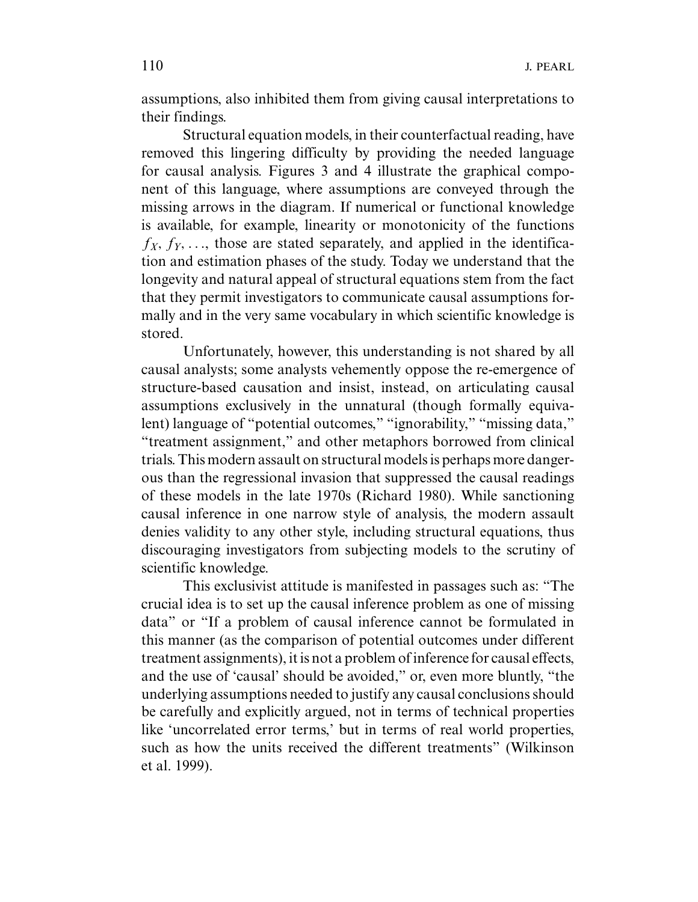assumptions, also inhibited them from giving causal interpretations to their findings.

Structural equation models, in their counterfactual reading, have removed this lingering difficulty by providing the needed language for causal analysis. Figures 3 and 4 illustrate the graphical component of this language, where assumptions are conveyed through the missing arrows in the diagram. If numerical or functional knowledge is available, for example, linearity or monotonicity of the functions $f_X$, $f_Y$, ..., those are stated separately, and applied in the identification and estimation phases of the study. Today we understand that the longevity and natural appeal of structural equations stem from the fact that they permit investigators to communicate causal assumptions formally and in the very same vocabulary in which scientific knowledge is stored.

Unfortunately, however, this understanding is not shared by all causal analysts; some analysts vehemently oppose the re-emergence of structure-based causation and insist, instead, on articulating causal assumptions exclusively in the unnatural (though formally equivalent) language of "potential outcomes," "ignorability," "missing data," "treatment assignment," and other metaphors borrowed from clinical trials. This modern assault on structural models is perhaps more dangerous than the regressional invasion that suppressed the causal readings of these models in the late 1970s (Richard 1980). While sanctioning causal inference in one narrow style of analysis, the modern assault denies validity to any other style, including structural equations, thus discouraging investigators from subjecting models to the scrutiny of scientific knowledge.

This exclusivist attitude is manifested in passages such as: "The crucial idea is to set up the causal inference problem as one of missing data" or "If a problem of causal inference cannot be formulated in this manner (as the comparison of potential outcomes under different treatment assignments), it is not a problem of inference for causal effects, and the use of 'causal' should be avoided," or, even more bluntly, "the underlying assumptions needed to justify any causal conclusions should be carefully and explicitly argued, not in terms of technical properties like 'uncorrelated error terms,' but in terms of real world properties, such as how the units received the different treatments" (Wilkinson et al. 1999).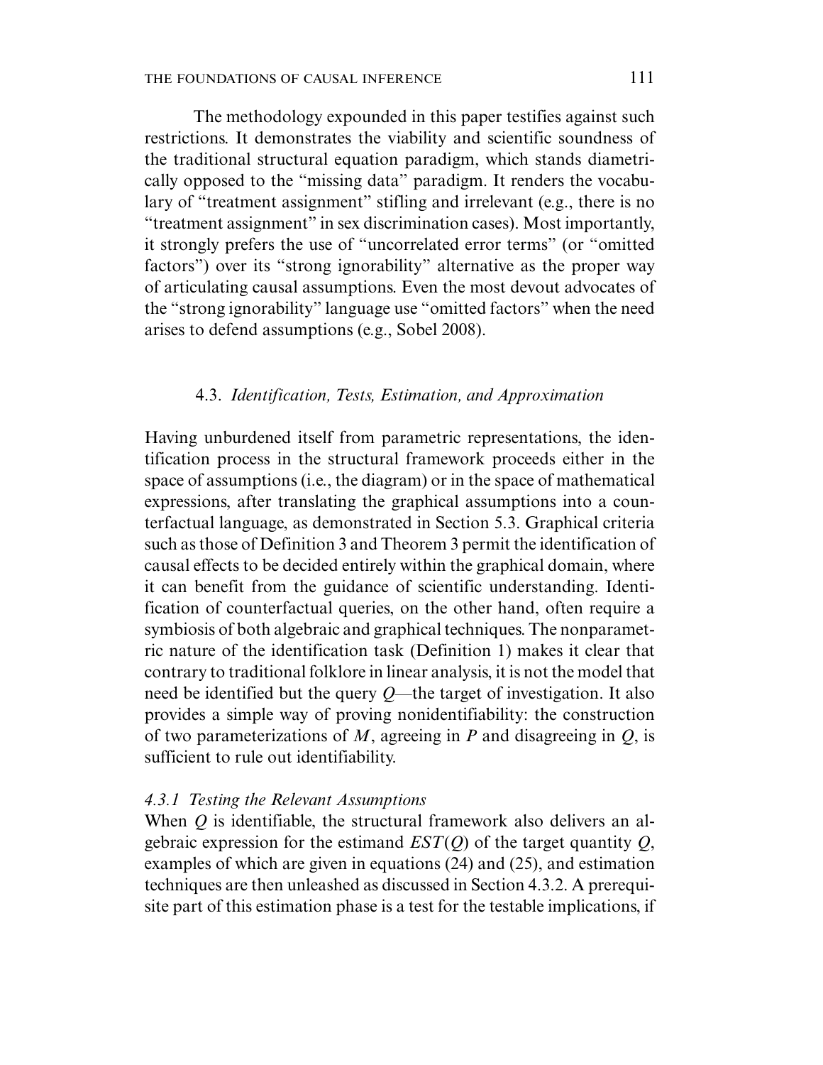The methodology expounded in this paper testifies against such restrictions. It demonstrates the viability and scientific soundness of the traditional structural equation paradigm, which stands diametrically opposed to the "missing data" paradigm. It renders the vocabulary of "treatment assignment" stifling and irrelevant (e.g., there is no "treatment assignment" in sex discrimination cases). Most importantly, it strongly prefers the use of "uncorrelated error terms" (or "omitted factors") over its "strong ignorability" alternative as the proper way of articulating causal assumptions. Even the most devout advocates of the "strong ignorability" language use "omitted factors" when the need arises to defend assumptions (e.g., Sobel 2008).

### 4.3. *Identification, Tests, Estimation, and Approximation*

Having unburdened itself from parametric representations, the identification process in the structural framework proceeds either in the space of assumptions (i.e., the diagram) or in the space of mathematical expressions, after translating the graphical assumptions into a counterfactual language, as demonstrated in Section 5.3. Graphical criteria such as those of Definition 3 and Theorem 3 permit the identification of causal effects to be decided entirely within the graphical domain, where it can benefit from the guidance of scientific understanding. Identification of counterfactual queries, on the other hand, often require a symbiosis of both algebraic and graphical techniques. The nonparametric nature of the identification task (Definition 1) makes it clear that contrary to traditional folklore in linear analysis, it is not the model that need be identified but the query $Q$—the target of investigation. It also provides a simple way of proving nonidentifiability: the construction of two parameterizations of $M$, agreeing in $P$ and disagreeing in $Q$, is sufficient to rule out identifiability.

#### *4.3.1 Testing the Relevant Assumptions*

When $Q$ is identifiable, the structural framework also delivers an algebraic expression for the estimand $EST(Q)$ of the target quantity $Q$, examples of which are given in equations (24) and (25), and estimation techniques are then unleashed as discussed in Section 4.3.2. A prerequisite part of this estimation phase is a test for the testable implications, if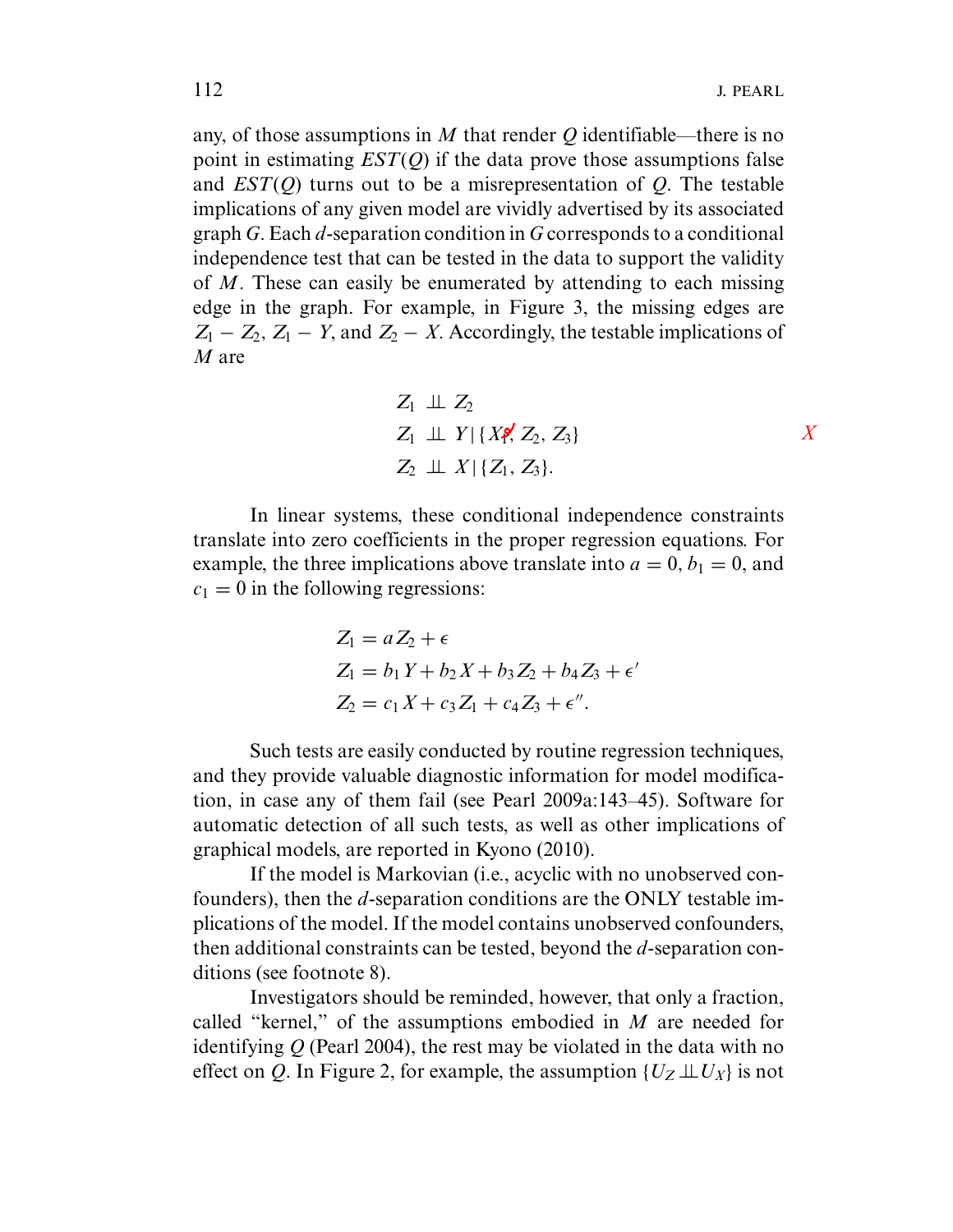any, of those assumptions in $M$ that render $Q$ identifiable—there is no point in estimating $EST(Q)$ if the data prove those assumptions false and $EST(Q)$ turns out to be a misrepresentation of $Q$. The testable implications of any given model are vividly advertised by its associated graph $G$. Each $d$-separation condition in $G$ corresponds to a conditional independence test that can be tested in the data to support the validity of $M$. These can easily be enumerated by attending to each missing edge in the graph. For example, in Figure 3, the missing edges are $Z_1 - Z_2$, $Z_1 - Y$, and $Z_2 - X$. Accordingly, the testable implications of $M$ are

$$
\begin{aligned}
&Z_1 \perp\!\!\!\perp Z_2 \\
&Z_1 \perp\!\!\!\perp Y \mid \{X, Z_2, Z_3\} \\
&Z_2 \perp\!\!\!\perp X \mid \{Z_1, Z_3\}.
\end{aligned}
$$

In linear systems, these conditional independence constraints translate into zero coefficients in the proper regression equations. For example, the three implications above translate into $a = 0$, $b_1 = 0$, and $c_1 = 0$ in the following regressions:

$$
\begin{aligned}
Z_1 &= aZ_2 + \epsilon \\
Z_1 &= b_1 Y + b_2 X + b_3 Z_2 + b_4 Z_3 + \epsilon' \\
Z_2 &= c_1 X + c_3 Z_1 + c_4 Z_3 + \epsilon''.
\end{aligned}
$$

Such tests are easily conducted by routine regression techniques, and they provide valuable diagnostic information for model modification, in case any of them fail (see Pearl 2009a:143–45). Software for automatic detection of all such tests, as well as other implications of graphical models, are reported in Kyono (2010).

If the model is Markovian (i.e., acyclic with no unobserved confounders), then the $d$-separation conditions are the ONLY testable implications of the model. If the model contains unobserved confounders, then additional constraints can be tested, beyond the $d$-separation conditions (see footnote 8).

Investigators should be reminded, however, that only a fraction, called "kernel," of the assumptions embodied in $M$ are needed for identifying $Q$ (Pearl 2004), the rest may be violated in the data with no effect on $Q$. In Figure 2, for example, the assumption $\{U_Z \perp\!\!\!\perp U_X\}$ is not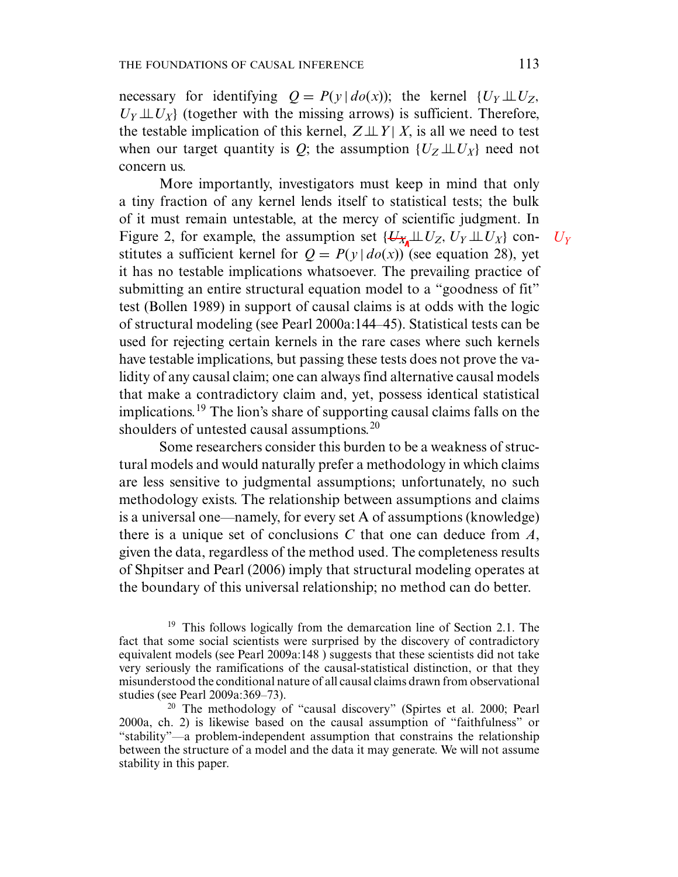necessary for identifying $Q = P(y \mid do(x))$; the kernel $\{U_Y \perp\!\!\!\perp U_Z, U_Y \perp\!\!\!\perp U_X\}$ (together with the missing arrows) is sufficient. Therefore, the testable implication of this kernel, $Z \perp\!\!\!\perp Y \mid X$, is all we need to test when our target quantity is $Q$; the assumption $\{U_Z \perp\!\!\!\perp U_X\}$ need not concern us.

More importantly, investigators must keep in mind that only a tiny fraction of any kernel lends itself to statistical tests; the bulk of it must remain untestable, at the mercy of scientific judgment. In Figure 2, for example, the assumption set $\{$~~$U_X$~~ $U_Y \perp\!\!\!\perp U_Z, U_Y \perp\!\!\!\perp U_X\}$ constitutes a sufficient kernel for $Q = P(y \mid do(x))$ (see equation 28), yet it has no testable implications whatsoever. The prevailing practice of submitting an entire structural equation model to a "goodness of fit" test (Bollen 1989) in support of causal claims is at odds with the logic of structural modeling (see Pearl 2000a:144–45). Statistical tests can be used for rejecting certain kernels in the rare cases where such kernels have testable implications, but passing these tests does not prove the validity of any causal claim; one can always find alternative causal models that make a contradictory claim and, yet, possess identical statistical implications.[19] The lion's share of supporting causal claims falls on the shoulders of untested causal assumptions.[20]

Some researchers consider this burden to be a weakness of structural models and would naturally prefer a methodology in which claims are less sensitive to judgmental assumptions; unfortunately, no such methodology exists. The relationship between assumptions and claims is a universal one—namely, for every set A of assumptions (knowledge) there is a unique set of conclusions $C$ that one can deduce from $A$, given the data, regardless of the method used. The completeness results of Shpitser and Pearl (2006) imply that structural modeling operates at the boundary of this universal relationship; no method can do better.

[19] This follows logically from the demarcation line of Section 2.1. The fact that some social scientists were surprised by the discovery of contradictory equivalent models (see Pearl 2009a:148 ) suggests that these scientists did not take very seriously the ramifications of the causal-statistical distinction, or that they misunderstood the conditional nature of all causal claims drawn from observational studies (see Pearl 2009a:369–73).

[20] The methodology of "causal discovery" (Spirtes et al. 2000; Pearl 2000a, ch. 2) is likewise based on the causal assumption of "faithfulness" or "stability"—a problem-independent assumption that constrains the relationship between the structure of a model and the data it may generate. We will not assume stability in this paper.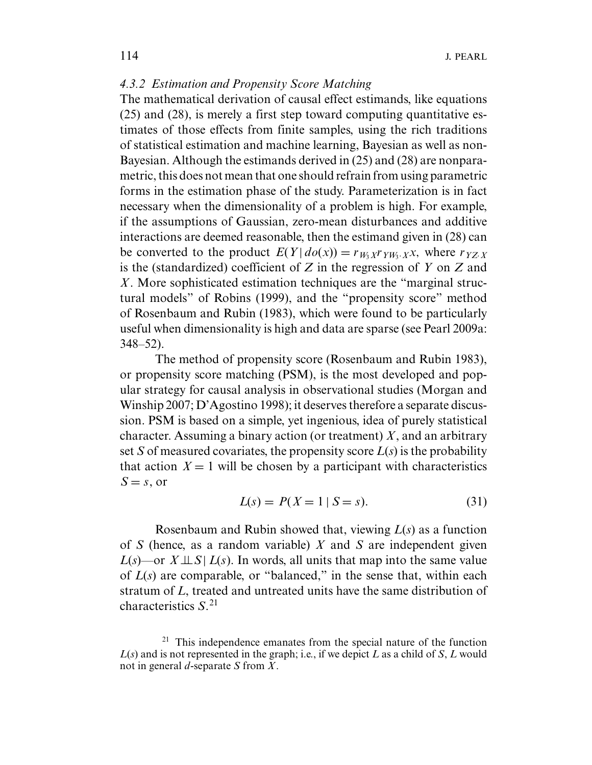### 4.3.2 Estimation and Propensity Score Matching

The mathematical derivation of causal effect estimands, like equations (25) and (28), is merely a first step toward computing quantitative estimates of those effects from finite samples, using the rich traditions of statistical estimation and machine learning, Bayesian as well as non-Bayesian. Although the estimands derived in (25) and (28) are nonparametric, this does not mean that one should refrain from using parametric forms in the estimation phase of the study. Parameterization is in fact necessary when the dimensionality of a problem is high. For example, if the assumptions of Gaussian, zero-mean disturbances and additive interactions are deemed reasonable, then the estimand given in (28) can be converted to the product $E(Y \mid do(x)) = r_{W_3 X} r_{Y W_3 \cdot X} x$, where $r_{YZ \cdot X}$ is the (standardized) coefficient of $Z$ in the regression of $Y$ on $Z$ and $X$. More sophisticated estimation techniques are the "marginal structural models" of Robins (1999), and the "propensity score" method of Rosenbaum and Rubin (1983), which were found to be particularly useful when dimensionality is high and data are sparse (see Pearl 2009a: 348–52).

The method of propensity score (Rosenbaum and Rubin 1983), or propensity score matching (PSM), is the most developed and popular strategy for causal analysis in observational studies (Morgan and Winship 2007; D'Agostino 1998); it deserves therefore a separate discussion. PSM is based on a simple, yet ingenious, idea of purely statistical character. Assuming a binary action (or treatment) $X$, and an arbitrary set $S$ of measured covariates, the propensity score $L(s)$ is the probability that action $X = 1$ will be chosen by a participant with characteristics $S = s$, or

$$L(s) = P(X = 1 \mid S = s). \tag{31}$$

Rosenbaum and Rubin showed that, viewing $L(s)$ as a function of $S$ (hence, as a random variable) $X$ and $S$ are independent given $L(s)$—or $X \perp\!\!\!\perp S \mid L(s)$. In words, all units that map into the same value of $L(s)$ are comparable, or "balanced," in the sense that, within each stratum of $L$, treated and untreated units have the same distribution of characteristics $S$.[21]

[21] This independence emanates from the special nature of the function $L(s)$ and is not represented in the graph; i.e., if we depict $L$ as a child of $S$, $L$ would not in general $d$-separate $S$ from $X$.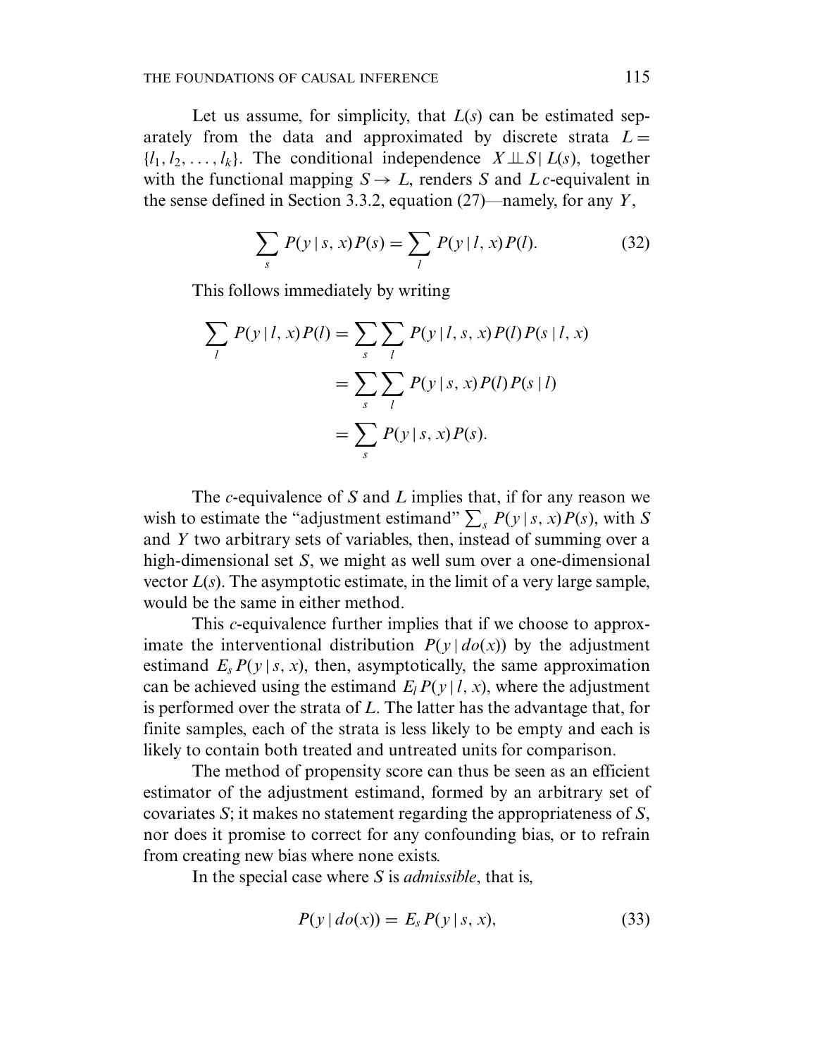Let us assume, for simplicity, that $L(s)$ can be estimated separately from the data and approximated by discrete strata $L = \{l_1, l_2, \ldots, l_k\}$. The conditional independence $X \perp\!\!\!\perp S \mid L(s)$, together with the functional mapping $S \to L$, renders $S$ and $L$ *c*-equivalent in the sense defined in Section 3.3.2, equation (27)—namely, for any $Y$,

$$\sum_s P(y \mid s, x) P(s) = \sum_l P(y \mid l, x) P(l). \tag{32}$$

This follows immediately by writing

$$\begin{aligned}
\sum_l P(y \mid l, x) P(l) &= \sum_s \sum_l P(y \mid l, s, x) P(l) P(s \mid l, x) \\
&= \sum_s \sum_l P(y \mid s, x) P(l) P(s \mid l) \\
&= \sum_s P(y \mid s, x) P(s).
\end{aligned}$$

The *c*-equivalence of $S$ and $L$ implies that, if for any reason we wish to estimate the "adjustment estimand" $\sum_s P(y \mid s, x) P(s)$, with $S$ and $Y$ two arbitrary sets of variables, then, instead of summing over a high-dimensional set $S$, we might as well sum over a one-dimensional vector $L(s)$. The asymptotic estimate, in the limit of a very large sample, would be the same in either method.

This *c*-equivalence further implies that if we choose to approximate the interventional distribution $P(y \mid do(x))$ by the adjustment estimand $E_s P(y \mid s, x)$, then, asymptotically, the same approximation can be achieved using the estimand $E_l P(y \mid l, x)$, where the adjustment is performed over the strata of $L$. The latter has the advantage that, for finite samples, each of the strata is less likely to be empty and each is likely to contain both treated and untreated units for comparison.

The method of propensity score can thus be seen as an efficient estimator of the adjustment estimand, formed by an arbitrary set of covariates $S$; it makes no statement regarding the appropriateness of $S$, nor does it promise to correct for any confounding bias, or to refrain from creating new bias where none exists.

In the special case where $S$ is *admissible*, that is,

$$P(y \mid do(x)) = E_s P(y \mid s, x), \tag{33}$$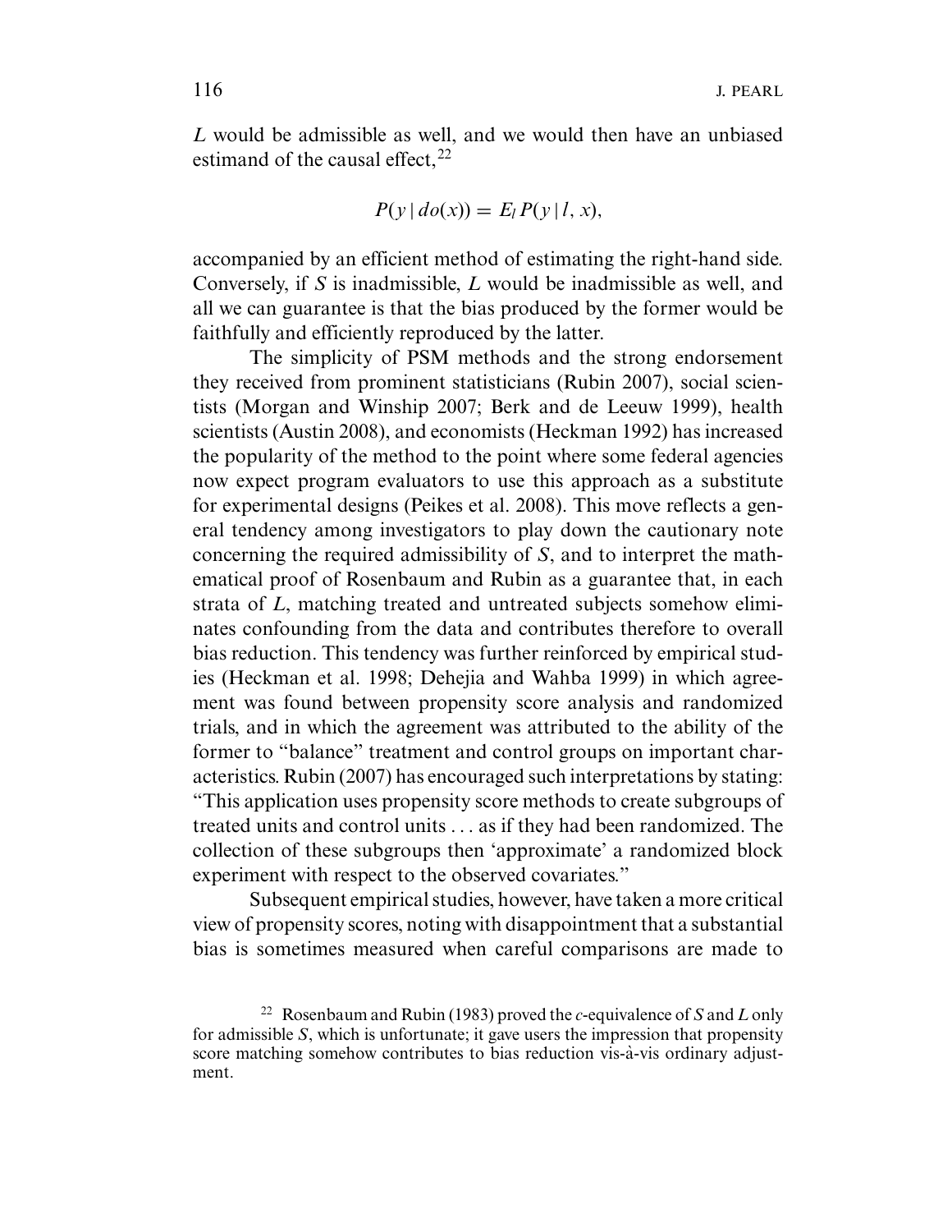$L$ would be admissible as well, and we would then have an unbiased estimand of the causal effect,[22]

$$P(y \mid do(x)) = E_l P(y \mid l, x),$$

accompanied by an efficient method of estimating the right-hand side. Conversely, if $S$ is inadmissible, $L$ would be inadmissible as well, and all we can guarantee is that the bias produced by the former would be faithfully and efficiently reproduced by the latter.

The simplicity of PSM methods and the strong endorsement they received from prominent statisticians (Rubin 2007), social scientists (Morgan and Winship 2007; Berk and de Leeuw 1999), health scientists (Austin 2008), and economists (Heckman 1992) has increased the popularity of the method to the point where some federal agencies now expect program evaluators to use this approach as a substitute for experimental designs (Peikes et al. 2008). This move reflects a general tendency among investigators to play down the cautionary note concerning the required admissibility of $S$, and to interpret the mathematical proof of Rosenbaum and Rubin as a guarantee that, in each strata of $L$, matching treated and untreated subjects somehow eliminates confounding from the data and contributes therefore to overall bias reduction. This tendency was further reinforced by empirical studies (Heckman et al. 1998; Dehejia and Wahba 1999) in which agreement was found between propensity score analysis and randomized trials, and in which the agreement was attributed to the ability of the former to "balance" treatment and control groups on important characteristics. Rubin (2007) has encouraged such interpretations by stating: "This application uses propensity score methods to create subgroups of treated units and control units ... as if they had been randomized. The collection of these subgroups then 'approximate' a randomized block experiment with respect to the observed covariates."

Subsequent empirical studies, however, have taken a more critical view of propensity scores, noting with disappointment that a substantial bias is sometimes measured when careful comparisons are made to

[22] Rosenbaum and Rubin (1983) proved the $c$-equivalence of $S$ and $L$ only for admissible $S$, which is unfortunate; it gave users the impression that propensity score matching somehow contributes to bias reduction vis-à-vis ordinary adjustment.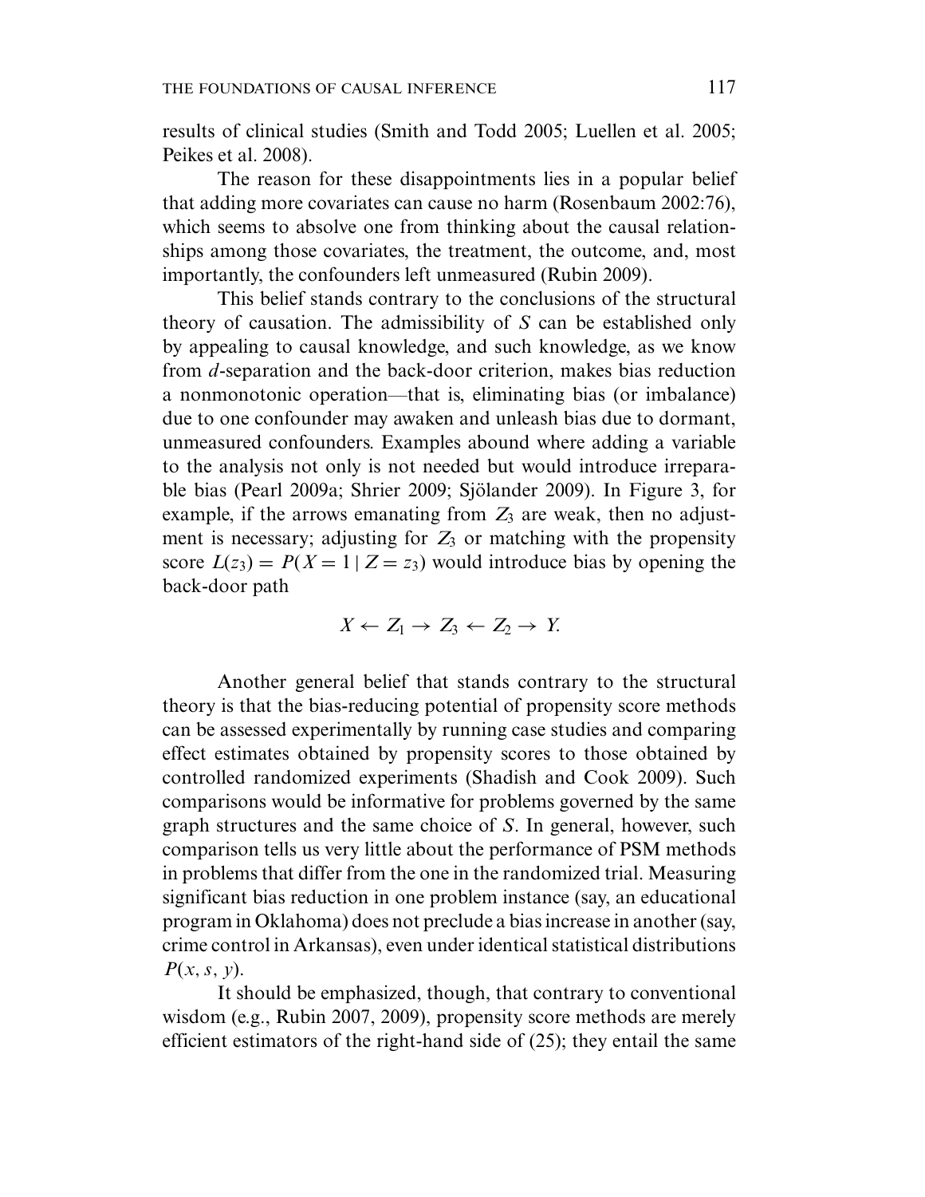results of clinical studies (Smith and Todd 2005; Luellen et al. 2005; Peikes et al. 2008).

The reason for these disappointments lies in a popular belief that adding more covariates can cause no harm (Rosenbaum 2002:76), which seems to absolve one from thinking about the causal relationships among those covariates, the treatment, the outcome, and, most importantly, the confounders left unmeasured (Rubin 2009).

This belief stands contrary to the conclusions of the structural theory of causation. The admissibility of $S$ can be established only by appealing to causal knowledge, and such knowledge, as we know from $d$-separation and the back-door criterion, makes bias reduction a nonmonotonic operation—that is, eliminating bias (or imbalance) due to one confounder may awaken and unleash bias due to dormant, unmeasured confounders. Examples abound where adding a variable to the analysis not only is not needed but would introduce irreparable bias (Pearl 2009a; Shrier 2009; Sjölander 2009). In Figure 3, for example, if the arrows emanating from $Z_3$ are weak, then no adjustment is necessary; adjusting for $Z_3$ or matching with the propensity score $L(z_3) = P(X = 1 \mid Z = z_3)$ would introduce bias by opening the back-door path

$$X \leftarrow Z_1 \rightarrow Z_3 \leftarrow Z_2 \rightarrow Y.$$

Another general belief that stands contrary to the structural theory is that the bias-reducing potential of propensity score methods can be assessed experimentally by running case studies and comparing effect estimates obtained by propensity scores to those obtained by controlled randomized experiments (Shadish and Cook 2009). Such comparisons would be informative for problems governed by the same graph structures and the same choice of $S$. In general, however, such comparison tells us very little about the performance of PSM methods in problems that differ from the one in the randomized trial. Measuring significant bias reduction in one problem instance (say, an educational program in Oklahoma) does not preclude a bias increase in another (say, crime control in Arkansas), even under identical statistical distributions $P(x, s, y)$.

It should be emphasized, though, that contrary to conventional wisdom (e.g., Rubin 2007, 2009), propensity score methods are merely efficient estimators of the right-hand side of (25); they entail the same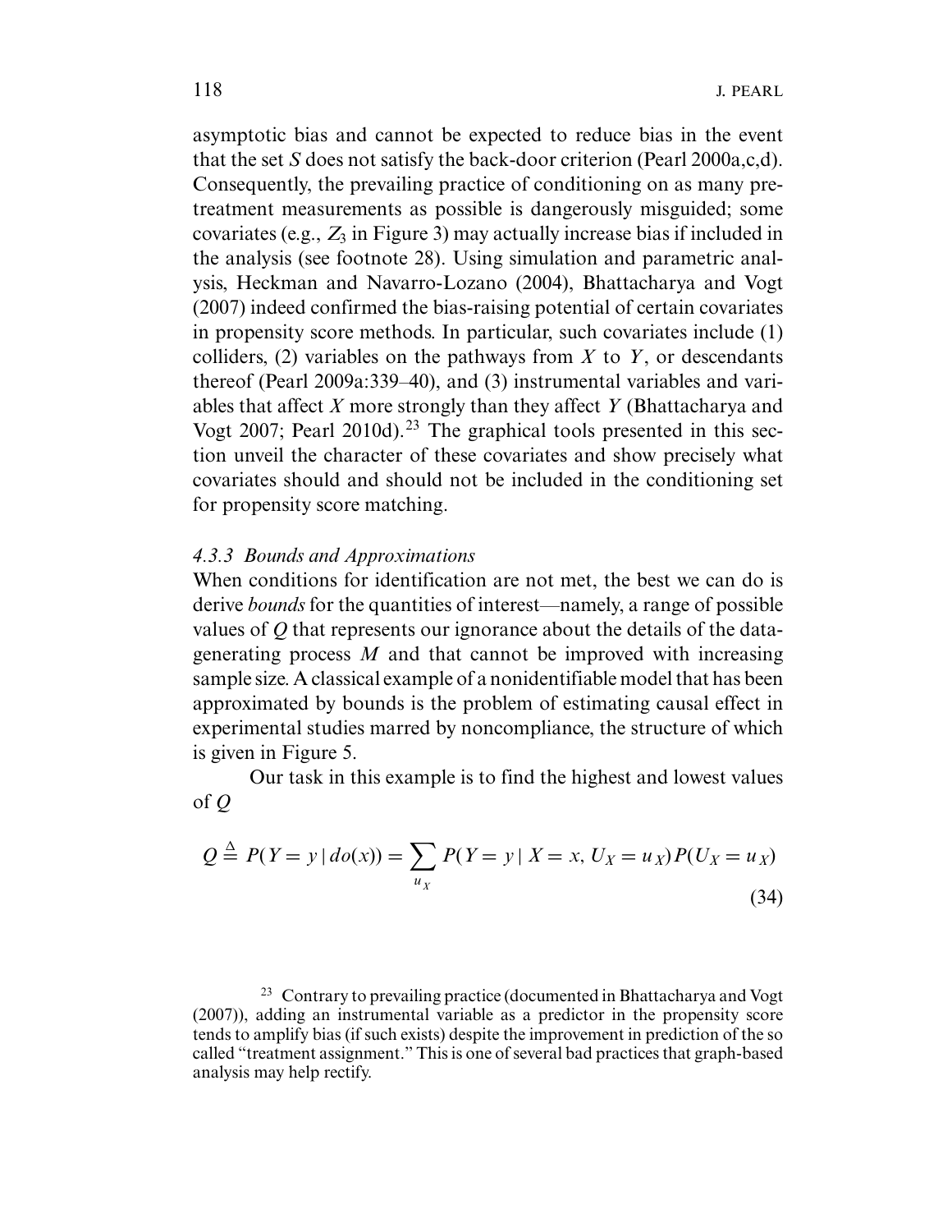asymptotic bias and cannot be expected to reduce bias in the event that the set $S$ does not satisfy the back-door criterion (Pearl 2000a,c,d). Consequently, the prevailing practice of conditioning on as many pretreatment measurements as possible is dangerously misguided; some covariates (e.g., $Z_3$ in Figure 3) may actually increase bias if included in the analysis (see footnote 28). Using simulation and parametric analysis, Heckman and Navarro-Lozano (2004), Bhattacharya and Vogt (2007) indeed confirmed the bias-raising potential of certain covariates in propensity score methods. In particular, such covariates include (1) colliders, (2) variables on the pathways from $X$ to $Y$, or descendants thereof (Pearl 2009a:339–40), and (3) instrumental variables and variables that affect $X$ more strongly than they affect $Y$ (Bhattacharya and Vogt 2007; Pearl 2010d).[23] The graphical tools presented in this section unveil the character of these covariates and show precisely what covariates should and should not be included in the conditioning set for propensity score matching.

### *4.3.3 Bounds and Approximations*

When conditions for identification are not met, the best we can do is derive *bounds* for the quantities of interest—namely, a range of possible values of $Q$ that represents our ignorance about the details of the data-generating process $M$ and that cannot be improved with increasing sample size. A classical example of a nonidentifiable model that has been approximated by bounds is the problem of estimating causal effect in experimental studies marred by noncompliance, the structure of which is given in Figure 5.

Our task in this example is to find the highest and lowest values of $Q$

$$Q \triangleq P(Y = y \mid do(x)) = \sum_{u_X} P(Y = y \mid X = x, U_X = u_X) P(U_X = u_X) \tag{34}$$

[23] Contrary to prevailing practice (documented in Bhattacharya and Vogt (2007)), adding an instrumental variable as a predictor in the propensity score tends to amplify bias (if such exists) despite the improvement in prediction of the so called "treatment assignment." This is one of several bad practices that graph-based analysis may help rectify.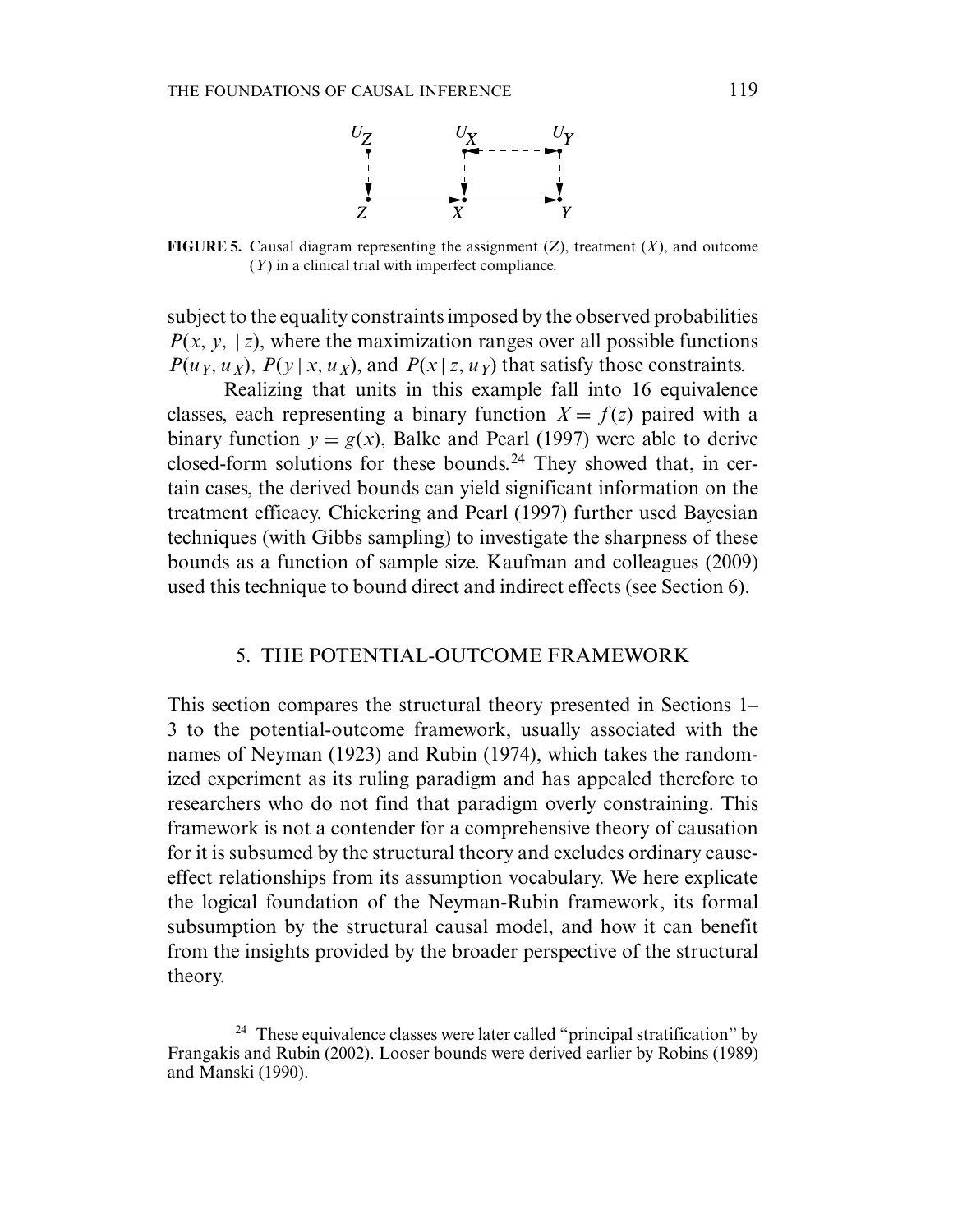FIGURE 5. Causal diagram representing the assignment ($Z$), treatment ($X$), and outcome ($Y$) in a clinical trial with imperfect compliance.

subject to the equality constraints imposed by the observed probabilities $P(x, y, | z)$, where the maximization ranges over all possible functions $P(u_Y, u_X)$, $P(y \mid x, u_X)$, and $P(x \mid z, u_Y)$ that satisfy those constraints.

Realizing that units in this example fall into 16 equivalence classes, each representing a binary function $X = f(z)$ paired with a binary function $y = g(x)$, Balke and Pearl (1997) were able to derive closed-form solutions for these bounds.[24] They showed that, in certain cases, the derived bounds can yield significant information on the treatment efficacy. Chickering and Pearl (1997) further used Bayesian techniques (with Gibbs sampling) to investigate the sharpness of these bounds as a function of sample size. Kaufman and colleagues (2009) used this technique to bound direct and indirect effects (see Section 6).

## 5. THE POTENTIAL-OUTCOME FRAMEWORK

This section compares the structural theory presented in Sections 1–3 to the potential-outcome framework, usually associated with the names of Neyman (1923) and Rubin (1974), which takes the randomized experiment as its ruling paradigm and has appealed therefore to researchers who do not find that paradigm overly constraining. This framework is not a contender for a comprehensive theory of causation for it is subsumed by the structural theory and excludes ordinary cause-effect relationships from its assumption vocabulary. We here explicate the logical foundation of the Neyman-Rubin framework, its formal subsumption by the structural causal model, and how it can benefit from the insights provided by the broader perspective of the structural theory.

[24] These equivalence classes were later called "principal stratification" by Frangakis and Rubin (2002). Looser bounds were derived earlier by Robins (1989) and Manski (1990).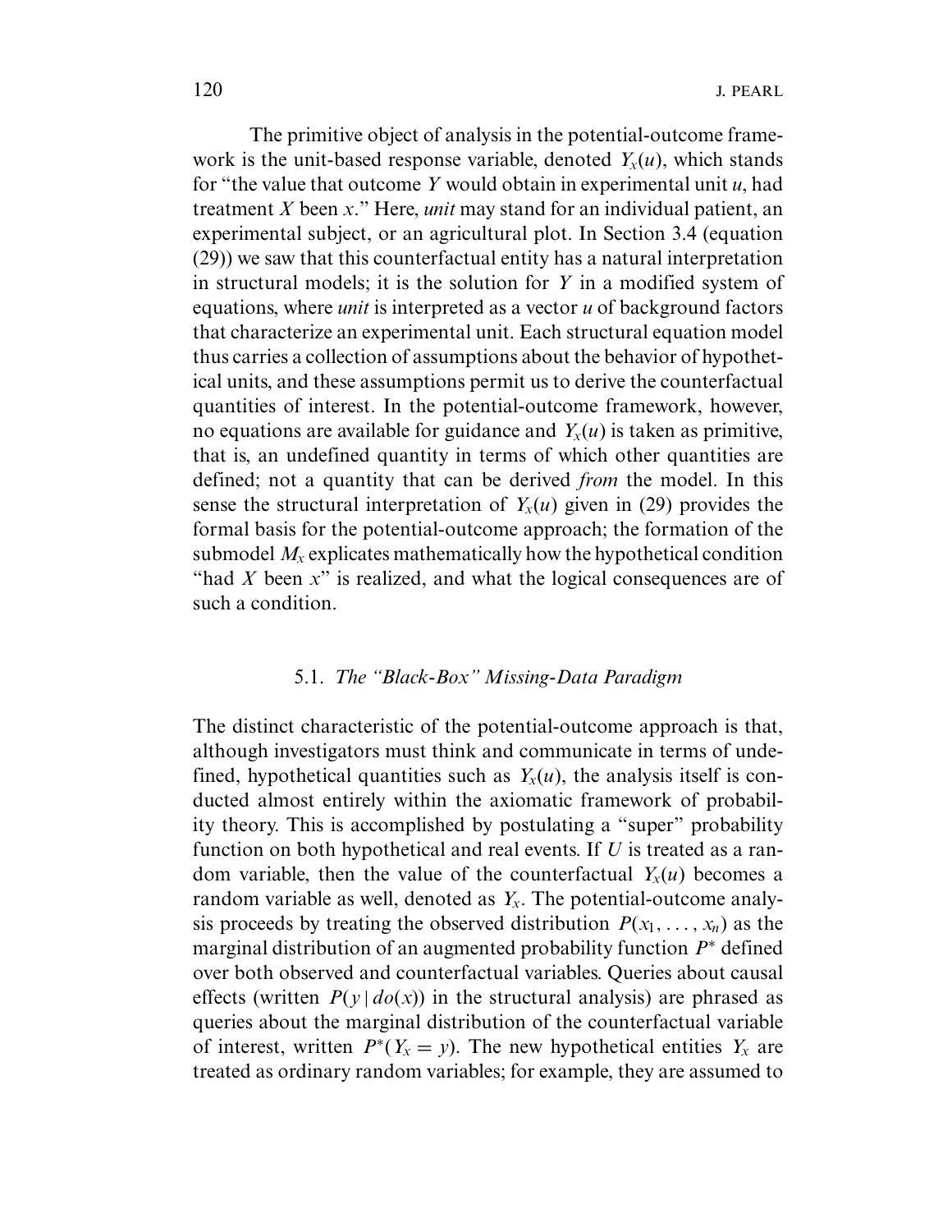The primitive object of analysis in the potential-outcome framework is the unit-based response variable, denoted $Y_x(u)$, which stands for "the value that outcome $Y$ would obtain in experimental unit $u$, had treatment $X$ been $x$." Here, *unit* may stand for an individual patient, an experimental subject, or an agricultural plot. In Section 3.4 (equation (29)) we saw that this counterfactual entity has a natural interpretation in structural models; it is the solution for $Y$ in a modified system of equations, where *unit* is interpreted as a vector $u$ of background factors that characterize an experimental unit. Each structural equation model thus carries a collection of assumptions about the behavior of hypothetical units, and these assumptions permit us to derive the counterfactual quantities of interest. In the potential-outcome framework, however, no equations are available for guidance and $Y_x(u)$ is taken as primitive, that is, an undefined quantity in terms of which other quantities are defined; not a quantity that can be derived *from* the model. In this sense the structural interpretation of $Y_x(u)$ given in (29) provides the formal basis for the potential-outcome approach; the formation of the submodel $M_x$ explicates mathematically how the hypothetical condition "had $X$ been $x$" is realized, and what the logical consequences are of such a condition.

### 5.1. *The "Black-Box" Missing-Data Paradigm*

The distinct characteristic of the potential-outcome approach is that, although investigators must think and communicate in terms of undefined, hypothetical quantities such as $Y_x(u)$, the analysis itself is conducted almost entirely within the axiomatic framework of probability theory. This is accomplished by postulating a "super" probability function on both hypothetical and real events. If $U$ is treated as a random variable, then the value of the counterfactual $Y_x(u)$ becomes a random variable as well, denoted as $Y_x$. The potential-outcome analysis proceeds by treating the observed distribution $P(x_1, \ldots, x_n)$ as the marginal distribution of an augmented probability function $P^*$ defined over both observed and counterfactual variables. Queries about causal effects (written $P(y \mid do(x))$ in the structural analysis) are phrased as queries about the marginal distribution of the counterfactual variable of interest, written $P^*(Y_x = y)$. The new hypothetical entities $Y_x$ are treated as ordinary random variables; for example, they are assumed to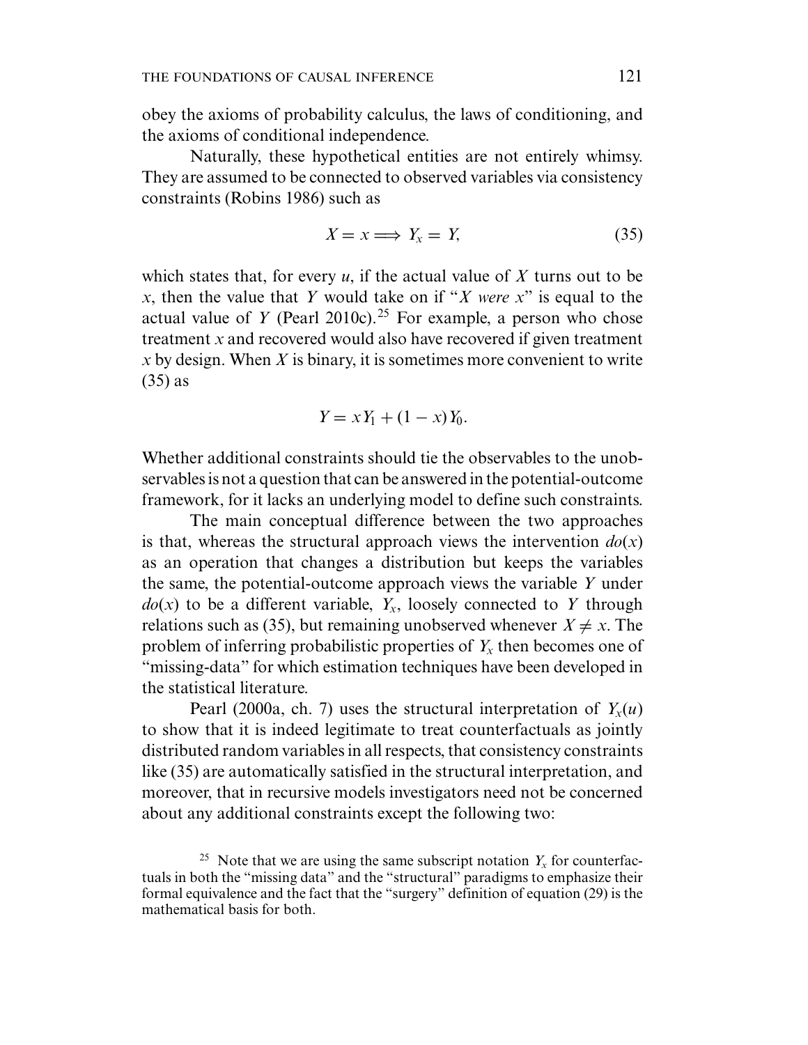obey the axioms of probability calculus, the laws of conditioning, and the axioms of conditional independence.

Naturally, these hypothetical entities are not entirely whimsy. They are assumed to be connected to observed variables via consistency constraints (Robins 1986) such as

$$X = x \Longrightarrow Y_x = Y, \tag{35}$$

which states that, for every $u$, if the actual value of $X$ turns out to be $x$, then the value that $Y$ would take on if "$X$ *were* $x$" is equal to the actual value of $Y$ (Pearl 2010c).[25] For example, a person who chose treatment $x$ and recovered would also have recovered if given treatment $x$ by design. When $X$ is binary, it is sometimes more convenient to write (35) as

$$Y = xY_1 + (1 - x)Y_0.$$

Whether additional constraints should tie the observables to the unobservables is not a question that can be answered in the potential-outcome framework, for it lacks an underlying model to define such constraints.

The main conceptual difference between the two approaches is that, whereas the structural approach views the intervention $do(x)$ as an operation that changes a distribution but keeps the variables the same, the potential-outcome approach views the variable $Y$ under $do(x)$ to be a different variable, $Y_x$, loosely connected to $Y$ through relations such as (35), but remaining unobserved whenever $X \neq x$. The problem of inferring probabilistic properties of $Y_x$ then becomes one of "missing-data" for which estimation techniques have been developed in the statistical literature.

Pearl (2000a, ch. 7) uses the structural interpretation of $Y_x(u)$ to show that it is indeed legitimate to treat counterfactuals as jointly distributed random variables in all respects, that consistency constraints like (35) are automatically satisfied in the structural interpretation, and moreover, that in recursive models investigators need not be concerned about any additional constraints except the following two:

[25] Note that we are using the same subscript notation $Y_x$ for counterfactuals in both the "missing data" and the "structural" paradigms to emphasize their formal equivalence and the fact that the "surgery" definition of equation (29) is the mathematical basis for both.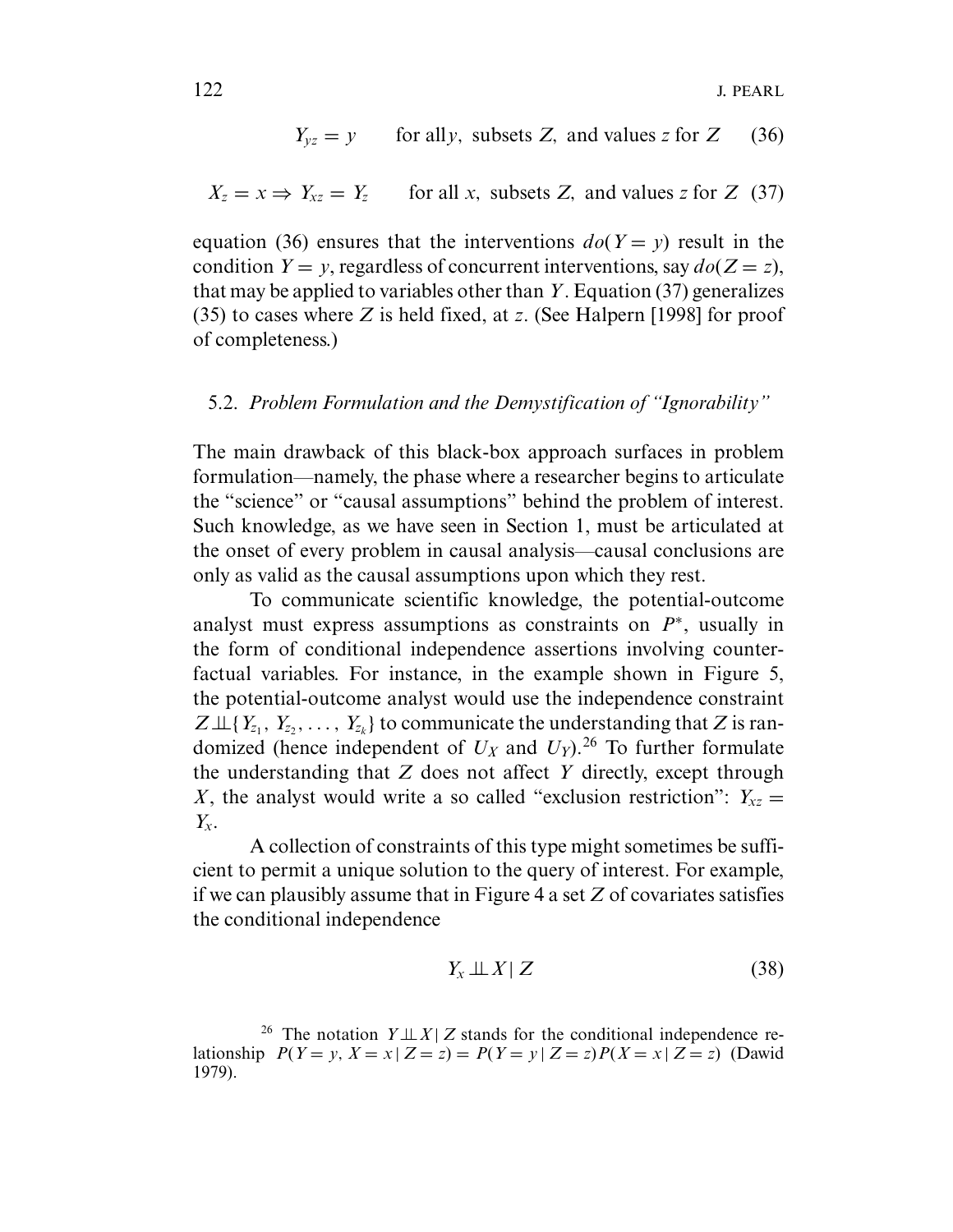$$Y_{yz} = y \qquad \text{for all } y, \text{ subsets } Z, \text{ and values } z \text{ for } Z \quad (36)$$

$$X_z = x \Rightarrow Y_{xz} = Y_z \qquad \text{for all } x, \text{ subsets } Z, \text{ and values } z \text{ for } Z \quad (37)$$

equation (36) ensures that the interventions $do(Y = y)$ result in the condition $Y = y$, regardless of concurrent interventions, say $do(Z = z)$, that may be applied to variables other than $Y$. Equation (37) generalizes (35) to cases where $Z$ is held fixed, at $z$. (See Halpern [1998] for proof of completeness.)

## 5.2. *Problem Formulation and the Demystification of "Ignorability"*

The main drawback of this black-box approach surfaces in problem formulation—namely, the phase where a researcher begins to articulate the "science" or "causal assumptions" behind the problem of interest. Such knowledge, as we have seen in Section 1, must be articulated at the onset of every problem in causal analysis—causal conclusions are only as valid as the causal assumptions upon which they rest.

To communicate scientific knowledge, the potential-outcome analyst must express assumptions as constraints on $P^*$, usually in the form of conditional independence assertions involving counterfactual variables. For instance, in the example shown in Figure 5, the potential-outcome analyst would use the independence constraint $Z \perp\!\!\!\perp \{Y_{z_1}, Y_{z_2}, \ldots, Y_{z_k}\}$ to communicate the understanding that $Z$ is randomized (hence independent of $U_X$ and $U_Y$).[26] To further formulate the understanding that $Z$ does not affect $Y$ directly, except through $X$, the analyst would write a so called "exclusion restriction": $Y_{xz} = Y_x$.

A collection of constraints of this type might sometimes be sufficient to permit a unique solution to the query of interest. For example, if we can plausibly assume that in Figure 4 a set $Z$ of covariates satisfies the conditional independence

$$Y_x \perp\!\!\!\perp X \mid Z \quad (38)$$

[26] The notation $Y \perp\!\!\!\perp X \mid Z$ stands for the conditional independence relationship $P(Y = y, X = x \mid Z = z) = P(Y = y \mid Z = z)P(X = x \mid Z = z)$ (Dawid 1979).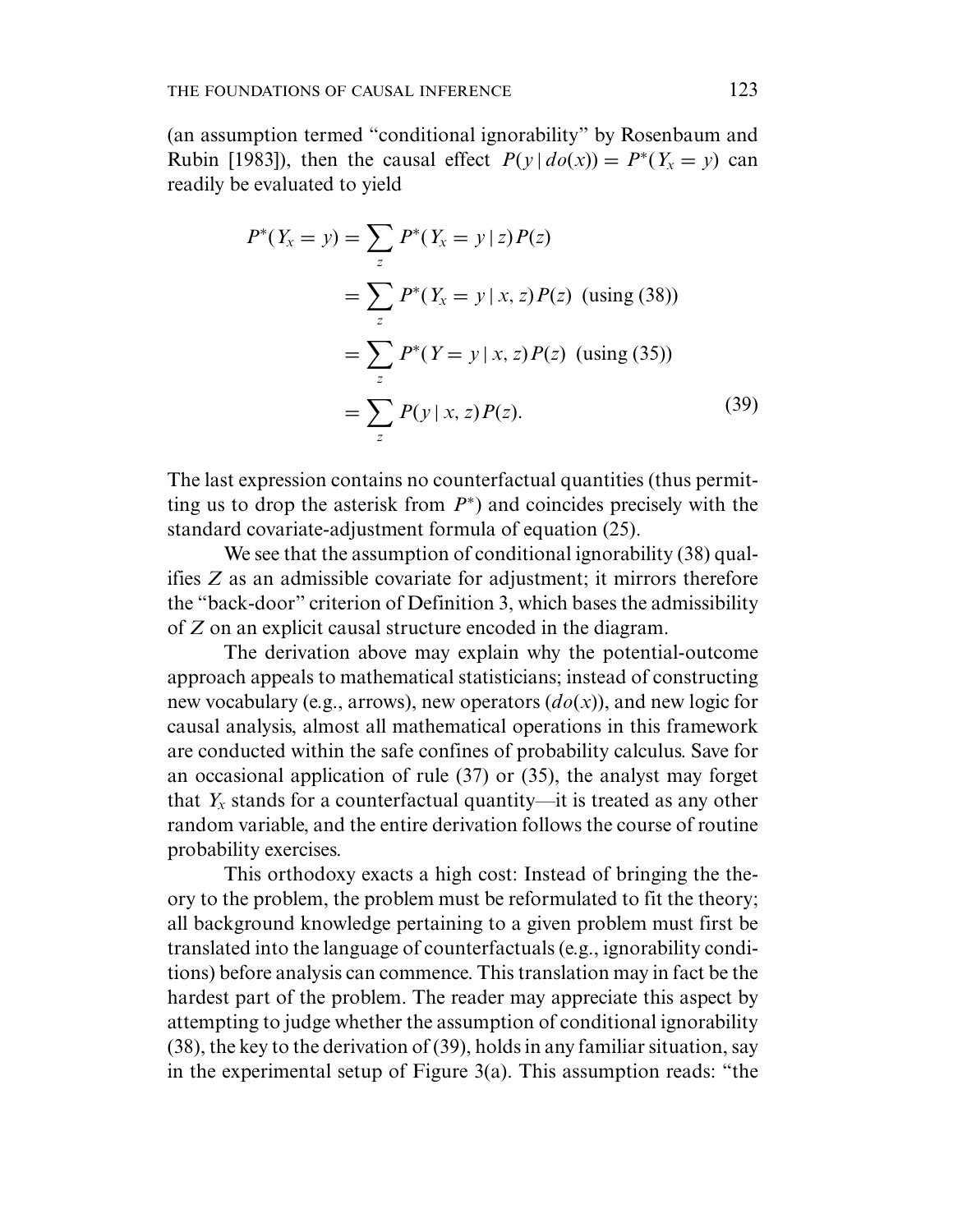(an assumption termed "conditional ignorability" by Rosenbaum and Rubin [1983]), then the causal effect $P(y \mid do(x)) = P^*(Y_x = y)$ can readily be evaluated to yield

$$
\begin{aligned}
P^*(Y_x = y) &= \sum_z P^*(Y_x = y \mid z) P(z) \\
&= \sum_z P^*(Y_x = y \mid x, z) P(z) \text{ (using (38))} \\
&= \sum_z P^*(Y = y \mid x, z) P(z) \text{ (using (35))} \\
&= \sum_z P(y \mid x, z) P(z).
\end{aligned} \tag{39}
$$

The last expression contains no counterfactual quantities (thus permitting us to drop the asterisk from $P^*$) and coincides precisely with the standard covariate-adjustment formula of equation (25).

We see that the assumption of conditional ignorability (38) qualifies $Z$ as an admissible covariate for adjustment; it mirrors therefore the "back-door" criterion of Definition 3, which bases the admissibility of $Z$ on an explicit causal structure encoded in the diagram.

The derivation above may explain why the potential-outcome approach appeals to mathematical statisticians; instead of constructing new vocabulary (e.g., arrows), new operators ($do(x)$), and new logic for causal analysis, almost all mathematical operations in this framework are conducted within the safe confines of probability calculus. Save for an occasional application of rule (37) or (35), the analyst may forget that $Y_x$ stands for a counterfactual quantity—it is treated as any other random variable, and the entire derivation follows the course of routine probability exercises.

This orthodoxy exacts a high cost: Instead of bringing the theory to the problem, the problem must be reformulated to fit the theory; all background knowledge pertaining to a given problem must first be translated into the language of counterfactuals (e.g., ignorability conditions) before analysis can commence. This translation may in fact be the hardest part of the problem. The reader may appreciate this aspect by attempting to judge whether the assumption of conditional ignorability (38), the key to the derivation of (39), holds in any familiar situation, say in the experimental setup of Figure 3(a). This assumption reads: "the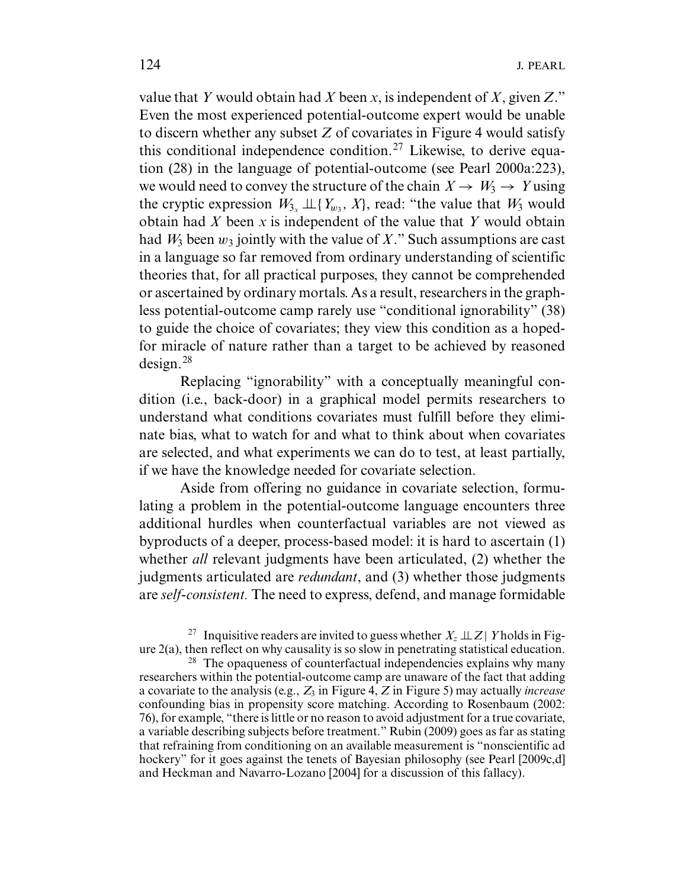value that $Y$ would obtain had $X$ been $x$, is independent of $X$, given $Z$." Even the most experienced potential-outcome expert would be unable to discern whether any subset $Z$ of covariates in Figure 4 would satisfy this conditional independence condition.[27] Likewise, to derive equation (28) in the language of potential-outcome (see Pearl 2000a:223), we would need to convey the structure of the chain $X \to W_3 \to Y$ using the cryptic expression $W_{3_x} \perp\!\!\!\perp \{Y_{w_3}, X\}$, read: "the value that $W_3$ would obtain had $X$ been $x$ is independent of the value that $Y$ would obtain had $W_3$ been $w_3$ jointly with the value of $X$." Such assumptions are cast in a language so far removed from ordinary understanding of scientific theories that, for all practical purposes, they cannot be comprehended or ascertained by ordinary mortals. As a result, researchers in the graph-less potential-outcome camp rarely use "conditional ignorability" (38) to guide the choice of covariates; they view this condition as a hoped-for miracle of nature rather than a target to be achieved by reasoned design.[28]

Replacing "ignorability" with a conceptually meaningful condition (i.e., back-door) in a graphical model permits researchers to understand what conditions covariates must fulfill before they eliminate bias, what to watch for and what to think about when covariates are selected, and what experiments we can do to test, at least partially, if we have the knowledge needed for covariate selection.

Aside from offering no guidance in covariate selection, formulating a problem in the potential-outcome language encounters three additional hurdles when counterfactual variables are not viewed as byproducts of a deeper, process-based model: it is hard to ascertain (1) whether *all* relevant judgments have been articulated, (2) whether the judgments articulated are *redundant*, and (3) whether those judgments are *self-consistent*. The need to express, defend, and manage formidable

[27] Inquisitive readers are invited to guess whether $X_z \perp\!\!\!\perp Z \mid Y$ holds in Figure 2(a), then reflect on why causality is so slow in penetrating statistical education.

[28] The opaqueness of counterfactual independencies explains why many researchers within the potential-outcome camp are unaware of the fact that adding a covariate to the analysis (e.g., $Z_3$ in Figure 4, $Z$ in Figure 5) may actually *increase* confounding bias in propensity score matching. According to Rosenbaum (2002: 76), for example, "there is little or no reason to avoid adjustment for a true covariate, a variable describing subjects before treatment." Rubin (2009) goes as far as stating that refraining from conditioning on an available measurement is "nonscientific ad hockery" for it goes against the tenets of Bayesian philosophy (see Pearl [2009c,d] and Heckman and Navarro-Lozano [2004] for a discussion of this fallacy).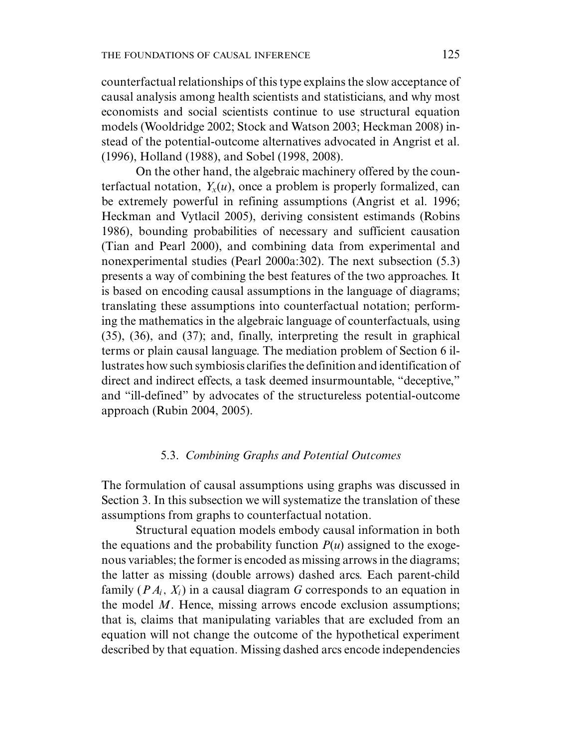counterfactual relationships of this type explains the slow acceptance of causal analysis among health scientists and statisticians, and why most economists and social scientists continue to use structural equation models (Wooldridge 2002; Stock and Watson 2003; Heckman 2008) instead of the potential-outcome alternatives advocated in Angrist et al. (1996), Holland (1988), and Sobel (1998, 2008).

On the other hand, the algebraic machinery offered by the counterfactual notation, $Y_x(u)$, once a problem is properly formalized, can be extremely powerful in refining assumptions (Angrist et al. 1996; Heckman and Vytlacil 2005), deriving consistent estimands (Robins 1986), bounding probabilities of necessary and sufficient causation (Tian and Pearl 2000), and combining data from experimental and nonexperimental studies (Pearl 2000a:302). The next subsection (5.3) presents a way of combining the best features of the two approaches. It is based on encoding causal assumptions in the language of diagrams; translating these assumptions into counterfactual notation; performing the mathematics in the algebraic language of counterfactuals, using (35), (36), and (37); and, finally, interpreting the result in graphical terms or plain causal language. The mediation problem of Section 6 illustrates how such symbiosis clarifies the definition and identification of direct and indirect effects, a task deemed insurmountable, "deceptive," and "ill-defined" by advocates of the structureless potential-outcome approach (Rubin 2004, 2005).

### 5.3. *Combining Graphs and Potential Outcomes*

The formulation of causal assumptions using graphs was discussed in Section 3. In this subsection we will systematize the translation of these assumptions from graphs to counterfactual notation.

Structural equation models embody causal information in both the equations and the probability function $P(u)$ assigned to the exogenous variables; the former is encoded as missing arrows in the diagrams; the latter as missing (double arrows) dashed arcs. Each parent-child family $(PA_i, X_i)$ in a causal diagram $G$ corresponds to an equation in the model $M$. Hence, missing arrows encode exclusion assumptions; that is, claims that manipulating variables that are excluded from an equation will not change the outcome of the hypothetical experiment described by that equation. Missing dashed arcs encode independencies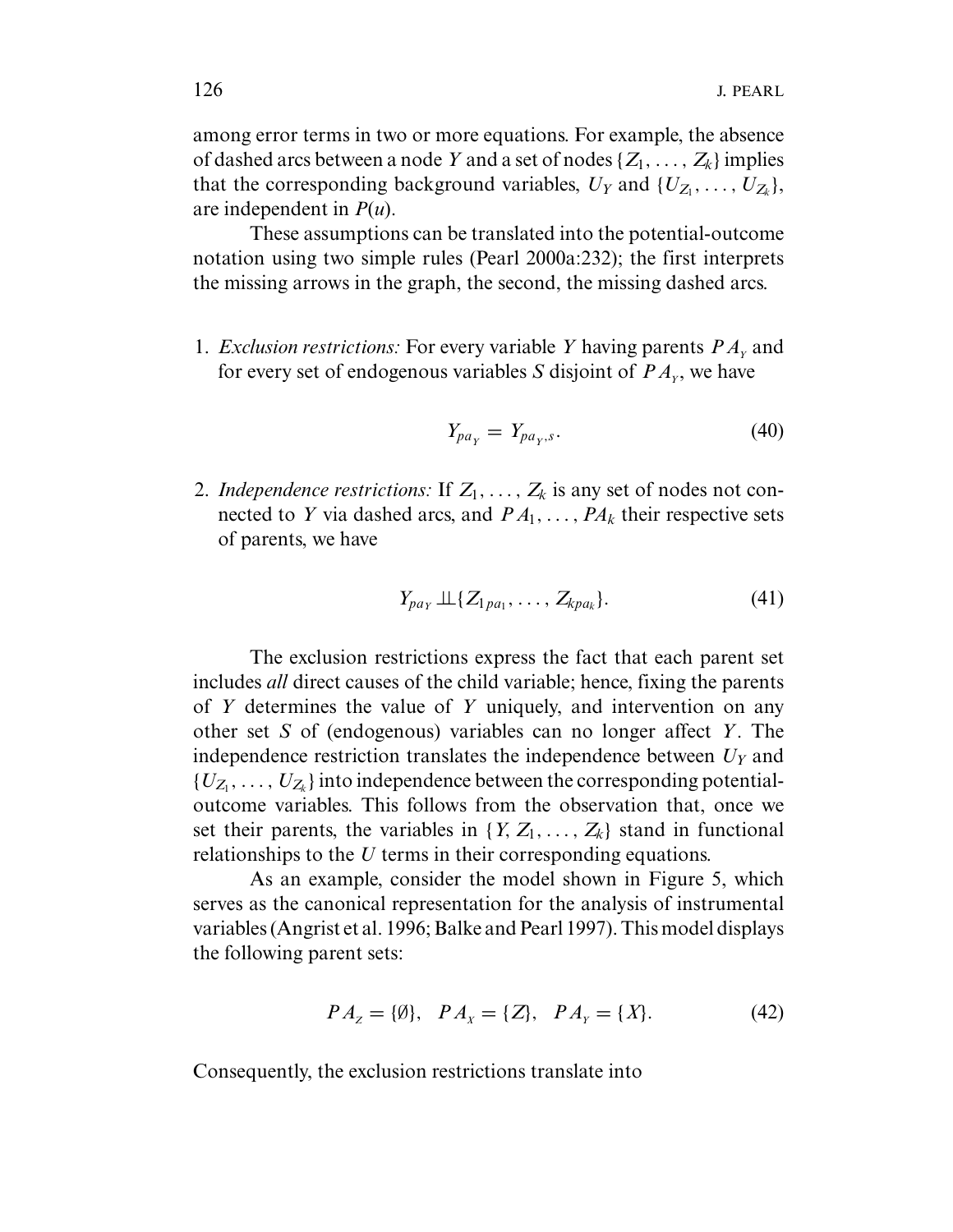among error terms in two or more equations. For example, the absence of dashed arcs between a node $Y$ and a set of nodes $\{Z_1, \ldots, Z_k\}$ implies that the corresponding background variables, $U_Y$ and $\{U_{Z_1}, \ldots, U_{Z_k}\}$, are independent in $P(u)$.

These assumptions can be translated into the potential-outcome notation using two simple rules (Pearl 2000a:232); the first interprets the missing arrows in the graph, the second, the missing dashed arcs.

1. *Exclusion restrictions:* For every variable $Y$ having parents $PA_Y$ and for every set of endogenous variables $S$ disjoint of $PA_Y$, we have

$$Y_{pa_Y} = Y_{pa_Y, s}. \tag{40}$$

2. *Independence restrictions:* If $Z_1, \ldots, Z_k$ is any set of nodes not connected to $Y$ via dashed arcs, and $PA_1, \ldots, PA_k$ their respective sets of parents, we have

$$Y_{pa_Y} \perp\!\!\!\perp \{Z_{1\,pa_1}, \ldots, Z_{k\,pa_k}\}. \tag{41}$$

The exclusion restrictions express the fact that each parent set includes *all* direct causes of the child variable; hence, fixing the parents of $Y$ determines the value of $Y$ uniquely, and intervention on any other set $S$ of (endogenous) variables can no longer affect $Y$. The independence restriction translates the independence between $U_Y$ and $\{U_{Z_1}, \ldots, U_{Z_k}\}$ into independence between the corresponding potential-outcome variables. This follows from the observation that, once we set their parents, the variables in $\{Y, Z_1, \ldots, Z_k\}$ stand in functional relationships to the $U$ terms in their corresponding equations.

As an example, consider the model shown in Figure 5, which serves as the canonical representation for the analysis of instrumental variables (Angrist et al. 1996; Balke and Pearl 1997). This model displays the following parent sets:

$$PA_Z = \{\emptyset\}, \quad PA_X = \{Z\}, \quad PA_Y = \{X\}. \tag{42}$$

Consequently, the exclusion restrictions translate into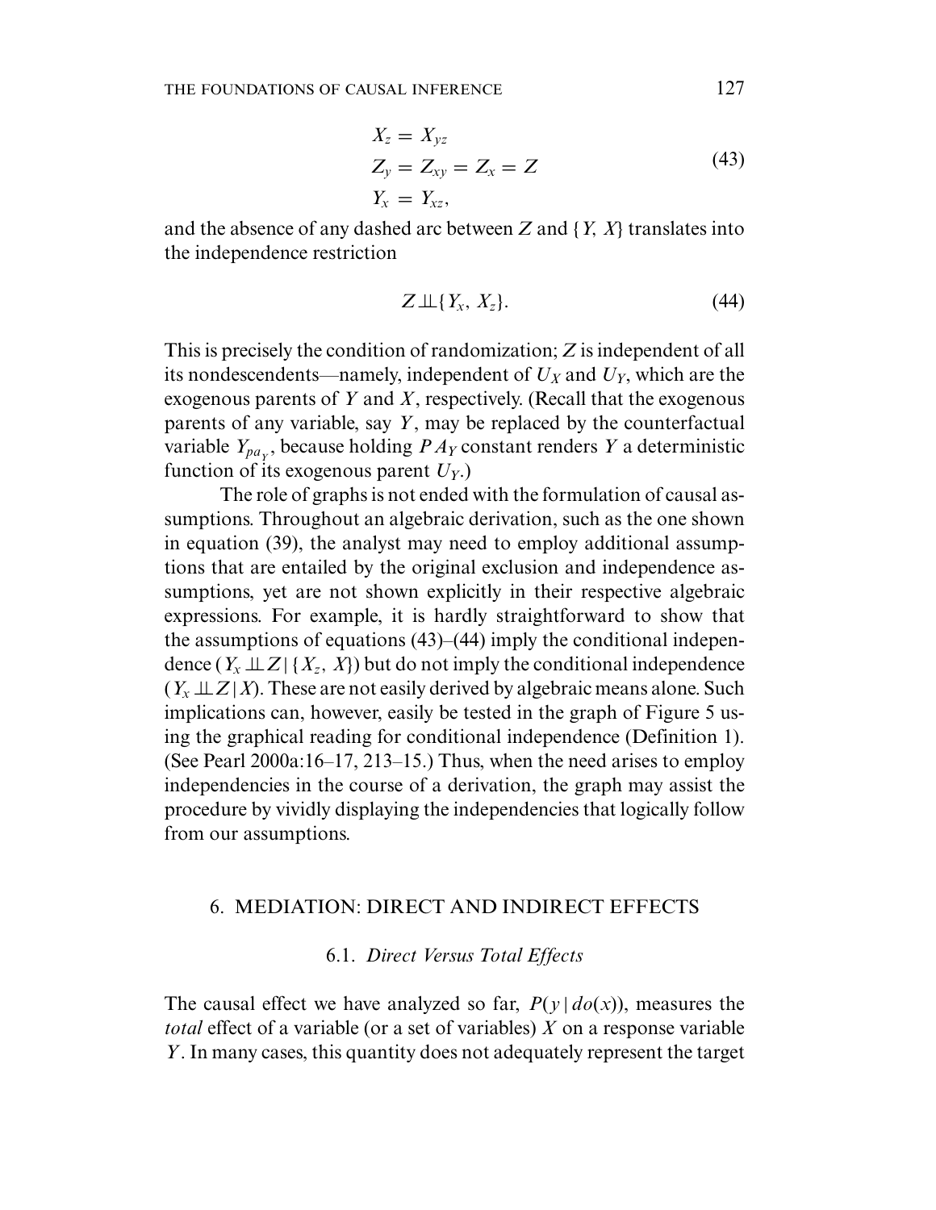$$
\begin{aligned}
X_z &= X_{yz} \\
Z_y &= Z_{xy} = Z_x = Z \\
Y_x &= Y_{xz},
\end{aligned}
\tag{43}
$$

and the absence of any dashed arc between $Z$ and $\{Y, X\}$ translates into the independence restriction

$$
Z \perp\!\!\!\perp \{Y_x, X_z\}. \tag{44}
$$

This is precisely the condition of randomization; $Z$ is independent of all its nondescendents—namely, independent of $U_X$ and $U_Y$, which are the exogenous parents of $Y$ and $X$, respectively. (Recall that the exogenous parents of any variable, say $Y$, may be replaced by the counterfactual variable $Y_{pa_Y}$, because holding $PA_Y$ constant renders $Y$ a deterministic function of its exogenous parent $U_Y$.)

The role of graphs is not ended with the formulation of causal assumptions. Throughout an algebraic derivation, such as the one shown in equation (39), the analyst may need to employ additional assumptions that are entailed by the original exclusion and independence assumptions, yet are not shown explicitly in their respective algebraic expressions. For example, it is hardly straightforward to show that the assumptions of equations (43)–(44) imply the conditional independence ($Y_x \perp\!\!\!\perp Z \mid \{X_z, X\}$) but do not imply the conditional independence ($Y_x \perp\!\!\!\perp Z \mid X$). These are not easily derived by algebraic means alone. Such implications can, however, easily be tested in the graph of Figure 5 using the graphical reading for conditional independence (Definition 1). (See Pearl 2000a:16–17, 213–15.) Thus, when the need arises to employ independencies in the course of a derivation, the graph may assist the procedure by vividly displaying the independencies that logically follow from our assumptions.

## 6. MEDIATION: DIRECT AND INDIRECT EFFECTS

### 6.1. *Direct Versus Total Effects*

The causal effect we have analyzed so far, $P(y \mid do(x))$, measures the *total* effect of a variable (or a set of variables) $X$ on a response variable $Y$. In many cases, this quantity does not adequately represent the target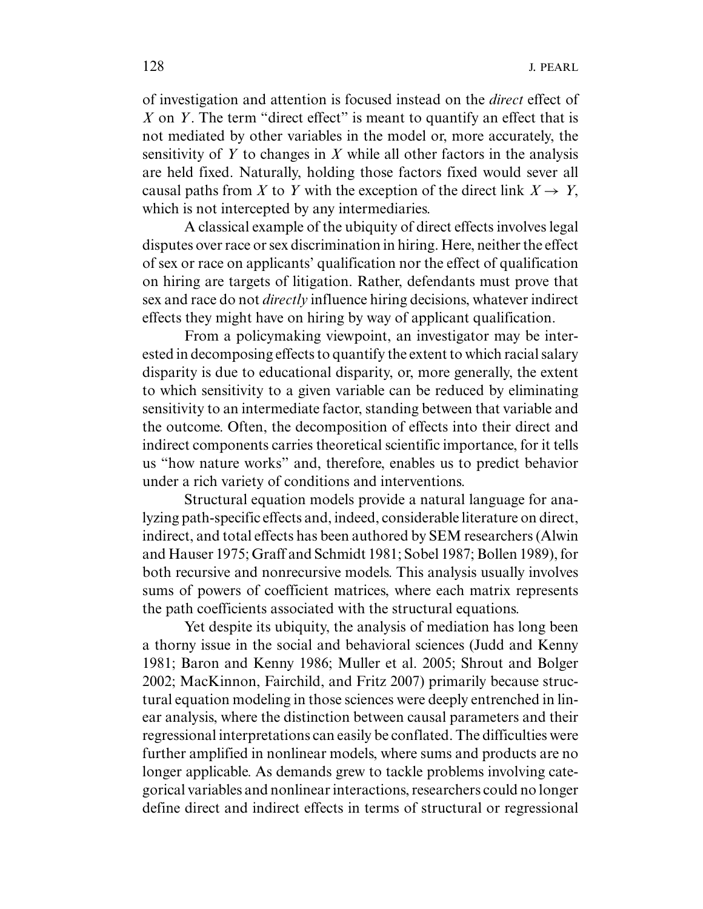of investigation and attention is focused instead on the *direct* effect of $X$ on $Y$. The term "direct effect" is meant to quantify an effect that is not mediated by other variables in the model or, more accurately, the sensitivity of $Y$ to changes in $X$ while all other factors in the analysis are held fixed. Naturally, holding those factors fixed would sever all causal paths from $X$ to $Y$ with the exception of the direct link $X \rightarrow Y$, which is not intercepted by any intermediaries.

A classical example of the ubiquity of direct effects involves legal disputes over race or sex discrimination in hiring. Here, neither the effect of sex or race on applicants' qualification nor the effect of qualification on hiring are targets of litigation. Rather, defendants must prove that sex and race do not *directly* influence hiring decisions, whatever indirect effects they might have on hiring by way of applicant qualification.

From a policymaking viewpoint, an investigator may be interested in decomposing effects to quantify the extent to which racial salary disparity is due to educational disparity, or, more generally, the extent to which sensitivity to a given variable can be reduced by eliminating sensitivity to an intermediate factor, standing between that variable and the outcome. Often, the decomposition of effects into their direct and indirect components carries theoretical scientific importance, for it tells us "how nature works" and, therefore, enables us to predict behavior under a rich variety of conditions and interventions.

Structural equation models provide a natural language for analyzing path-specific effects and, indeed, considerable literature on direct, indirect, and total effects has been authored by SEM researchers (Alwin and Hauser 1975; Graff and Schmidt 1981; Sobel 1987; Bollen 1989), for both recursive and nonrecursive models. This analysis usually involves sums of powers of coefficient matrices, where each matrix represents the path coefficients associated with the structural equations.

Yet despite its ubiquity, the analysis of mediation has long been a thorny issue in the social and behavioral sciences (Judd and Kenny 1981; Baron and Kenny 1986; Muller et al. 2005; Shrout and Bolger 2002; MacKinnon, Fairchild, and Fritz 2007) primarily because structural equation modeling in those sciences were deeply entrenched in linear analysis, where the distinction between causal parameters and their regressional interpretations can easily be conflated. The difficulties were further amplified in nonlinear models, where sums and products are no longer applicable. As demands grew to tackle problems involving categorical variables and nonlinear interactions, researchers could no longer define direct and indirect effects in terms of structural or regressional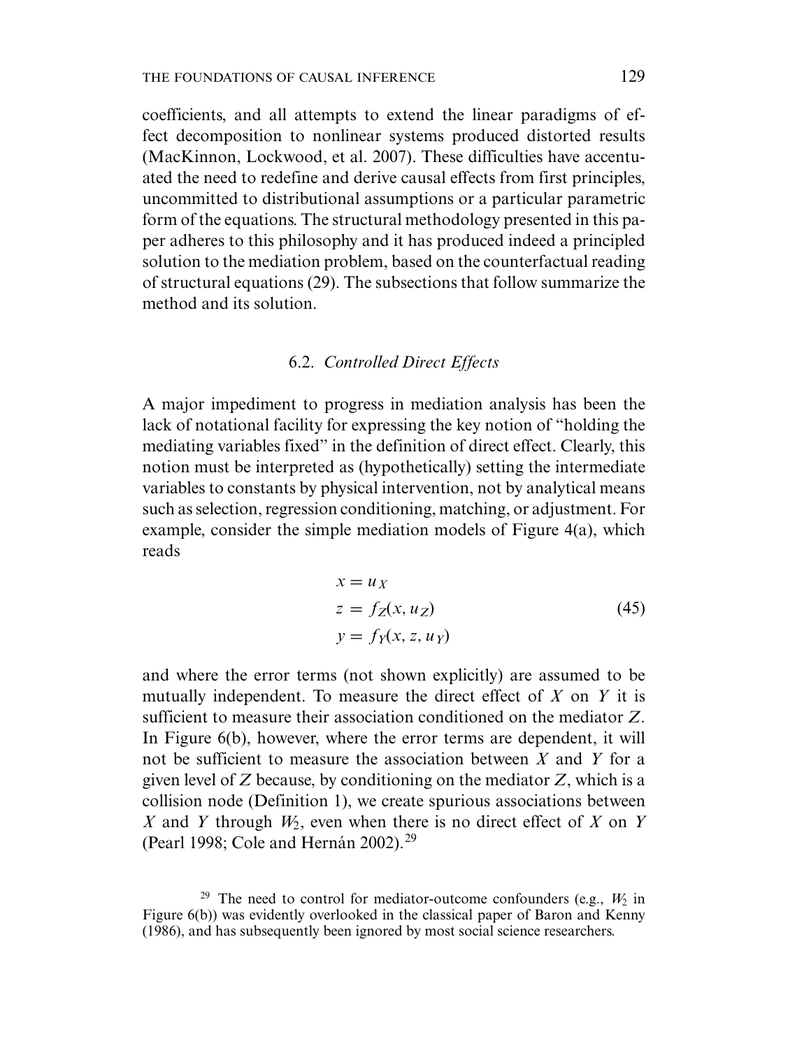coefficients, and all attempts to extend the linear paradigms of effect decomposition to nonlinear systems produced distorted results (MacKinnon, Lockwood, et al. 2007). These difficulties have accentuated the need to redefine and derive causal effects from first principles, uncommitted to distributional assumptions or a particular parametric form of the equations. The structural methodology presented in this paper adheres to this philosophy and it has produced indeed a principled solution to the mediation problem, based on the counterfactual reading of structural equations (29). The subsections that follow summarize the method and its solution.

### 6.2. *Controlled Direct Effects*

A major impediment to progress in mediation analysis has been the lack of notational facility for expressing the key notion of "holding the mediating variables fixed" in the definition of direct effect. Clearly, this notion must be interpreted as (hypothetically) setting the intermediate variables to constants by physical intervention, not by analytical means such as selection, regression conditioning, matching, or adjustment. For example, consider the simple mediation models of Figure 4(a), which reads

$$
\begin{aligned}
x &= u_X \\
z &= f_Z(x, u_Z) \\
y &= f_Y(x, z, u_Y)
\end{aligned}
\tag{45}
$$

and where the error terms (not shown explicitly) are assumed to be mutually independent. To measure the direct effect of $X$ on $Y$ it is sufficient to measure their association conditioned on the mediator $Z$. In Figure 6(b), however, where the error terms are dependent, it will not be sufficient to measure the association between $X$ and $Y$ for a given level of $Z$ because, by conditioning on the mediator $Z$, which is a collision node (Definition 1), we create spurious associations between $X$ and $Y$ through $W_2$, even when there is no direct effect of $X$ on $Y$ (Pearl 1998; Cole and Hernán 2002).[29]

[29] The need to control for mediator-outcome confounders (e.g., $W_2$ in Figure 6(b)) was evidently overlooked in the classical paper of Baron and Kenny (1986), and has subsequently been ignored by most social science researchers.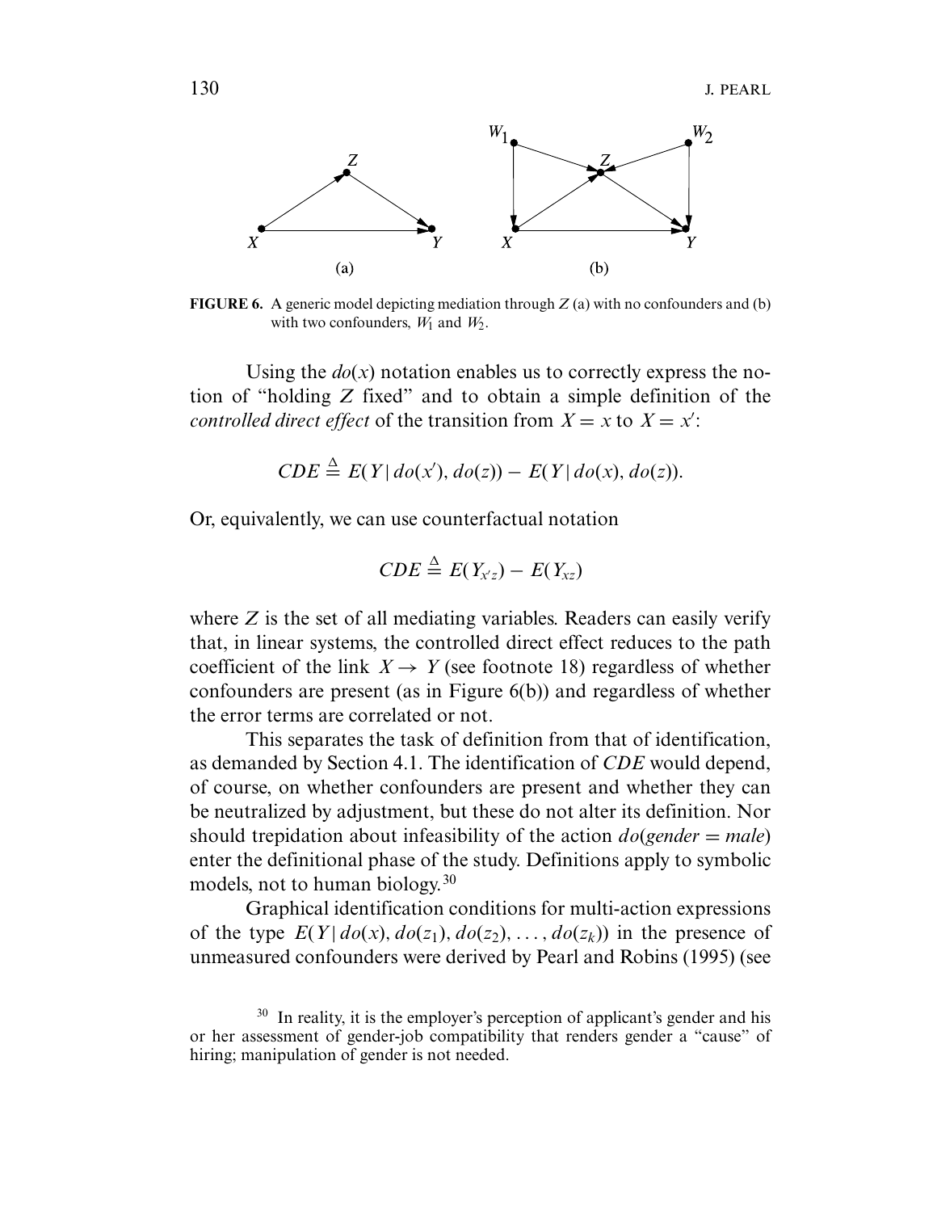**FIGURE 6.** A generic model depicting mediation through $Z$ (a) with no confounders and (b) with two confounders, $W_1$ and $W_2$.

Using the $do(x)$ notation enables us to correctly express the notion of "holding $Z$ fixed" and to obtain a simple definition of the *controlled direct effect* of the transition from $X = x$ to $X = x'$:

$$CDE \triangleq E(Y \mid do(x'), do(z)) - E(Y \mid do(x), do(z)).$$

Or, equivalently, we can use counterfactual notation

$$CDE \triangleq E(Y_{x'z}) - E(Y_{xz})$$

where $Z$ is the set of all mediating variables. Readers can easily verify that, in linear systems, the controlled direct effect reduces to the path coefficient of the link $X \rightarrow Y$ (see footnote 18) regardless of whether confounders are present (as in Figure 6(b)) and regardless of whether the error terms are correlated or not.

This separates the task of definition from that of identification, as demanded by Section 4.1. The identification of *CDE* would depend, of course, on whether confounders are present and whether they can be neutralized by adjustment, but these do not alter its definition. Nor should trepidation about infeasibility of the action $do(gender = male)$ enter the definitional phase of the study. Definitions apply to symbolic models, not to human biology.[30]

Graphical identification conditions for multi-action expressions of the type $E(Y \mid do(x), do(z_1), do(z_2), \ldots, do(z_k))$ in the presence of unmeasured confounders were derived by Pearl and Robins (1995) (see

[30] In reality, it is the employer's perception of applicant's gender and his or her assessment of gender-job compatibility that renders gender a "cause" of hiring; manipulation of gender is not needed.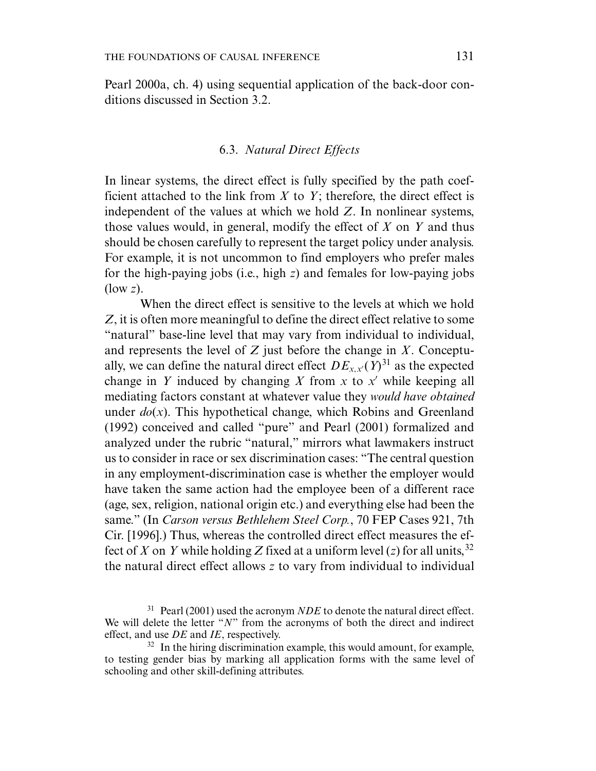Pearl 2000a, ch. 4) using sequential application of the back-door conditions discussed in Section 3.2.

### 6.3. *Natural Direct Effects*

In linear systems, the direct effect is fully specified by the path coefficient attached to the link from $X$ to $Y$; therefore, the direct effect is independent of the values at which we hold $Z$. In nonlinear systems, those values would, in general, modify the effect of $X$ on $Y$ and thus should be chosen carefully to represent the target policy under analysis. For example, it is not uncommon to find employers who prefer males for the high-paying jobs (i.e., high $z$) and females for low-paying jobs (low $z$).

When the direct effect is sensitive to the levels at which we hold $Z$, it is often more meaningful to define the direct effect relative to some "natural" base-line level that may vary from individual to individual, and represents the level of $Z$ just before the change in $X$. Conceptually, we can define the natural direct effect $DE_{x,x'}(Y)$[31] as the expected change in $Y$ induced by changing $X$ from $x$ to $x'$ while keeping all mediating factors constant at whatever value they *would have obtained* under $do(x)$. This hypothetical change, which Robins and Greenland (1992) conceived and called "pure" and Pearl (2001) formalized and analyzed under the rubric "natural," mirrors what lawmakers instruct us to consider in race or sex discrimination cases: "The central question in any employment-discrimination case is whether the employer would have taken the same action had the employee been of a different race (age, sex, religion, national origin etc.) and everything else had been the same." (In *Carson versus Bethlehem Steel Corp.*, 70 FEP Cases 921, 7th Cir. [1996].) Thus, whereas the controlled direct effect measures the effect of $X$ on $Y$ while holding $Z$ fixed at a uniform level ($z$) for all units,[32] the natural direct effect allows $z$ to vary from individual to individual

[31] Pearl (2001) used the acronym *NDE* to denote the natural direct effect. We will delete the letter "*N*" from the acronyms of both the direct and indirect effect, and use *DE* and *IE*, respectively.

[32] In the hiring discrimination example, this would amount, for example, to testing gender bias by marking all application forms with the same level of schooling and other skill-defining attributes.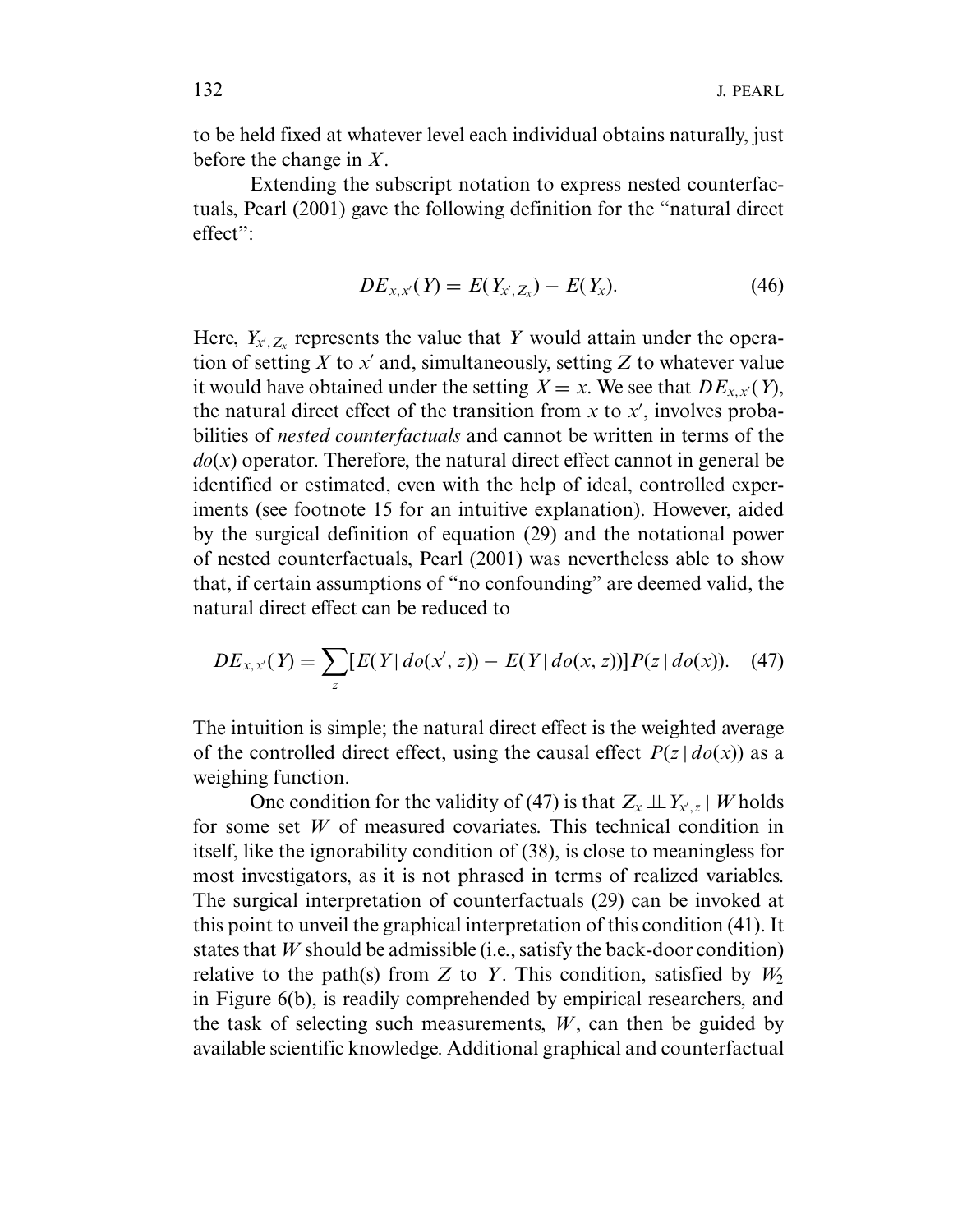to be held fixed at whatever level each individual obtains naturally, just before the change in $X$.

Extending the subscript notation to express nested counterfactuals, Pearl (2001) gave the following definition for the "natural direct effect":

$$DE_{x,x'}(Y) = E(Y_{x',Z_x}) - E(Y_x). \tag{46}$$

Here, $Y_{x',Z_x}$ represents the value that $Y$ would attain under the operation of setting $X$ to $x'$ and, simultaneously, setting $Z$ to whatever value it would have obtained under the setting $X = x$. We see that $DE_{x,x'}(Y)$, the natural direct effect of the transition from $x$ to $x'$, involves probabilities of *nested counterfactuals* and cannot be written in terms of the $do(x)$ operator. Therefore, the natural direct effect cannot in general be identified or estimated, even with the help of ideal, controlled experiments (see footnote 15 for an intuitive explanation). However, aided by the surgical definition of equation (29) and the notational power of nested counterfactuals, Pearl (2001) was nevertheless able to show that, if certain assumptions of "no confounding" are deemed valid, the natural direct effect can be reduced to

$$DE_{x,x'}(Y) = \sum_z [E(Y \mid do(x', z)) - E(Y \mid do(x, z))] P(z \mid do(x)). \tag{47}$$

The intuition is simple; the natural direct effect is the weighted average of the controlled direct effect, using the causal effect $P(z \mid do(x))$ as a weighing function.

One condition for the validity of (47) is that $Z_x \perp\!\!\!\perp Y_{x',z} \mid W$ holds for some set $W$ of measured covariates. This technical condition in itself, like the ignorability condition of (38), is close to meaningless for most investigators, as it is not phrased in terms of realized variables. The surgical interpretation of counterfactuals (29) can be invoked at this point to unveil the graphical interpretation of this condition (41). It states that $W$ should be admissible (i.e., satisfy the back-door condition) relative to the path(s) from $Z$ to $Y$. This condition, satisfied by $W_2$ in Figure 6(b), is readily comprehended by empirical researchers, and the task of selecting such measurements, $W$, can then be guided by available scientific knowledge. Additional graphical and counterfactual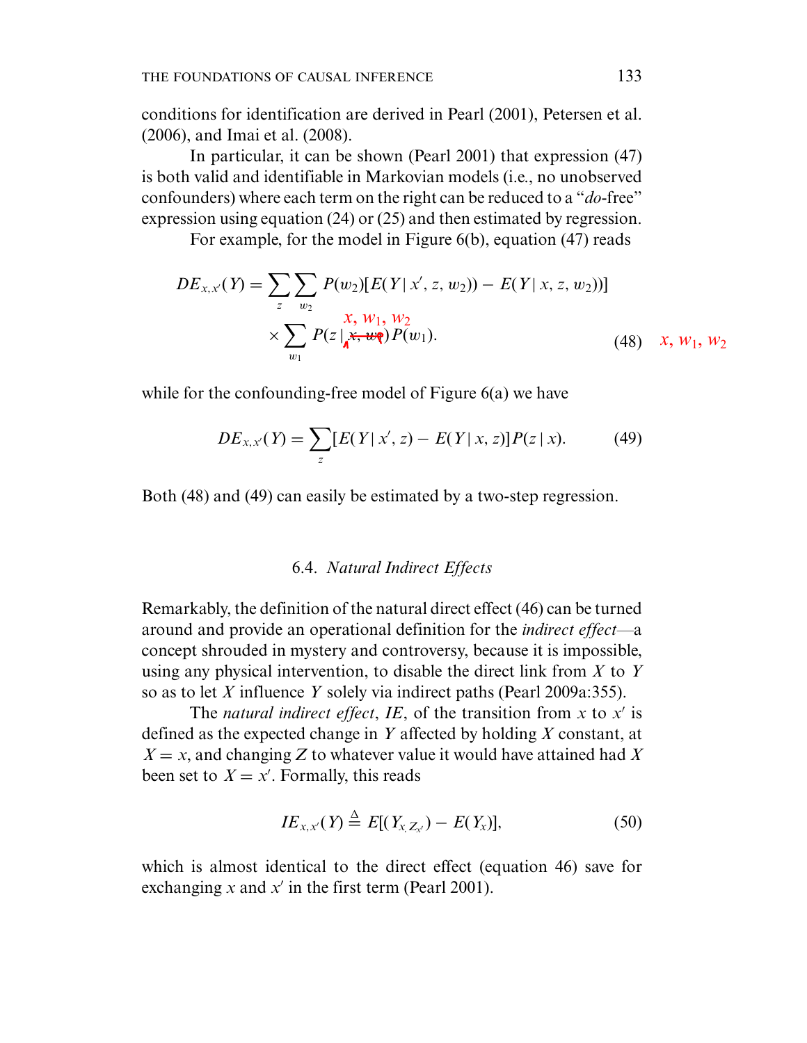conditions for identification are derived in Pearl (2001), Petersen et al. (2006), and Imai et al. (2008).

In particular, it can be shown (Pearl 2001) that expression (47) is both valid and identifiable in Markovian models (i.e., no unobserved confounders) where each term on the right can be reduced to a "*do*-free" expression using equation (24) or (25) and then estimated by regression.

For example, for the model in Figure 6(b), equation (47) reads

$$DE_{x,x'}(Y) = \sum_{z} \sum_{w_2} P(w_2)[E(Y \mid x', z, w_2)) - E(Y \mid x, z, w_2))] \times \sum_{w_1} P(z \mid x, w_2) P(w_1). \tag{48}$$

while for the confounding-free model of Figure 6(a) we have

$$DE_{x,x'}(Y) = \sum_{z} [E(Y \mid x', z) - E(Y \mid x, z)] P(z \mid x). \tag{49}$$

Both (48) and (49) can easily be estimated by a two-step regression.

### 6.4. *Natural Indirect Effects*

Remarkably, the definition of the natural direct effect (46) can be turned around and provide an operational definition for the *indirect effect*—a concept shrouded in mystery and controversy, because it is impossible, using any physical intervention, to disable the direct link from $X$ to $Y$ so as to let $X$ influence $Y$ solely via indirect paths (Pearl 2009a:355).

The *natural indirect effect*, *IE*, of the transition from $x$ to $x'$ is defined as the expected change in $Y$ affected by holding $X$ constant, at $X = x$, and changing $Z$ to whatever value it would have attained had $X$ been set to $X = x'$. Formally, this reads

$$IE_{x,x'}(Y) \triangleq E[(Y_{x, Z_{x'}}) - E(Y_x)], \tag{50}$$

which is almost identical to the direct effect (equation 46) save for exchanging $x$ and $x'$ in the first term (Pearl 2001).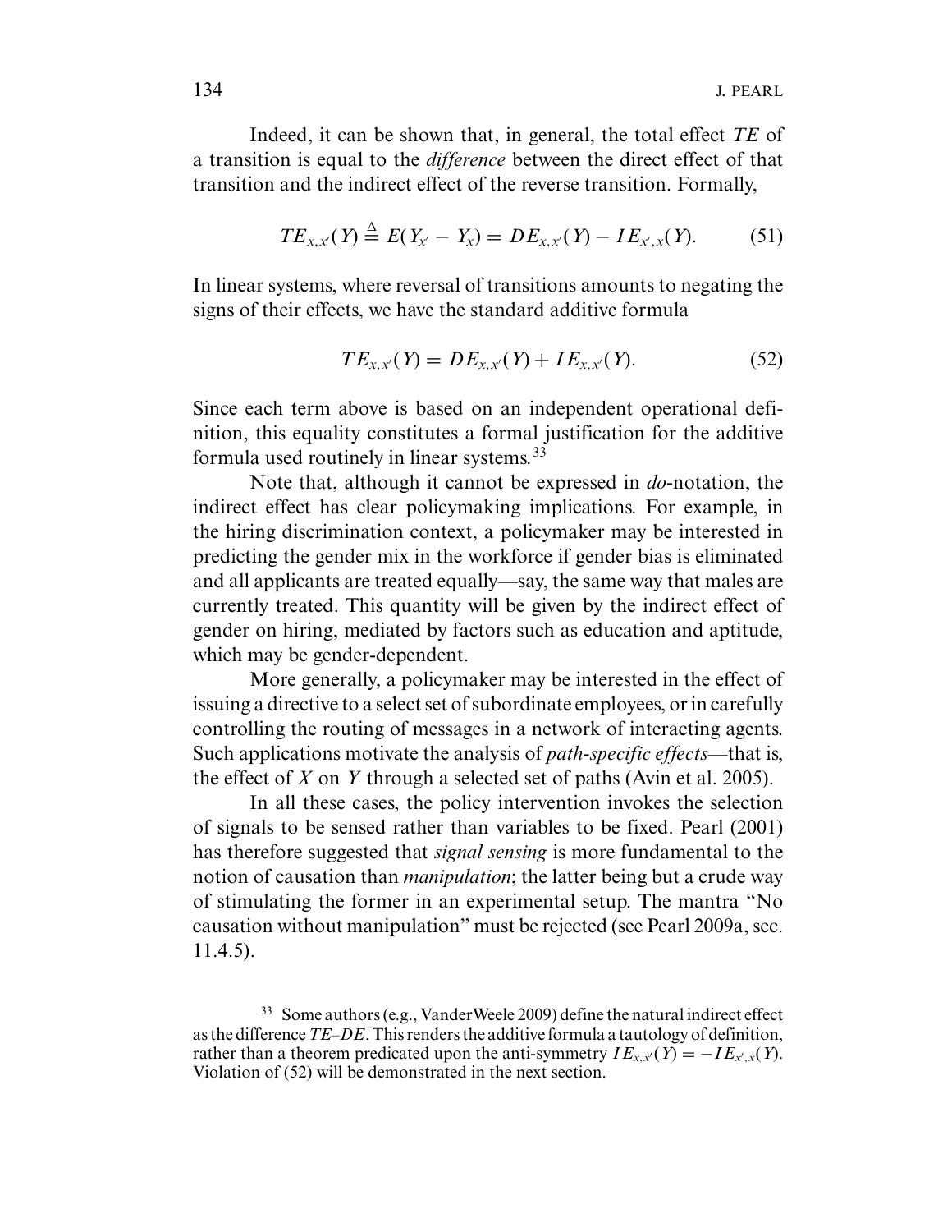Indeed, it can be shown that, in general, the total effect $TE$ of a transition is equal to the *difference* between the direct effect of that transition and the indirect effect of the reverse transition. Formally,

$$TE_{x,x'}(Y) \stackrel{\Delta}{=} E(Y_{x'} - Y_x) = DE_{x,x'}(Y) - IE_{x',x}(Y). \tag{51}$$

In linear systems, where reversal of transitions amounts to negating the signs of their effects, we have the standard additive formula

$$TE_{x,x'}(Y) = DE_{x,x'}(Y) + IE_{x,x'}(Y). \tag{52}$$

Since each term above is based on an independent operational definition, this equality constitutes a formal justification for the additive formula used routinely in linear systems.[33]

Note that, although it cannot be expressed in *do*-notation, the indirect effect has clear policymaking implications. For example, in the hiring discrimination context, a policymaker may be interested in predicting the gender mix in the workforce if gender bias is eliminated and all applicants are treated equally—say, the same way that males are currently treated. This quantity will be given by the indirect effect of gender on hiring, mediated by factors such as education and aptitude, which may be gender-dependent.

More generally, a policymaker may be interested in the effect of issuing a directive to a select set of subordinate employees, or in carefully controlling the routing of messages in a network of interacting agents. Such applications motivate the analysis of *path-specific effects*—that is, the effect of $X$ on $Y$ through a selected set of paths (Avin et al. 2005).

In all these cases, the policy intervention invokes the selection of signals to be sensed rather than variables to be fixed. Pearl (2001) has therefore suggested that *signal sensing* is more fundamental to the notion of causation than *manipulation*; the latter being but a crude way of stimulating the former in an experimental setup. The mantra "No causation without manipulation" must be rejected (see Pearl 2009a, sec. 11.4.5).

[33] Some authors (e.g., VanderWeele 2009) define the natural indirect effect as the difference $TE$–$DE$. This renders the additive formula a tautology of definition, rather than a theorem predicated upon the anti-symmetry $IE_{x,x'}(Y) = -IE_{x',x}(Y)$. Violation of (52) will be demonstrated in the next section.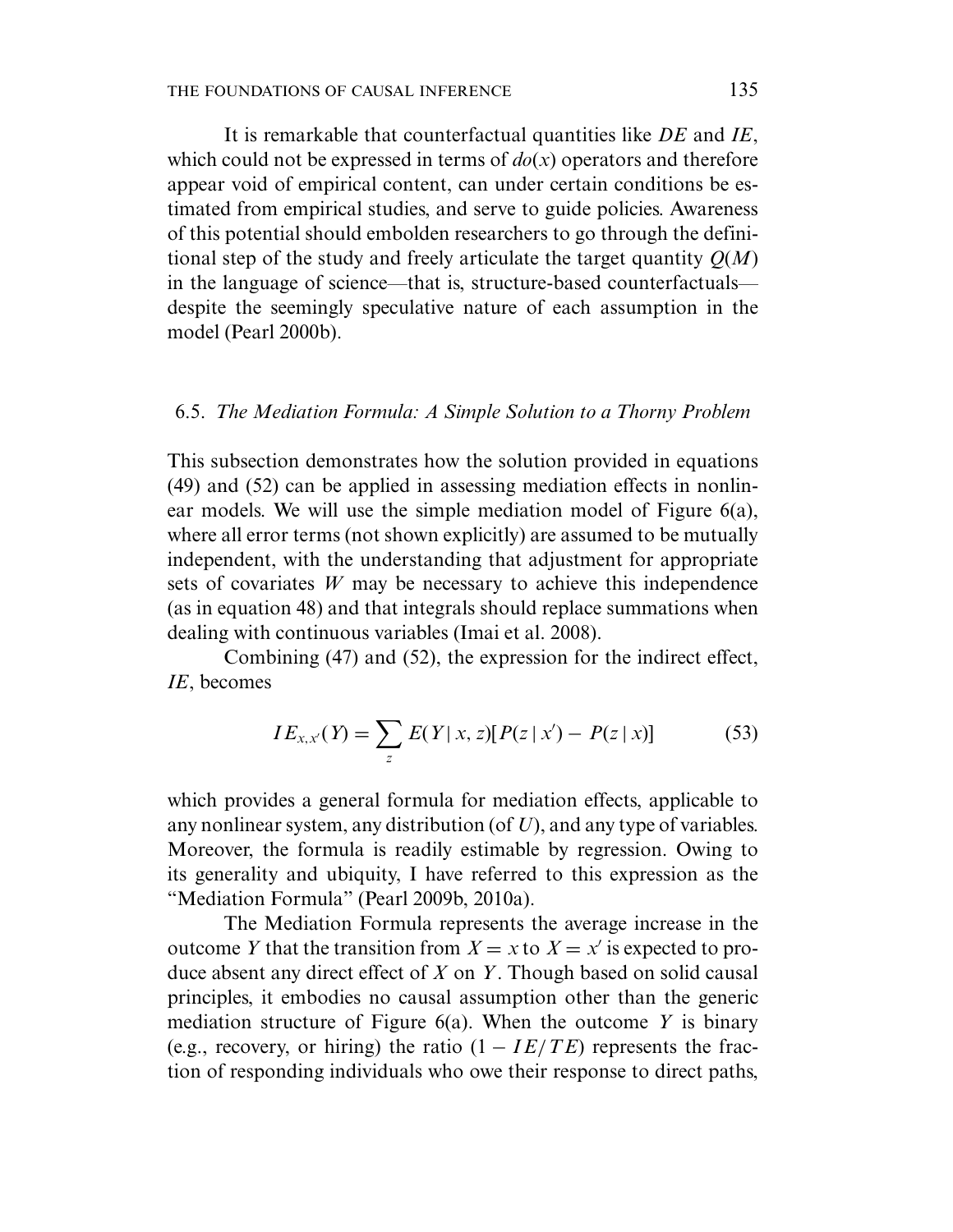It is remarkable that counterfactual quantities like *DE* and *IE*, which could not be expressed in terms of $do(x)$ operators and therefore appear void of empirical content, can under certain conditions be estimated from empirical studies, and serve to guide policies. Awareness of this potential should embolden researchers to go through the definitional step of the study and freely articulate the target quantity $Q(M)$ in the language of science—that is, structure-based counterfactuals—despite the seemingly speculative nature of each assumption in the model (Pearl 2000b).

### 6.5. *The Mediation Formula: A Simple Solution to a Thorny Problem*

This subsection demonstrates how the solution provided in equations (49) and (52) can be applied in assessing mediation effects in nonlinear models. We will use the simple mediation model of Figure 6(a), where all error terms (not shown explicitly) are assumed to be mutually independent, with the understanding that adjustment for appropriate sets of covariates $W$ may be necessary to achieve this independence (as in equation 48) and that integrals should replace summations when dealing with continuous variables (Imai et al. 2008).

Combining (47) and (52), the expression for the indirect effect, *IE*, becomes

$$IE_{x,x'}(Y) = \sum_{z} E(Y \mid x, z)[P(z \mid x') - P(z \mid x)] \tag{53}$$

which provides a general formula for mediation effects, applicable to any nonlinear system, any distribution (of $U$), and any type of variables. Moreover, the formula is readily estimable by regression. Owing to its generality and ubiquity, I have referred to this expression as the "Mediation Formula" (Pearl 2009b, 2010a).

The Mediation Formula represents the average increase in the outcome $Y$ that the transition from $X = x$ to $X = x'$ is expected to produce absent any direct effect of $X$ on $Y$. Though based on solid causal principles, it embodies no causal assumption other than the generic mediation structure of Figure 6(a). When the outcome $Y$ is binary (e.g., recovery, or hiring) the ratio $(1 - IE/TE)$ represents the fraction of responding individuals who owe their response to direct paths,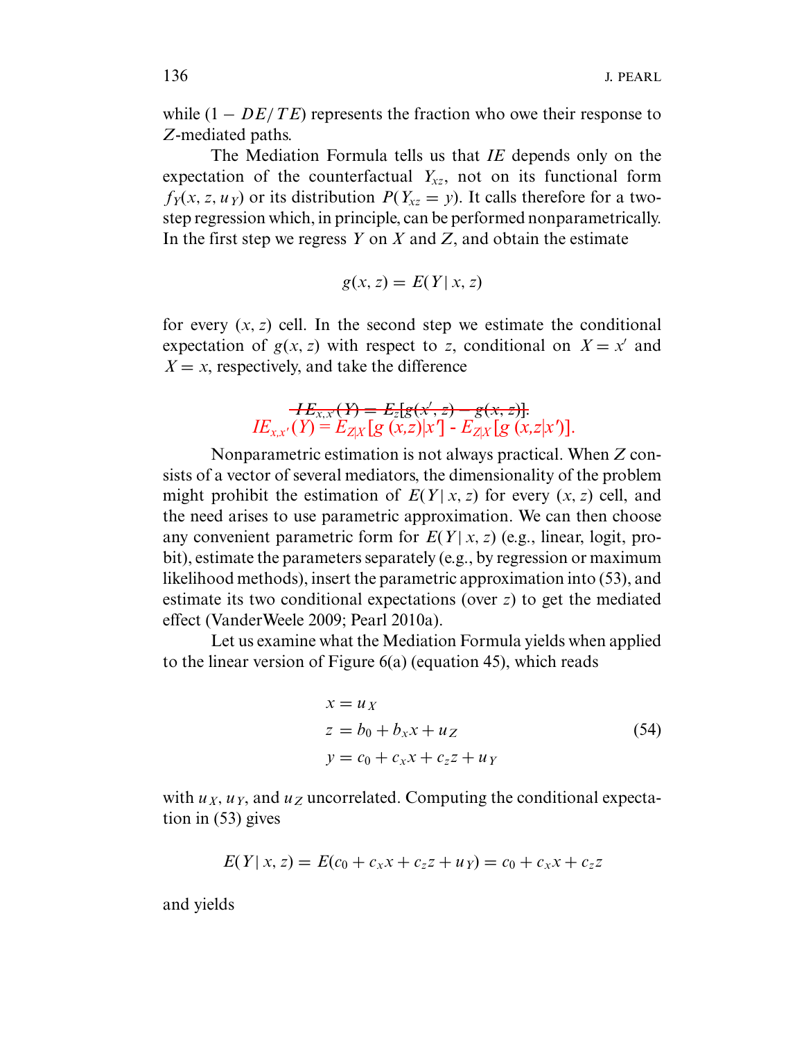while $(1 - DE/TE)$ represents the fraction who owe their response to $Z$-mediated paths.

The Mediation Formula tells us that $IE$ depends only on the expectation of the counterfactual $Y_{xz}$, not on its functional form $f_Y(x, z, u_Y)$ or its distribution $P(Y_{xz} = y)$. It calls therefore for a two-step regression which, in principle, can be performed nonparametrically. In the first step we regress $Y$ on $X$ and $Z$, and obtain the estimate

$$g(x, z) = E(Y \mid x, z)$$

for every $(x, z)$ cell. In the second step we estimate the conditional expectation of $g(x, z)$ with respect to $z$, conditional on $X = x'$ and $X = x$, respectively, and take the difference

$$~~IE_{x,x'}(Y) = E_z[g(x', z) - g(x, z)].~~$$

$$IE_{x,x'}(Y) = E_{Z|X}[g(x,z)|x'] - E_{Z|X}[g(x,z|x')].$$

Nonparametric estimation is not always practical. When $Z$ consists of a vector of several mediators, the dimensionality of the problem might prohibit the estimation of $E(Y \mid x, z)$ for every $(x, z)$ cell, and the need arises to use parametric approximation. We can then choose any convenient parametric form for $E(Y \mid x, z)$ (e.g., linear, logit, probit), estimate the parameters separately (e.g., by regression or maximum likelihood methods), insert the parametric approximation into (53), and estimate its two conditional expectations (over $z$) to get the mediated effect (VanderWeele 2009; Pearl 2010a).

Let us examine what the Mediation Formula yields when applied to the linear version of Figure 6(a) (equation 45), which reads

$$\begin{aligned} x &= u_X \\ z &= b_0 + b_x x + u_Z \\ y &= c_0 + c_x x + c_z z + u_Y \end{aligned} \tag{54}$$

with $u_X$, $u_Y$, and $u_Z$ uncorrelated. Computing the conditional expectation in (53) gives

$$E(Y \mid x, z) = E(c_0 + c_x x + c_z z + u_Y) = c_0 + c_x x + c_z z$$

and yields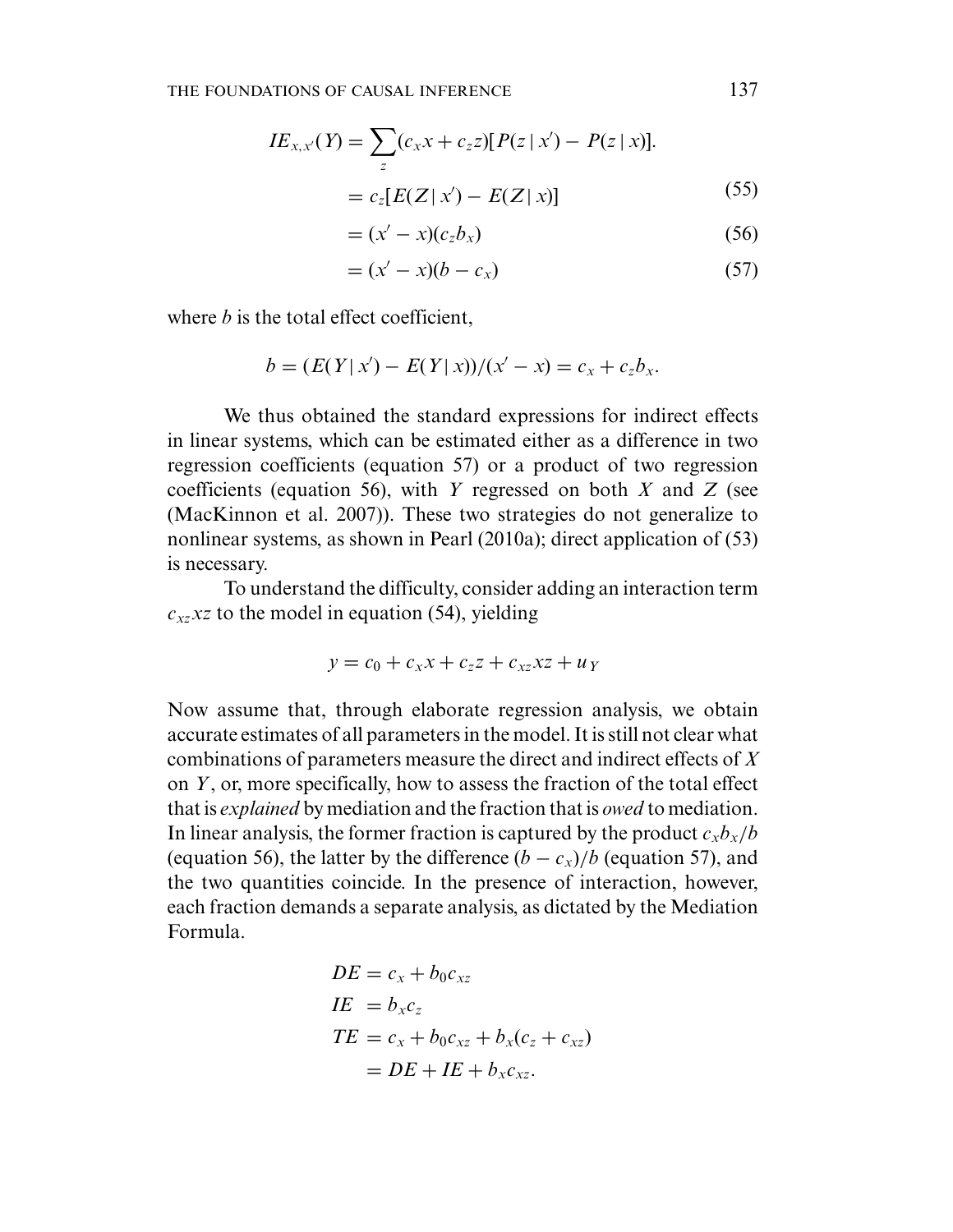$$IE_{x,x'}(Y) = \sum_z (c_x x + c_z z)[P(z \mid x') - P(z \mid x)].$$

$$= c_z[E(Z \mid x') - E(Z \mid x)] \tag{55}$$

$$= (x' - x)(c_z b_x) \tag{56}$$

$$= (x' - x)(b - c_x) \tag{57}$$

where $b$ is the total effect coefficient,

$$b = (E(Y \mid x') - E(Y \mid x))/(x' - x) = c_x + c_z b_x.$$

We thus obtained the standard expressions for indirect effects in linear systems, which can be estimated either as a difference in two regression coefficients (equation 57) or a product of two regression coefficients (equation 56), with $Y$ regressed on both $X$ and $Z$ (see (MacKinnon et al. 2007)). These two strategies do not generalize to nonlinear systems, as shown in Pearl (2010a); direct application of (53) is necessary.

To understand the difficulty, consider adding an interaction term $c_{xz}xz$ to the model in equation (54), yielding

$$y = c_0 + c_x x + c_z z + c_{xz} xz + u_Y$$

Now assume that, through elaborate regression analysis, we obtain accurate estimates of all parameters in the model. It is still not clear what combinations of parameters measure the direct and indirect effects of $X$ on $Y$, or, more specifically, how to assess the fraction of the total effect that is *explained* by mediation and the fraction that is *owed* to mediation. In linear analysis, the former fraction is captured by the product $c_x b_x / b$ (equation 56), the latter by the difference $(b - c_x)/b$ (equation 57), and the two quantities coincide. In the presence of interaction, however, each fraction demands a separate analysis, as dictated by the Mediation Formula.

$$\begin{aligned}
DE &= c_x + b_0 c_{xz} \\
IE &= b_x c_z \\
TE &= c_x + b_0 c_{xz} + b_x(c_z + c_{xz}) \\
&= DE + IE + b_x c_{xz}.
\end{aligned}$$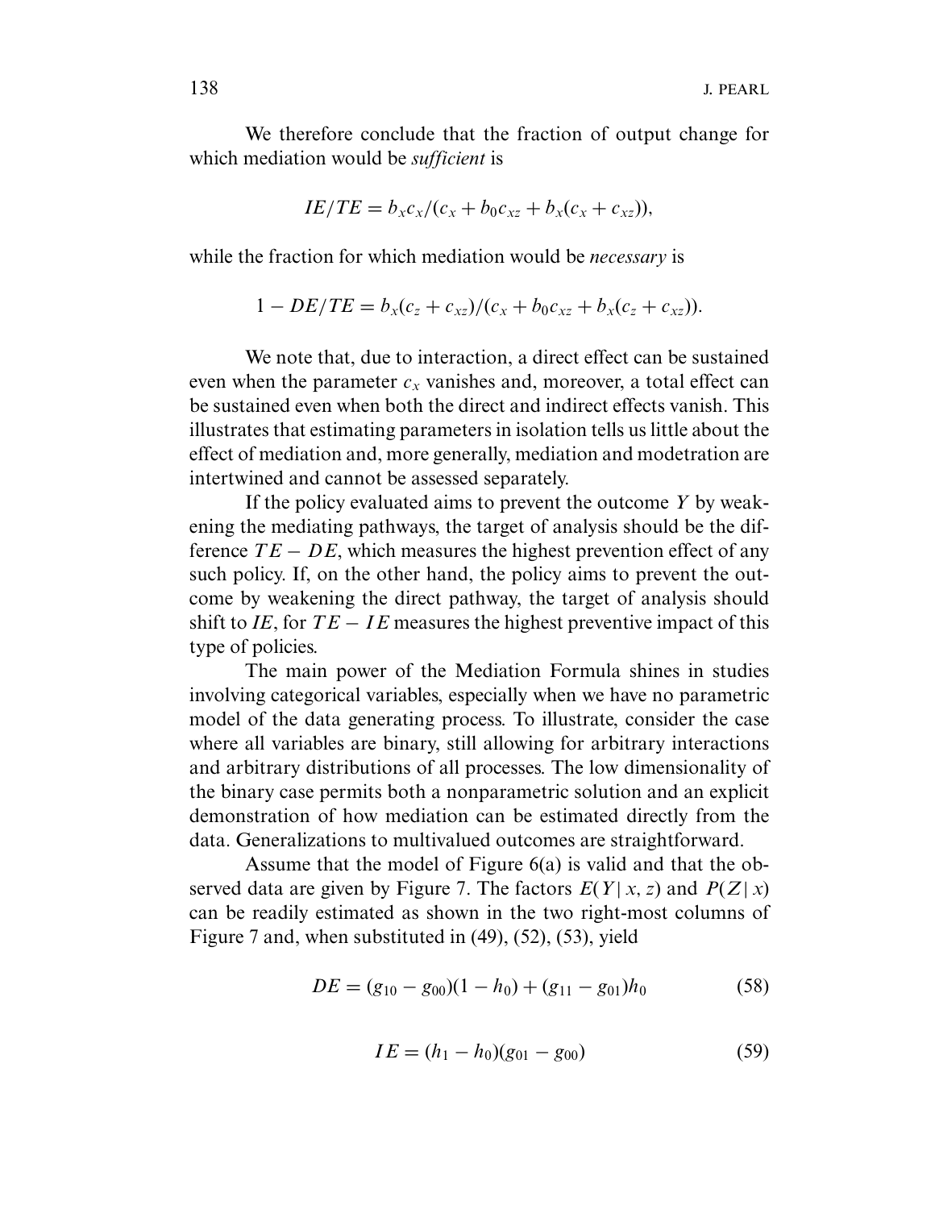We therefore conclude that the fraction of output change for which mediation would be *sufficient* is

$$IE/TE = b_x c_x/(c_x + b_0 c_{xz} + b_x(c_x + c_{xz})),$$

while the fraction for which mediation would be *necessary* is

$$1 - DE/TE = b_x(c_z + c_{xz})/(c_x + b_0 c_{xz} + b_x(c_z + c_{xz})).$$

We note that, due to interaction, a direct effect can be sustained even when the parameter $c_x$ vanishes and, moreover, a total effect can be sustained even when both the direct and indirect effects vanish. This illustrates that estimating parameters in isolation tells us little about the effect of mediation and, more generally, mediation and modetration are intertwined and cannot be assessed separately.

If the policy evaluated aims to prevent the outcome $Y$ by weakening the mediating pathways, the target of analysis should be the difference $TE - DE$, which measures the highest prevention effect of any such policy. If, on the other hand, the policy aims to prevent the outcome by weakening the direct pathway, the target of analysis should shift to $IE$, for $TE - IE$ measures the highest preventive impact of this type of policies.

The main power of the Mediation Formula shines in studies involving categorical variables, especially when we have no parametric model of the data generating process. To illustrate, consider the case where all variables are binary, still allowing for arbitrary interactions and arbitrary distributions of all processes. The low dimensionality of the binary case permits both a nonparametric solution and an explicit demonstration of how mediation can be estimated directly from the data. Generalizations to multivalued outcomes are straightforward.

Assume that the model of Figure 6(a) is valid and that the observed data are given by Figure 7. The factors $E(Y \mid x, z)$ and $P(Z \mid x)$ can be readily estimated as shown in the two right-most columns of Figure 7 and, when substituted in (49), (52), (53), yield

$$DE = (g_{10} - g_{00})(1 - h_0) + (g_{11} - g_{01})h_0 \tag{58}$$

$$IE = (h_1 - h_0)(g_{01} - g_{00}) \tag{59}$$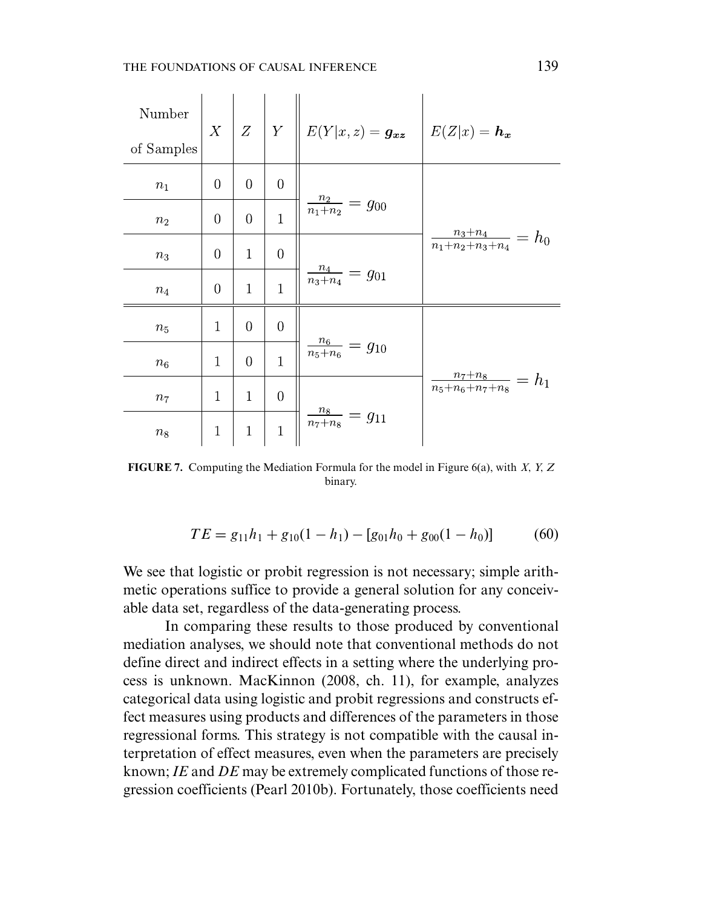| Number of Samples | $X$ | $Z$ | $Y$ | $E(Y\|x,z) = \boldsymbol{g_{xz}}$ | $E(Z\|x) = \boldsymbol{h_x}$ |
|---|---|---|---|---|---|
| $n_1$ | 0 | 0 | 0 | $\frac{n_2}{n_1+n_2} = g_{00}$ | $\frac{n_3+n_4}{n_1+n_2+n_3+n_4} = h_0$ |
| $n_2$ | 0 | 0 | 1 | | |
| $n_3$ | 0 | 1 | 0 | $\frac{n_4}{n_3+n_4} = g_{01}$ | |
| $n_4$ | 0 | 1 | 1 | | |
| $n_5$ | 1 | 0 | 0 | $\frac{n_6}{n_5+n_6} = g_{10}$ | $\frac{n_7+n_8}{n_5+n_6+n_7+n_8} = h_1$ |
| $n_6$ | 1 | 0 | 1 | | |
| $n_7$ | 1 | 1 | 0 | $\frac{n_8}{n_7+n_8} = g_{11}$ | |
| $n_8$ | 1 | 1 | 1 | | |

**FIGURE 7.** Computing the Mediation Formula for the model in Figure 6(a), with *X*, *Y*, *Z* binary.

$$TE = g_{11}h_1 + g_{10}(1 - h_1) - [g_{01}h_0 + g_{00}(1 - h_0)] \tag{60}$$

We see that logistic or probit regression is not necessary; simple arithmetic operations suffice to provide a general solution for any conceivable data set, regardless of the data-generating process.

In comparing these results to those produced by conventional mediation analyses, we should note that conventional methods do not define direct and indirect effects in a setting where the underlying process is unknown. MacKinnon (2008, ch. 11), for example, analyzes categorical data using logistic and probit regressions and constructs effect measures using products and differences of the parameters in those regressional forms. This strategy is not compatible with the causal interpretation of effect measures, even when the parameters are precisely known; *IE* and *DE* may be extremely complicated functions of those regression coefficients (Pearl 2010b). Fortunately, those coefficients need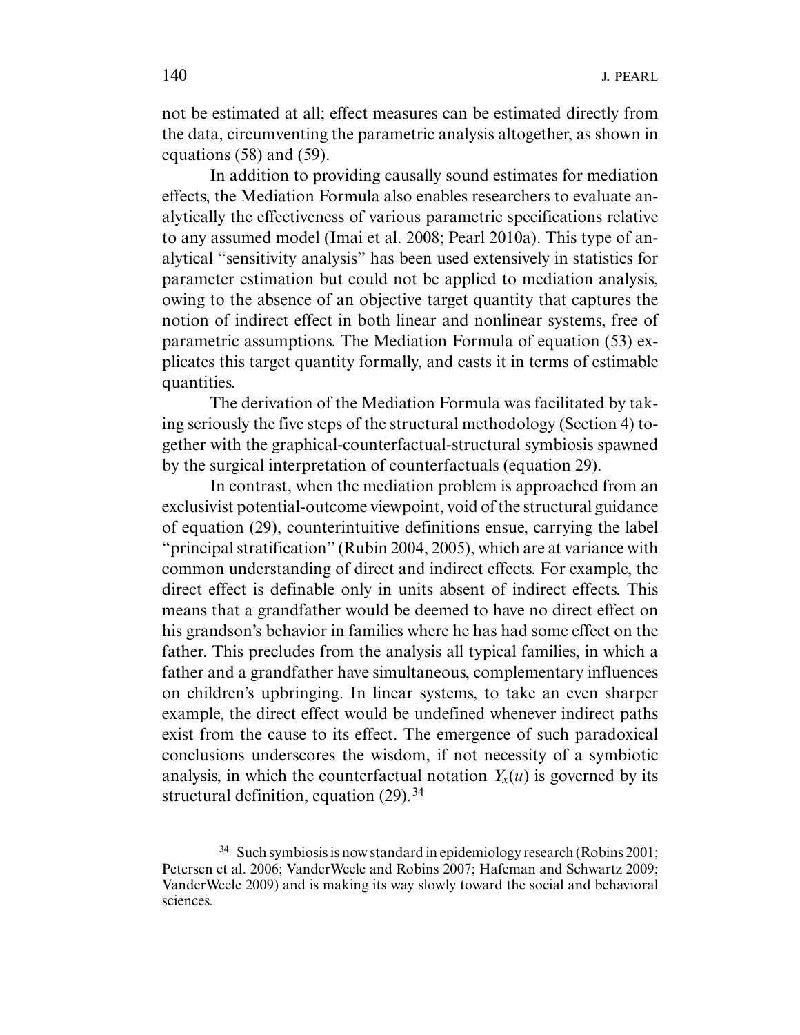not be estimated at all; effect measures can be estimated directly from the data, circumventing the parametric analysis altogether, as shown in equations (58) and (59).

In addition to providing causally sound estimates for mediation effects, the Mediation Formula also enables researchers to evaluate analytically the effectiveness of various parametric specifications relative to any assumed model (Imai et al. 2008; Pearl 2010a). This type of analytical "sensitivity analysis" has been used extensively in statistics for parameter estimation but could not be applied to mediation analysis, owing to the absence of an objective target quantity that captures the notion of indirect effect in both linear and nonlinear systems, free of parametric assumptions. The Mediation Formula of equation (53) explicates this target quantity formally, and casts it in terms of estimable quantities.

The derivation of the Mediation Formula was facilitated by taking seriously the five steps of the structural methodology (Section 4) together with the graphical-counterfactual-structural symbiosis spawned by the surgical interpretation of counterfactuals (equation 29).

In contrast, when the mediation problem is approached from an exclusivist potential-outcome viewpoint, void of the structural guidance of equation (29), counterintuitive definitions ensue, carrying the label "principal stratification" (Rubin 2004, 2005), which are at variance with common understanding of direct and indirect effects. For example, the direct effect is definable only in units absent of indirect effects. This means that a grandfather would be deemed to have no direct effect on his grandson's behavior in families where he has had some effect on the father. This precludes from the analysis all typical families, in which a father and a grandfather have simultaneous, complementary influences on children's upbringing. In linear systems, to take an even sharper example, the direct effect would be undefined whenever indirect paths exist from the cause to its effect. The emergence of such paradoxical conclusions underscores the wisdom, if not necessity of a symbiotic analysis, in which the counterfactual notation $Y_x(u)$ is governed by its structural definition, equation (29).[34]

[34] Such symbiosis is now standard in epidemiology research (Robins 2001; Petersen et al. 2006; VanderWeele and Robins 2007; Hafeman and Schwartz 2009; VanderWeele 2009) and is making its way slowly toward the social and behavioral sciences.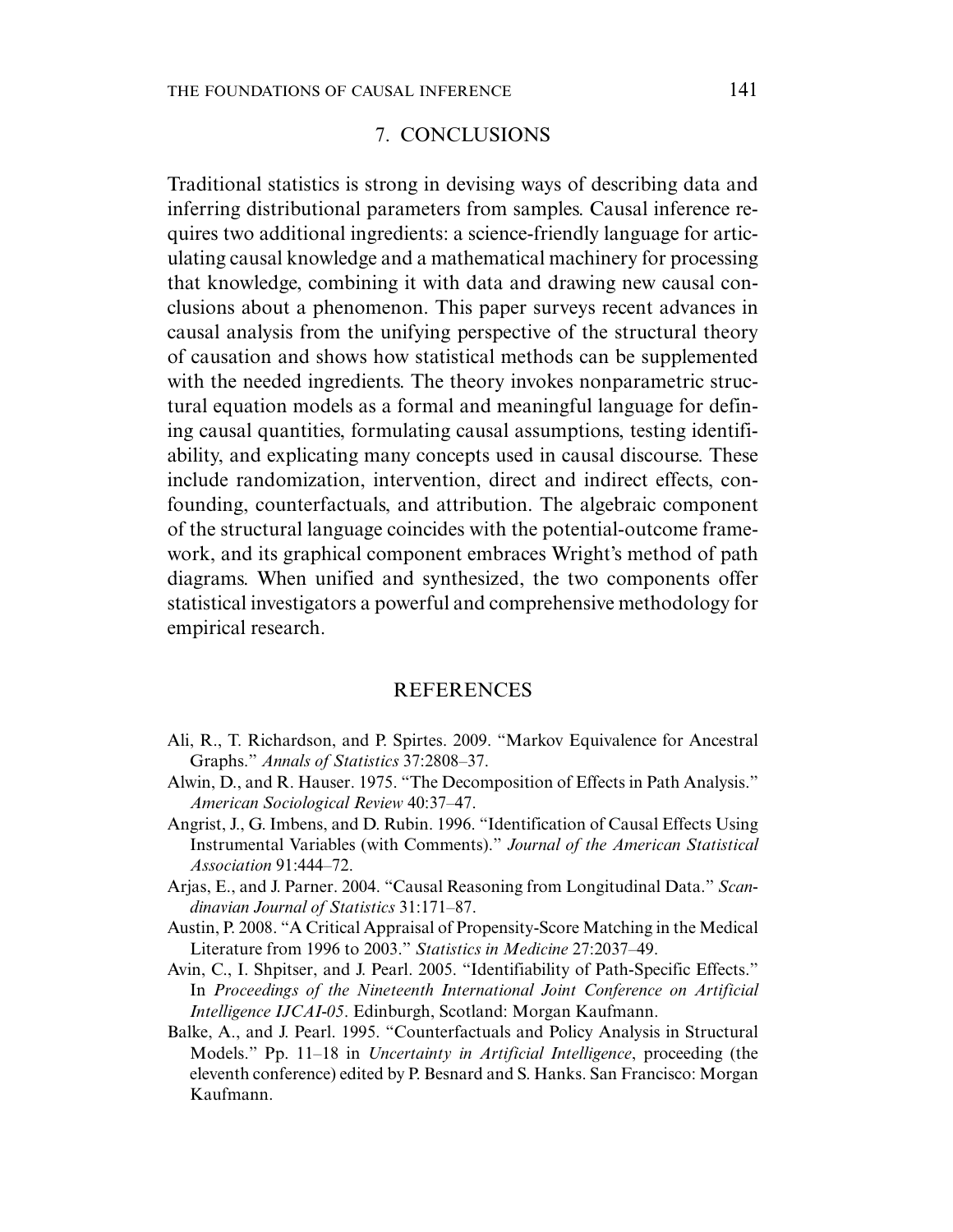## 7. CONCLUSIONS

Traditional statistics is strong in devising ways of describing data and inferring distributional parameters from samples. Causal inference requires two additional ingredients: a science-friendly language for articulating causal knowledge and a mathematical machinery for processing that knowledge, combining it with data and drawing new causal conclusions about a phenomenon. This paper surveys recent advances in causal analysis from the unifying perspective of the structural theory of causation and shows how statistical methods can be supplemented with the needed ingredients. The theory invokes nonparametric structural equation models as a formal and meaningful language for defining causal quantities, formulating causal assumptions, testing identifiability, and explicating many concepts used in causal discourse. These include randomization, intervention, direct and indirect effects, confounding, counterfactuals, and attribution. The algebraic component of the structural language coincides with the potential-outcome framework, and its graphical component embraces Wright's method of path diagrams. When unified and synthesized, the two components offer statistical investigators a powerful and comprehensive methodology for empirical research.

## REFERENCES

Ali, R., T. Richardson, and P. Spirtes. 2009. "Markov Equivalence for Ancestral Graphs." *Annals of Statistics* 37:2808–37.

Alwin, D., and R. Hauser. 1975. "The Decomposition of Effects in Path Analysis." *American Sociological Review* 40:37–47.

Angrist, J., G. Imbens, and D. Rubin. 1996. "Identification of Causal Effects Using Instrumental Variables (with Comments)." *Journal of the American Statistical Association* 91:444–72.

Arjas, E., and J. Parner. 2004. "Causal Reasoning from Longitudinal Data." *Scandinavian Journal of Statistics* 31:171–87.

Austin, P. 2008. "A Critical Appraisal of Propensity-Score Matching in the Medical Literature from 1996 to 2003." *Statistics in Medicine* 27:2037–49.

Avin, C., I. Shpitser, and J. Pearl. 2005. "Identifiability of Path-Specific Effects." In *Proceedings of the Nineteenth International Joint Conference on Artificial Intelligence IJCAI-05*. Edinburgh, Scotland: Morgan Kaufmann.

Balke, A., and J. Pearl. 1995. "Counterfactuals and Policy Analysis in Structural Models." Pp. 11–18 in *Uncertainty in Artificial Intelligence*, proceeding (the eleventh conference) edited by P. Besnard and S. Hanks. San Francisco: Morgan Kaufmann.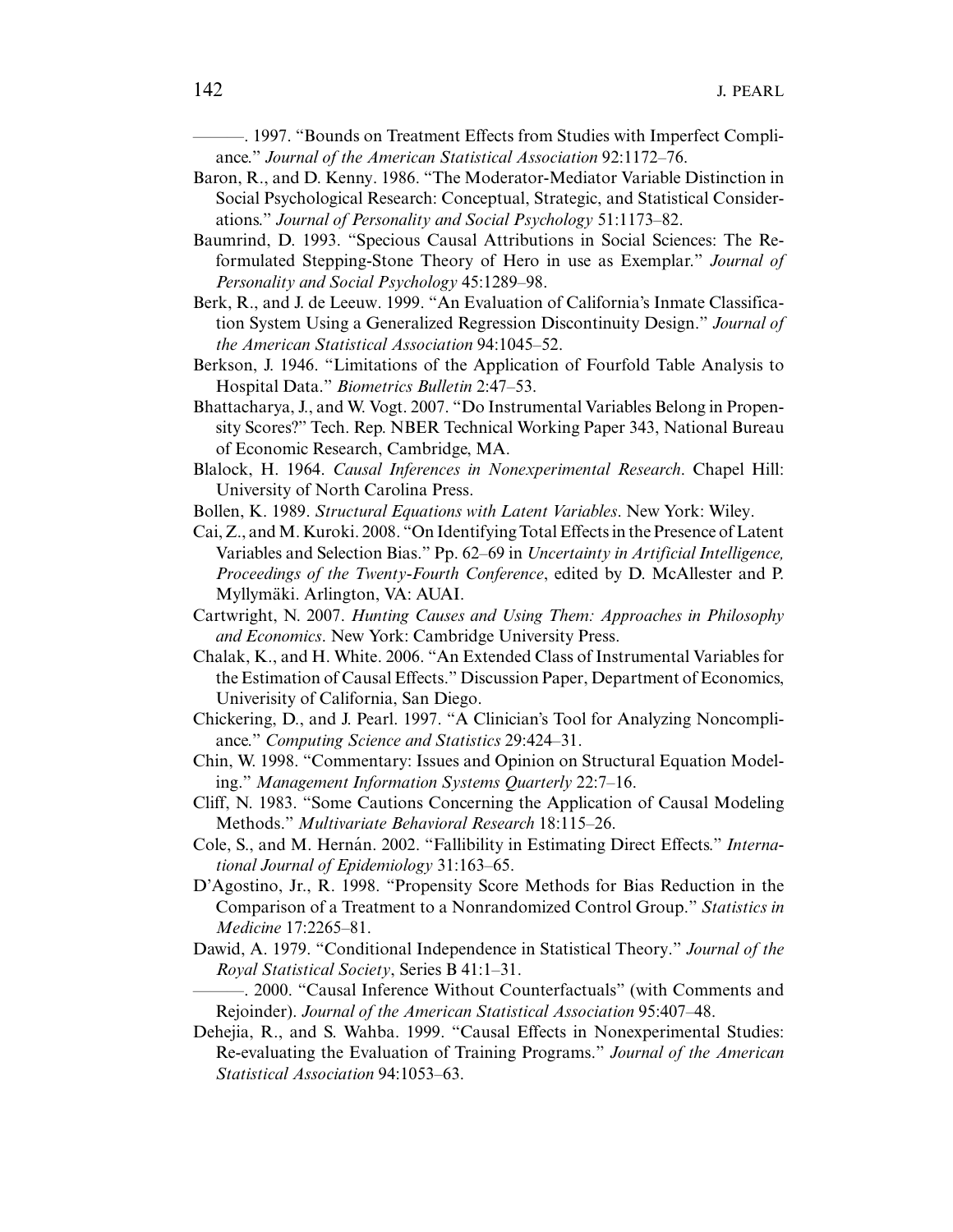———. 1997. "Bounds on Treatment Effects from Studies with Imperfect Compliance." *Journal of the American Statistical Association* 92:1172–76.

Baron, R., and D. Kenny. 1986. "The Moderator-Mediator Variable Distinction in Social Psychological Research: Conceptual, Strategic, and Statistical Considerations." *Journal of Personality and Social Psychology* 51:1173–82.

Baumrind, D. 1993. "Specious Causal Attributions in Social Sciences: The Reformulated Stepping-Stone Theory of Hero in use as Exemplar." *Journal of Personality and Social Psychology* 45:1289–98.

Berk, R., and J. de Leeuw. 1999. "An Evaluation of California's Inmate Classification System Using a Generalized Regression Discontinuity Design." *Journal of the American Statistical Association* 94:1045–52.

Berkson, J. 1946. "Limitations of the Application of Fourfold Table Analysis to Hospital Data." *Biometrics Bulletin* 2:47–53.

Bhattacharya, J., and W. Vogt. 2007. "Do Instrumental Variables Belong in Propensity Scores?" Tech. Rep. NBER Technical Working Paper 343, National Bureau of Economic Research, Cambridge, MA.

Blalock, H. 1964. *Causal Inferences in Nonexperimental Research*. Chapel Hill: University of North Carolina Press.

Bollen, K. 1989. *Structural Equations with Latent Variables*. New York: Wiley.

Cai, Z., and M. Kuroki. 2008. "On Identifying Total Effects in the Presence of Latent Variables and Selection Bias." Pp. 62–69 in *Uncertainty in Artificial Intelligence, Proceedings of the Twenty-Fourth Conference*, edited by D. McAllester and P. Myllymäki. Arlington, VA: AUAI.

Cartwright, N. 2007. *Hunting Causes and Using Them: Approaches in Philosophy and Economics*. New York: Cambridge University Press.

Chalak, K., and H. White. 2006. "An Extended Class of Instrumental Variables for the Estimation of Causal Effects." Discussion Paper, Department of Economics, Univerisity of California, San Diego.

Chickering, D., and J. Pearl. 1997. "A Clinician's Tool for Analyzing Noncompliance." *Computing Science and Statistics* 29:424–31.

Chin, W. 1998. "Commentary: Issues and Opinion on Structural Equation Modeling." *Management Information Systems Quarterly* 22:7–16.

Cliff, N. 1983. "Some Cautions Concerning the Application of Causal Modeling Methods." *Multivariate Behavioral Research* 18:115–26.

Cole, S., and M. Hernán. 2002. "Fallibility in Estimating Direct Effects." *International Journal of Epidemiology* 31:163–65.

D'Agostino, Jr., R. 1998. "Propensity Score Methods for Bias Reduction in the Comparison of a Treatment to a Nonrandomized Control Group." *Statistics in Medicine* 17:2265–81.

Dawid, A. 1979. "Conditional Independence in Statistical Theory." *Journal of the Royal Statistical Society*, Series B 41:1–31.

———. 2000. "Causal Inference Without Counterfactuals" (with Comments and Rejoinder). *Journal of the American Statistical Association* 95:407–48.

Dehejia, R., and S. Wahba. 1999. "Causal Effects in Nonexperimental Studies: Re-evaluating the Evaluation of Training Programs." *Journal of the American Statistical Association* 94:1053–63.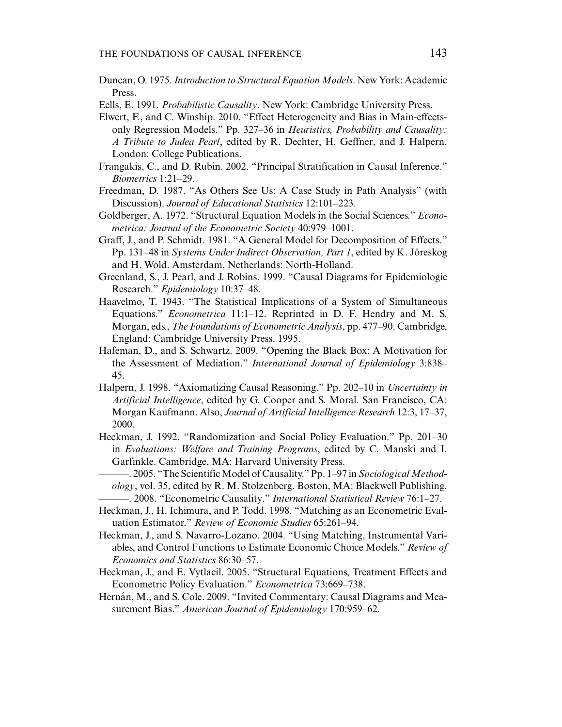Duncan, O. 1975. *Introduction to Structural Equation Models*. New York: Academic Press.

Eells, E. 1991. *Probabilistic Causality*. New York: Cambridge University Press.

Elwert, F., and C. Winship. 2010. "Effect Heterogeneity and Bias in Main-effects-only Regression Models." Pp. 327–36 in *Heuristics, Probability and Causality: A Tribute to Judea Pearl*, edited by R. Dechter, H. Geffner, and J. Halpern. London: College Publications.

Frangakis, C., and D. Rubin. 2002. "Principal Stratification in Causal Inference." *Biometrics* 1:21–29.

Freedman, D. 1987. "As Others See Us: A Case Study in Path Analysis" (with Discussion). *Journal of Educational Statistics* 12:101–223.

Goldberger, A. 1972. "Structural Equation Models in the Social Sciences." *Econometrica: Journal of the Econometric Society* 40:979–1001.

Graff, J., and P. Schmidt. 1981. "A General Model for Decomposition of Effects." Pp. 131–48 in *Systems Under Indirect Observation, Part 1*, edited by K. Jöreskog and H. Wold. Amsterdam, Netherlands: North-Holland.

Greenland, S., J. Pearl, and J. Robins. 1999. "Causal Diagrams for Epidemiologic Research." *Epidemiology* 10:37–48.

Haavelmo, T. 1943. "The Statistical Implications of a System of Simultaneous Equations." *Econometrica* 11:1–12. Reprinted in D. F. Hendry and M. S. Morgan, eds., *The Foundations of Econometric Analysis*, pp. 477–90. Cambridge, England: Cambridge University Press. 1995.

Hafeman, D., and S. Schwartz. 2009. "Opening the Black Box: A Motivation for the Assessment of Mediation." *International Journal of Epidemiology* 3:838–45.

Halpern, J. 1998. "Axiomatizing Causal Reasoning." Pp. 202–10 in *Uncertainty in Artificial Intelligence*, edited by G. Cooper and S. Moral. San Francisco, CA: Morgan Kaufmann. Also, *Journal of Artificial Intelligence Research* 12:3, 17–37, 2000.

Heckman, J. 1992. "Randomization and Social Policy Evaluation." Pp. 201–30 in *Evaluations: Welfare and Training Programs*, edited by C. Manski and I. Garfinkle. Cambridge, MA: Harvard University Press.

———. 2005. "The Scientific Model of Causality." Pp. 1–97 in *Sociological Methodology*, vol. 35, edited by R. M. Stolzenberg. Boston, MA: Blackwell Publishing.

———. 2008. "Econometric Causality." *International Statistical Review* 76:1–27.

Heckman, J., H. Ichimura, and P. Todd. 1998. "Matching as an Econometric Evaluation Estimator." *Review of Economic Studies* 65:261–94.

Heckman, J., and S. Navarro-Lozano. 2004. "Using Matching, Instrumental Variables, and Control Functions to Estimate Economic Choice Models." *Review of Economics and Statistics* 86:30–57.

Heckman, J., and E. Vytlacil. 2005. "Structural Equations, Treatment Effects and Econometric Policy Evaluation." *Econometrica* 73:669–738.

Hernán, M., and S. Cole. 2009. "Invited Commentary: Causal Diagrams and Measurement Bias." *American Journal of Epidemiology* 170:959–62.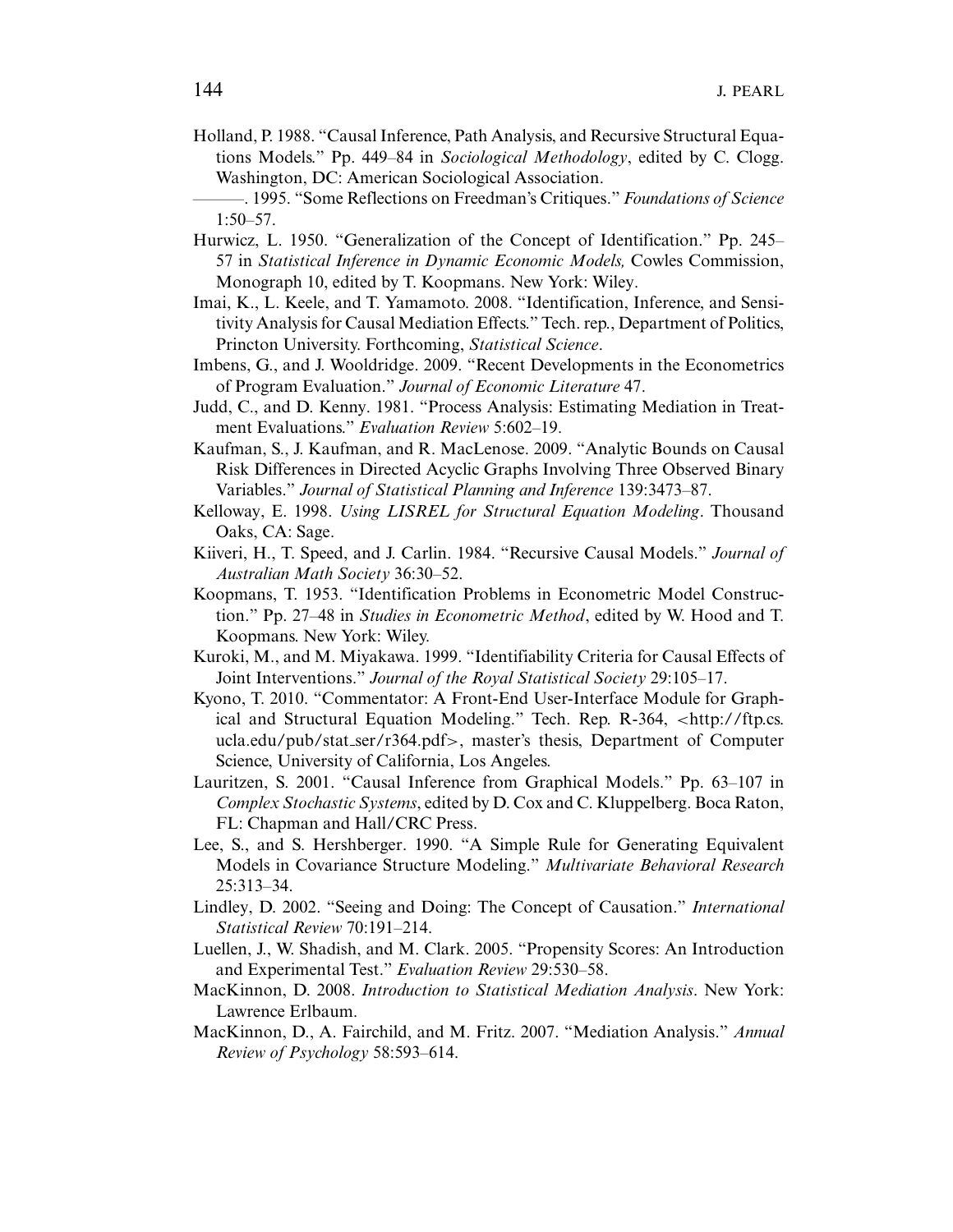Holland, P. 1988. "Causal Inference, Path Analysis, and Recursive Structural Equations Models." Pp. 449–84 in *Sociological Methodology*, edited by C. Clogg. Washington, DC: American Sociological Association.

———. 1995. "Some Reflections on Freedman's Critiques." *Foundations of Science* 1:50–57.

Hurwicz, L. 1950. "Generalization of the Concept of Identification." Pp. 245–57 in *Statistical Inference in Dynamic Economic Models,* Cowles Commission, Monograph 10, edited by T. Koopmans. New York: Wiley.

Imai, K., L. Keele, and T. Yamamoto. 2008. "Identification, Inference, and Sensitivity Analysis for Causal Mediation Effects." Tech. rep., Department of Politics, Princton University. Forthcoming, *Statistical Science*.

Imbens, G., and J. Wooldridge. 2009. "Recent Developments in the Econometrics of Program Evaluation." *Journal of Economic Literature* 47.

Judd, C., and D. Kenny. 1981. "Process Analysis: Estimating Mediation in Treatment Evaluations." *Evaluation Review* 5:602–19.

Kaufman, S., J. Kaufman, and R. MacLenose. 2009. "Analytic Bounds on Causal Risk Differences in Directed Acyclic Graphs Involving Three Observed Binary Variables." *Journal of Statistical Planning and Inference* 139:3473–87.

Kelloway, E. 1998. *Using LISREL for Structural Equation Modeling*. Thousand Oaks, CA: Sage.

Kiiveri, H., T. Speed, and J. Carlin. 1984. "Recursive Causal Models." *Journal of Australian Math Society* 36:30–52.

Koopmans, T. 1953. "Identification Problems in Econometric Model Construction." Pp. 27–48 in *Studies in Econometric Method*, edited by W. Hood and T. Koopmans. New York: Wiley.

Kuroki, M., and M. Miyakawa. 1999. "Identifiability Criteria for Causal Effects of Joint Interventions." *Journal of the Royal Statistical Society* 29:105–17.

Kyono, T. 2010. "Commentator: A Front-End User-Interface Module for Graphical and Structural Equation Modeling." Tech. Rep. R-364, <http://ftp.cs.ucla.edu/pub/stat_ser/r364.pdf>, master's thesis, Department of Computer Science, University of California, Los Angeles.

Lauritzen, S. 2001. "Causal Inference from Graphical Models." Pp. 63–107 in *Complex Stochastic Systems*, edited by D. Cox and C. Kluppelberg. Boca Raton, FL: Chapman and Hall/CRC Press.

Lee, S., and S. Hershberger. 1990. "A Simple Rule for Generating Equivalent Models in Covariance Structure Modeling." *Multivariate Behavioral Research* 25:313–34.

Lindley, D. 2002. "Seeing and Doing: The Concept of Causation." *International Statistical Review* 70:191–214.

Luellen, J., W. Shadish, and M. Clark. 2005. "Propensity Scores: An Introduction and Experimental Test." *Evaluation Review* 29:530–58.

MacKinnon, D. 2008. *Introduction to Statistical Mediation Analysis*. New York: Lawrence Erlbaum.

MacKinnon, D., A. Fairchild, and M. Fritz. 2007. "Mediation Analysis." *Annual Review of Psychology* 58:593–614.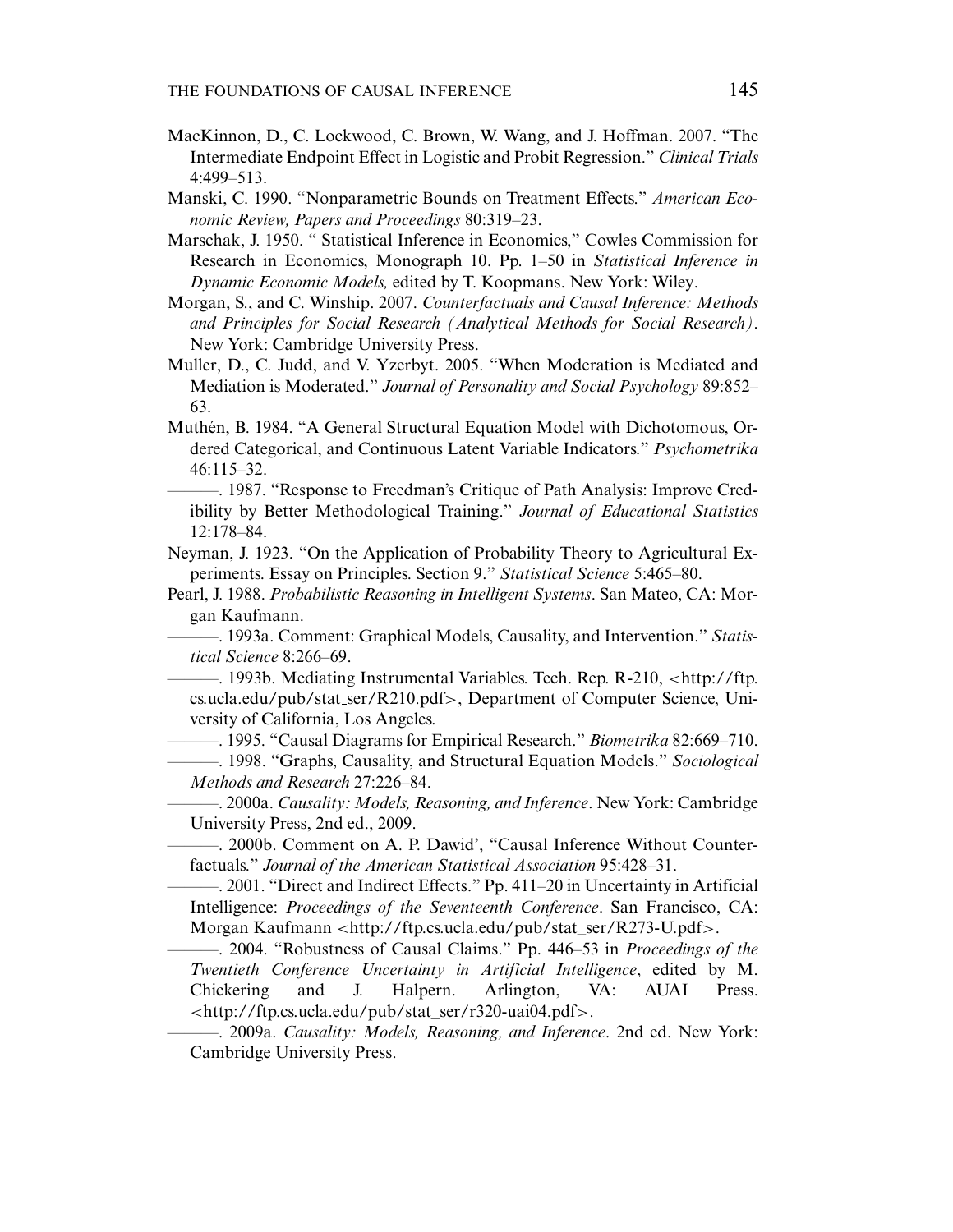MacKinnon, D., C. Lockwood, C. Brown, W. Wang, and J. Hoffman. 2007. "The Intermediate Endpoint Effect in Logistic and Probit Regression." *Clinical Trials* 4:499–513.

Manski, C. 1990. "Nonparametric Bounds on Treatment Effects." *American Economic Review, Papers and Proceedings* 80:319–23.

Marschak, J. 1950. " Statistical Inference in Economics," Cowles Commission for Research in Economics, Monograph 10. Pp. 1–50 in *Statistical Inference in Dynamic Economic Models,* edited by T. Koopmans. New York: Wiley.

Morgan, S., and C. Winship. 2007. *Counterfactuals and Causal Inference: Methods and Principles for Social Research (Analytical Methods for Social Research)*. New York: Cambridge University Press.

Muller, D., C. Judd, and V. Yzerbyt. 2005. "When Moderation is Mediated and Mediation is Moderated." *Journal of Personality and Social Psychology* 89:852–63.

Muthén, B. 1984. "A General Structural Equation Model with Dichotomous, Ordered Categorical, and Continuous Latent Variable Indicators." *Psychometrika* 46:115–32.

———. 1987. "Response to Freedman's Critique of Path Analysis: Improve Credibility by Better Methodological Training." *Journal of Educational Statistics* 12:178–84.

Neyman, J. 1923. "On the Application of Probability Theory to Agricultural Experiments. Essay on Principles. Section 9." *Statistical Science* 5:465–80.

Pearl, J. 1988. *Probabilistic Reasoning in Intelligent Systems*. San Mateo, CA: Morgan Kaufmann.

———. 1993a. Comment: Graphical Models, Causality, and Intervention." *Statistical Science* 8:266–69.

———. 1993b. Mediating Instrumental Variables. Tech. Rep. R-210, <http://ftp.cs.ucla.edu/pub/stat_ser/R210.pdf>, Department of Computer Science, University of California, Los Angeles.

———. 1995. "Causal Diagrams for Empirical Research." *Biometrika* 82:669–710.

———. 1998. "Graphs, Causality, and Structural Equation Models." *Sociological Methods and Research* 27:226–84.

———. 2000a. *Causality: Models, Reasoning, and Inference*. New York: Cambridge University Press, 2nd ed., 2009.

———. 2000b. Comment on A. P. Dawid', "Causal Inference Without Counterfactuals." *Journal of the American Statistical Association* 95:428–31.

———. 2001. "Direct and Indirect Effects." Pp. 411–20 in Uncertainty in Artificial Intelligence: *Proceedings of the Seventeenth Conference*. San Francisco, CA: Morgan Kaufmann <http://ftp.cs.ucla.edu/pub/stat_ser/R273-U.pdf>.

———. 2004. "Robustness of Causal Claims." Pp. 446–53 in *Proceedings of the Twentieth Conference Uncertainty in Artificial Intelligence*, edited by M. Chickering and J. Halpern. Arlington, VA: AUAI Press. <http://ftp.cs.ucla.edu/pub/stat_ser/r320-uai04.pdf>.

———. 2009a. *Causality: Models, Reasoning, and Inference*. 2nd ed. New York: Cambridge University Press.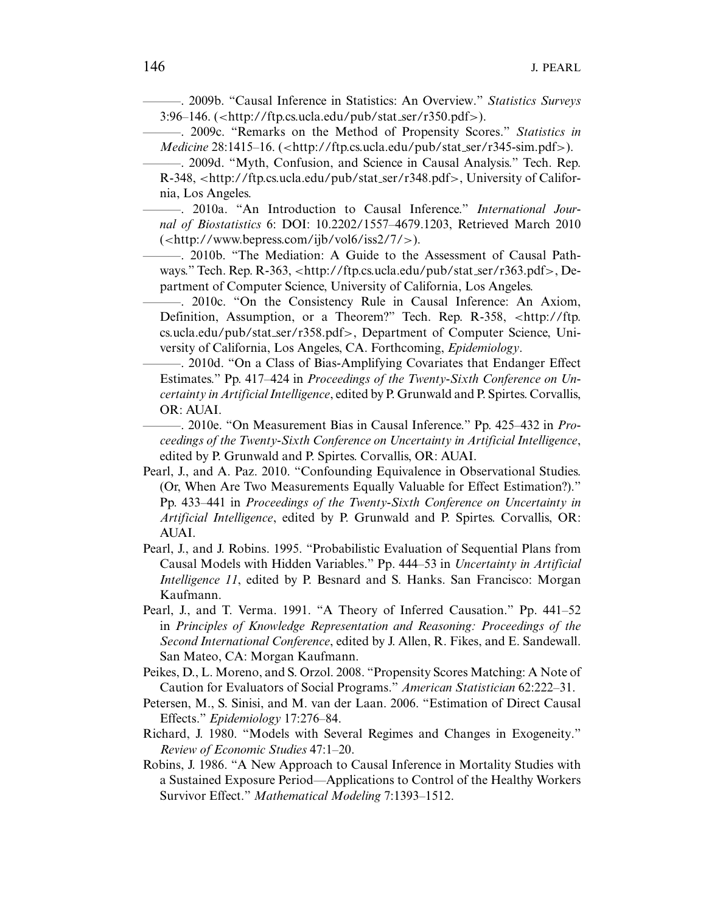———. 2009b. "Causal Inference in Statistics: An Overview." *Statistics Surveys* 3:96–146. (<http://ftp.cs.ucla.edu/pub/stat_ser/r350.pdf>).

———. 2009c. "Remarks on the Method of Propensity Scores." *Statistics in Medicine* 28:1415–16. (<http://ftp.cs.ucla.edu/pub/stat_ser/r345-sim.pdf>).

———. 2009d. "Myth, Confusion, and Science in Causal Analysis." Tech. Rep. R-348, <http://ftp.cs.ucla.edu/pub/stat_ser/r348.pdf>, University of California, Los Angeles.

———. 2010a. "An Introduction to Causal Inference." *International Journal of Biostatistics* 6: DOI: 10.2202/1557–4679.1203, Retrieved March 2010 (<http://www.bepress.com/ijb/vol6/iss2/7/>).

———. 2010b. "The Mediation: A Guide to the Assessment of Causal Pathways." Tech. Rep. R-363, <http://ftp.cs.ucla.edu/pub/stat_ser/r363.pdf>, Department of Computer Science, University of California, Los Angeles.

———. 2010c. "On the Consistency Rule in Causal Inference: An Axiom, Definition, Assumption, or a Theorem?" Tech. Rep. R-358, <http://ftp.cs.ucla.edu/pub/stat_ser/r358.pdf>, Department of Computer Science, University of California, Los Angeles, CA. Forthcoming, *Epidemiology*.

———. 2010d. "On a Class of Bias-Amplifying Covariates that Endanger Effect Estimates." Pp. 417–424 in *Proceedings of the Twenty-Sixth Conference on Uncertainty in Artificial Intelligence*, edited by P. Grunwald and P. Spirtes. Corvallis, OR: AUAI.

———. 2010e. "On Measurement Bias in Causal Inference." Pp. 425–432 in *Proceedings of the Twenty-Sixth Conference on Uncertainty in Artificial Intelligence*, edited by P. Grunwald and P. Spirtes. Corvallis, OR: AUAI.

Pearl, J., and A. Paz. 2010. "Confounding Equivalence in Observational Studies. (Or, When Are Two Measurements Equally Valuable for Effect Estimation?)." Pp. 433–441 in *Proceedings of the Twenty-Sixth Conference on Uncertainty in Artificial Intelligence*, edited by P. Grunwald and P. Spirtes. Corvallis, OR: AUAI.

Pearl, J., and J. Robins. 1995. "Probabilistic Evaluation of Sequential Plans from Causal Models with Hidden Variables." Pp. 444–53 in *Uncertainty in Artificial Intelligence 11*, edited by P. Besnard and S. Hanks. San Francisco: Morgan Kaufmann.

Pearl, J., and T. Verma. 1991. "A Theory of Inferred Causation." Pp. 441–52 in *Principles of Knowledge Representation and Reasoning: Proceedings of the Second International Conference*, edited by J. Allen, R. Fikes, and E. Sandewall. San Mateo, CA: Morgan Kaufmann.

Peikes, D., L. Moreno, and S. Orzol. 2008. "Propensity Scores Matching: A Note of Caution for Evaluators of Social Programs." *American Statistician* 62:222–31.

Petersen, M., S. Sinisi, and M. van der Laan. 2006. "Estimation of Direct Causal Effects." *Epidemiology* 17:276–84.

Richard, J. 1980. "Models with Several Regimes and Changes in Exogeneity." *Review of Economic Studies* 47:1–20.

Robins, J. 1986. "A New Approach to Causal Inference in Mortality Studies with a Sustained Exposure Period—Applications to Control of the Healthy Workers Survivor Effect." *Mathematical Modeling* 7:1393–1512.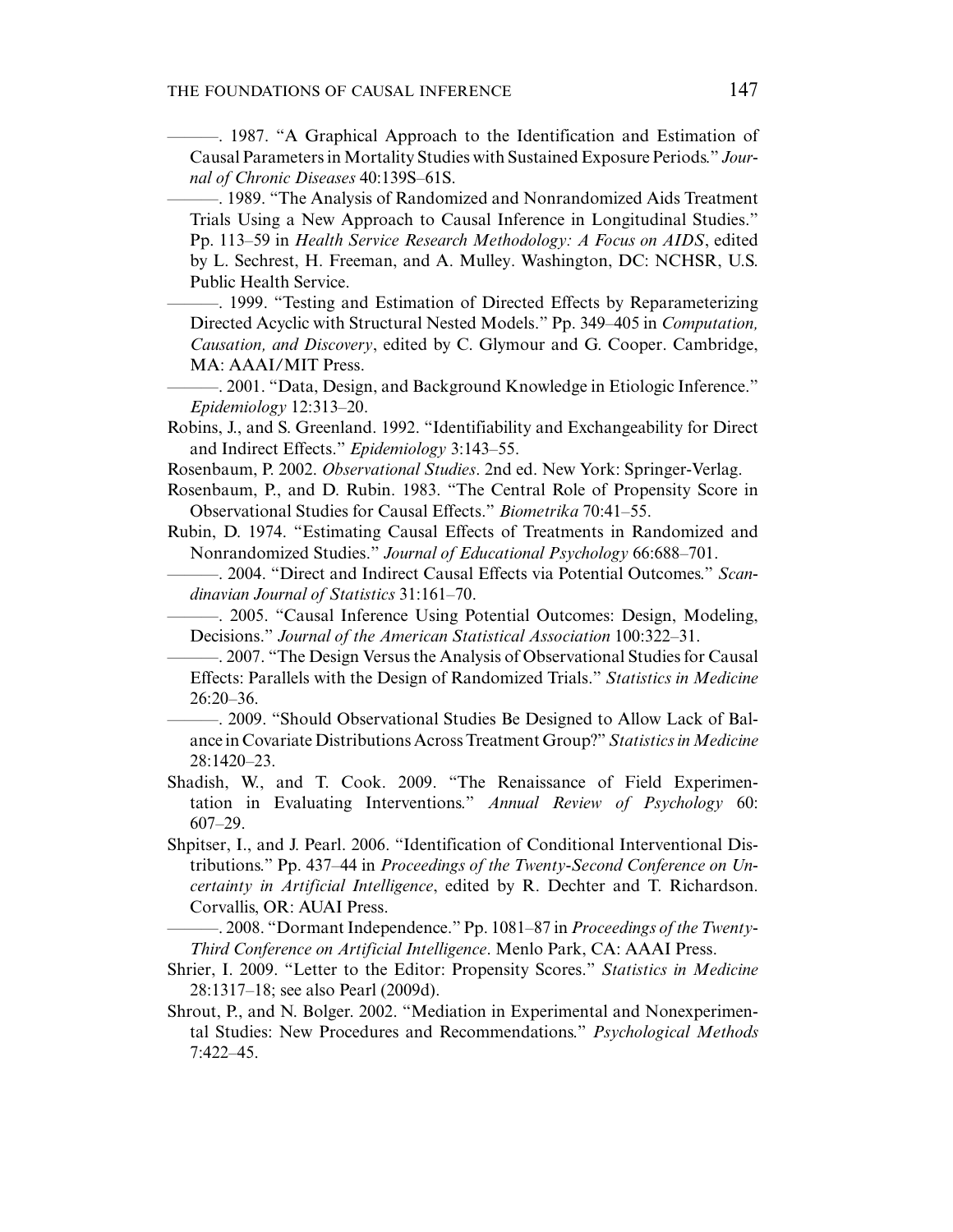———. 1987. "A Graphical Approach to the Identification and Estimation of Causal Parameters in Mortality Studies with Sustained Exposure Periods." *Journal of Chronic Diseases* 40:139S–61S.

———. 1989. "The Analysis of Randomized and Nonrandomized Aids Treatment Trials Using a New Approach to Causal Inference in Longitudinal Studies." Pp. 113–59 in *Health Service Research Methodology: A Focus on AIDS*, edited by L. Sechrest, H. Freeman, and A. Mulley. Washington, DC: NCHSR, U.S. Public Health Service.

———. 1999. "Testing and Estimation of Directed Effects by Reparameterizing Directed Acyclic with Structural Nested Models." Pp. 349–405 in *Computation, Causation, and Discovery*, edited by C. Glymour and G. Cooper. Cambridge, MA: AAAI/MIT Press.

———. 2001. "Data, Design, and Background Knowledge in Etiologic Inference." *Epidemiology* 12:313–20.

Robins, J., and S. Greenland. 1992. "Identifiability and Exchangeability for Direct and Indirect Effects." *Epidemiology* 3:143–55.

Rosenbaum, P. 2002. *Observational Studies*. 2nd ed. New York: Springer-Verlag.

Rosenbaum, P., and D. Rubin. 1983. "The Central Role of Propensity Score in Observational Studies for Causal Effects." *Biometrika* 70:41–55.

Rubin, D. 1974. "Estimating Causal Effects of Treatments in Randomized and Nonrandomized Studies." *Journal of Educational Psychology* 66:688–701.

———. 2004. "Direct and Indirect Causal Effects via Potential Outcomes." *Scandinavian Journal of Statistics* 31:161–70.

———. 2005. "Causal Inference Using Potential Outcomes: Design, Modeling, Decisions." *Journal of the American Statistical Association* 100:322–31.

———. 2007. "The Design Versus the Analysis of Observational Studies for Causal Effects: Parallels with the Design of Randomized Trials." *Statistics in Medicine* 26:20–36.

———. 2009. "Should Observational Studies Be Designed to Allow Lack of Balance in Covariate Distributions Across Treatment Group?" *Statistics in Medicine* 28:1420–23.

Shadish, W., and T. Cook. 2009. "The Renaissance of Field Experimentation in Evaluating Interventions." *Annual Review of Psychology* 60: 607–29.

Shpitser, I., and J. Pearl. 2006. "Identification of Conditional Interventional Distributions." Pp. 437–44 in *Proceedings of the Twenty-Second Conference on Uncertainty in Artificial Intelligence*, edited by R. Dechter and T. Richardson. Corvallis, OR: AUAI Press.

———. 2008. "Dormant Independence." Pp. 1081–87 in *Proceedings of the Twenty-Third Conference on Artificial Intelligence*. Menlo Park, CA: AAAI Press.

Shrier, I. 2009. "Letter to the Editor: Propensity Scores." *Statistics in Medicine* 28:1317–18; see also Pearl (2009d).

Shrout, P., and N. Bolger. 2002. "Mediation in Experimental and Nonexperimental Studies: New Procedures and Recommendations." *Psychological Methods* 7:422–45.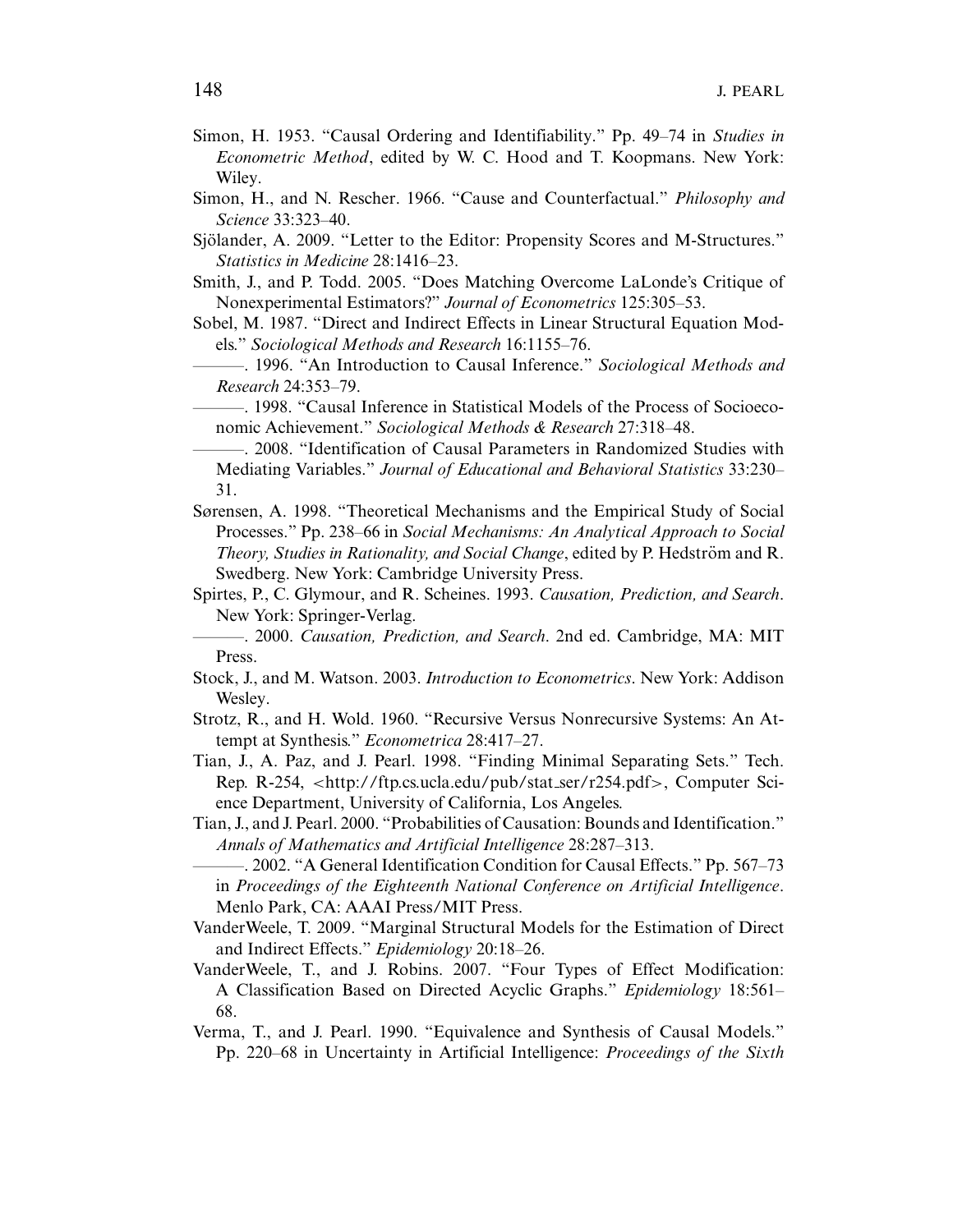Simon, H. 1953. "Causal Ordering and Identifiability." Pp. 49–74 in *Studies in Econometric Method*, edited by W. C. Hood and T. Koopmans. New York: Wiley.

Simon, H., and N. Rescher. 1966. "Cause and Counterfactual." *Philosophy and Science* 33:323–40.

Sjölander, A. 2009. "Letter to the Editor: Propensity Scores and M-Structures." *Statistics in Medicine* 28:1416–23.

Smith, J., and P. Todd. 2005. "Does Matching Overcome LaLonde's Critique of Nonexperimental Estimators?" *Journal of Econometrics* 125:305–53.

Sobel, M. 1987. "Direct and Indirect Effects in Linear Structural Equation Models." *Sociological Methods and Research* 16:1155–76.

———. 1996. "An Introduction to Causal Inference." *Sociological Methods and Research* 24:353–79.

———. 1998. "Causal Inference in Statistical Models of the Process of Socioeconomic Achievement." *Sociological Methods & Research* 27:318–48.

———. 2008. "Identification of Causal Parameters in Randomized Studies with Mediating Variables." *Journal of Educational and Behavioral Statistics* 33:230–31.

Sørensen, A. 1998. "Theoretical Mechanisms and the Empirical Study of Social Processes." Pp. 238–66 in *Social Mechanisms: An Analytical Approach to Social Theory, Studies in Rationality, and Social Change*, edited by P. Hedström and R. Swedberg. New York: Cambridge University Press.

Spirtes, P., C. Glymour, and R. Scheines. 1993. *Causation, Prediction, and Search*. New York: Springer-Verlag.

———. 2000. *Causation, Prediction, and Search*. 2nd ed. Cambridge, MA: MIT Press.

Stock, J., and M. Watson. 2003. *Introduction to Econometrics*. New York: Addison Wesley.

Strotz, R., and H. Wold. 1960. "Recursive Versus Nonrecursive Systems: An Attempt at Synthesis." *Econometrica* 28:417–27.

Tian, J., A. Paz, and J. Pearl. 1998. "Finding Minimal Separating Sets." Tech. Rep. R-254, <http://ftp.cs.ucla.edu/pub/stat_ser/r254.pdf>, Computer Science Department, University of California, Los Angeles.

Tian, J., and J. Pearl. 2000. "Probabilities of Causation: Bounds and Identification." *Annals of Mathematics and Artificial Intelligence* 28:287–313.

———. 2002. "A General Identification Condition for Causal Effects." Pp. 567–73 in *Proceedings of the Eighteenth National Conference on Artificial Intelligence*. Menlo Park, CA: AAAI Press/MIT Press.

VanderWeele, T. 2009. "Marginal Structural Models for the Estimation of Direct and Indirect Effects." *Epidemiology* 20:18–26.

VanderWeele, T., and J. Robins. 2007. "Four Types of Effect Modification: A Classification Based on Directed Acyclic Graphs." *Epidemiology* 18:561–68.

Verma, T., and J. Pearl. 1990. "Equivalence and Synthesis of Causal Models." Pp. 220–68 in Uncertainty in Artificial Intelligence: *Proceedings of the Sixth*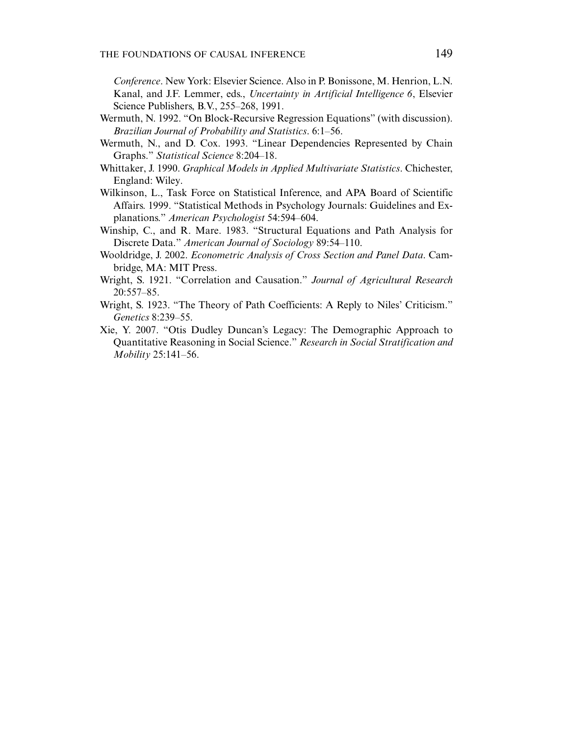*Conference*. New York: Elsevier Science. Also in P. Bonissone, M. Henrion, L.N. Kanal, and J.F. Lemmer, eds., *Uncertainty in Artificial Intelligence 6*, Elsevier Science Publishers, B.V., 255–268, 1991.

Wermuth, N. 1992. "On Block-Recursive Regression Equations" (with discussion). *Brazilian Journal of Probability and Statistics*. 6:1–56.

Wermuth, N., and D. Cox. 1993. "Linear Dependencies Represented by Chain Graphs." *Statistical Science* 8:204–18.

Whittaker, J. 1990. *Graphical Models in Applied Multivariate Statistics*. Chichester, England: Wiley.

Wilkinson, L., Task Force on Statistical Inference, and APA Board of Scientific Affairs. 1999. "Statistical Methods in Psychology Journals: Guidelines and Explanations." *American Psychologist* 54:594–604.

Winship, C., and R. Mare. 1983. "Structural Equations and Path Analysis for Discrete Data." *American Journal of Sociology* 89:54–110.

Wooldridge, J. 2002. *Econometric Analysis of Cross Section and Panel Data*. Cambridge, MA: MIT Press.

Wright, S. 1921. "Correlation and Causation." *Journal of Agricultural Research* 20:557–85.

Wright, S. 1923. "The Theory of Path Coefficients: A Reply to Niles' Criticism." *Genetics* 8:239–55.

Xie, Y. 2007. "Otis Dudley Duncan's Legacy: The Demographic Approach to Quantitative Reasoning in Social Science." *Research in Social Stratification and Mobility* 25:141–56.